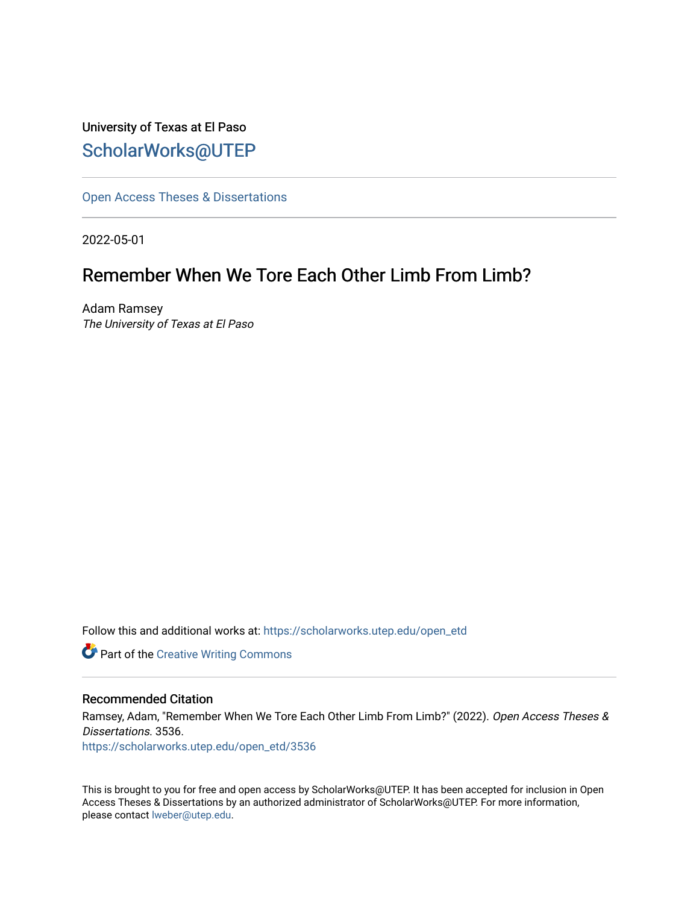University of Texas at El Paso

ScholarWorks@UTEP

---

Open Access Theses & Dissertations

---

2022-05-01

# Remember When We Tore Each Other Limb From Limb?

Adam Ramsey
*The University of Texas at El Paso*

Follow this and additional works at: https://scholarworks.utep.edu/open_etd

Part of the Creative Writing Commons

---

## Recommended Citation

Ramsey, Adam, "Remember When We Tore Each Other Limb From Limb?" (2022). *Open Access Theses & Dissertations*. 3536.
https://scholarworks.utep.edu/open_etd/3536

This is brought to you for free and open access by ScholarWorks@UTEP. It has been accepted for inclusion in Open Access Theses & Dissertations by an authorized administrator of ScholarWorks@UTEP. For more information, please contact lweber@utep.edu.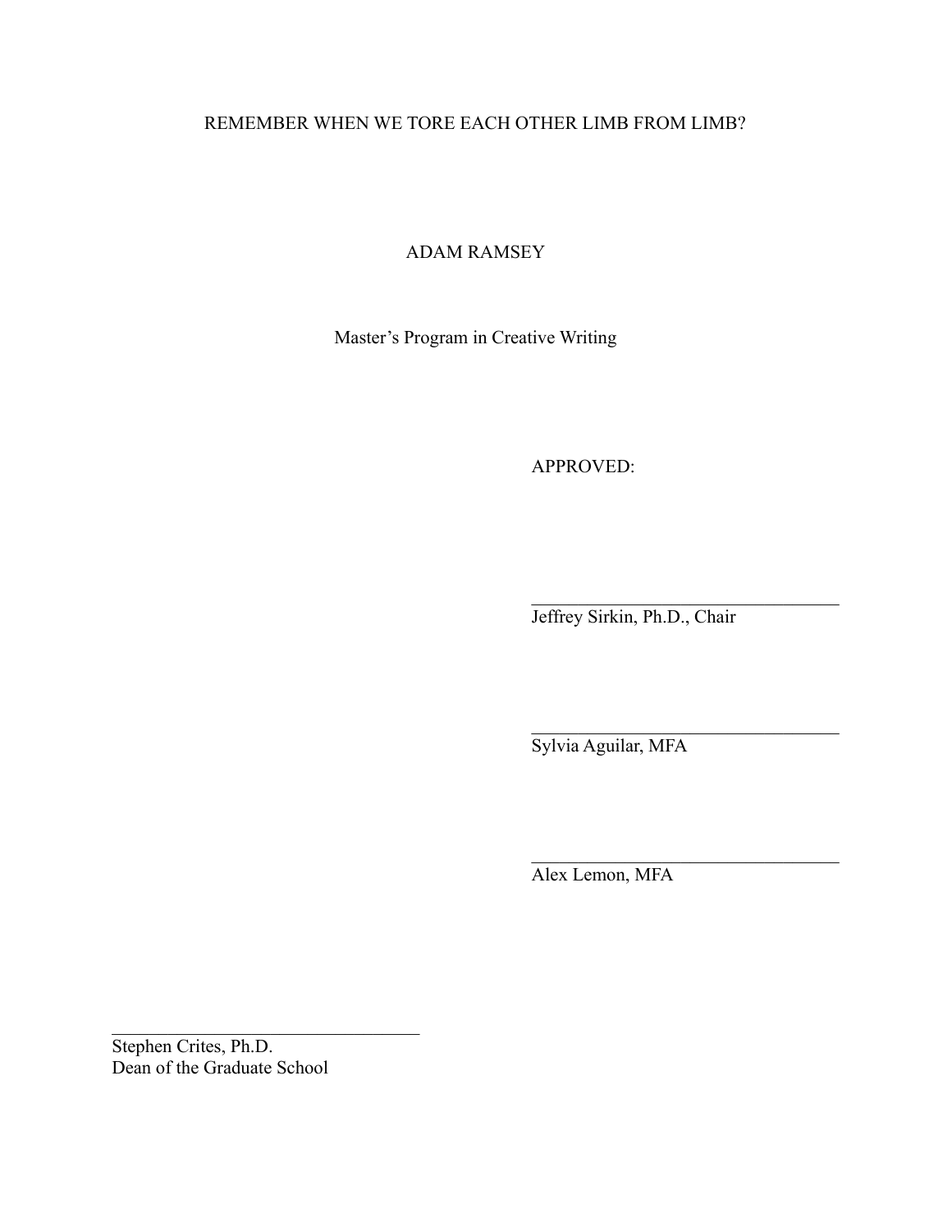REMEMBER WHEN WE TORE EACH OTHER LIMB FROM LIMB?

ADAM RAMSEY

Master's Program in Creative Writing

APPROVED:

\_\_\_\_\_\_\_\_\_\_\_\_\_\_\_\_\_\_\_\_\_\_\_\_\_\_\_\_\_\_\_\_\_\_
Jeffrey Sirkin, Ph.D., Chair

\_\_\_\_\_\_\_\_\_\_\_\_\_\_\_\_\_\_\_\_\_\_\_\_\_\_\_\_\_\_\_\_\_\_
Sylvia Aguilar, MFA

\_\_\_\_\_\_\_\_\_\_\_\_\_\_\_\_\_\_\_\_\_\_\_\_\_\_\_\_\_\_\_\_\_\_
Alex Lemon, MFA

\_\_\_\_\_\_\_\_\_\_\_\_\_\_\_\_\_\_\_\_\_\_\_\_\_\_\_\_\_\_\_\_\_\_
Stephen Crites, Ph.D.
Dean of the Graduate School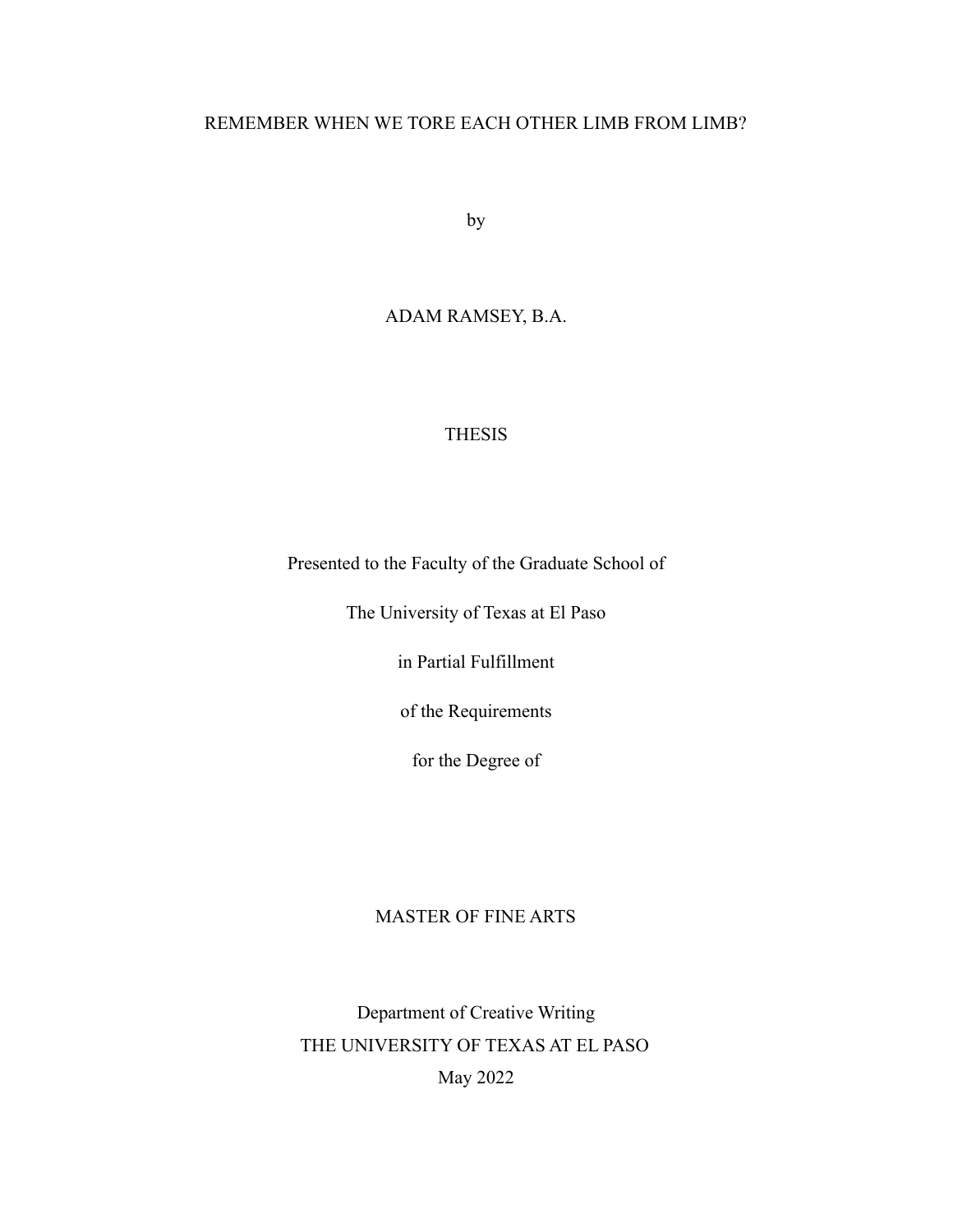REMEMBER WHEN WE TORE EACH OTHER LIMB FROM LIMB?

by

ADAM RAMSEY, B.A.

THESIS

Presented to the Faculty of the Graduate School of

The University of Texas at El Paso

in Partial Fulfillment

of the Requirements

for the Degree of

MASTER OF FINE ARTS

Department of Creative Writing
THE UNIVERSITY OF TEXAS AT EL PASO
May 2022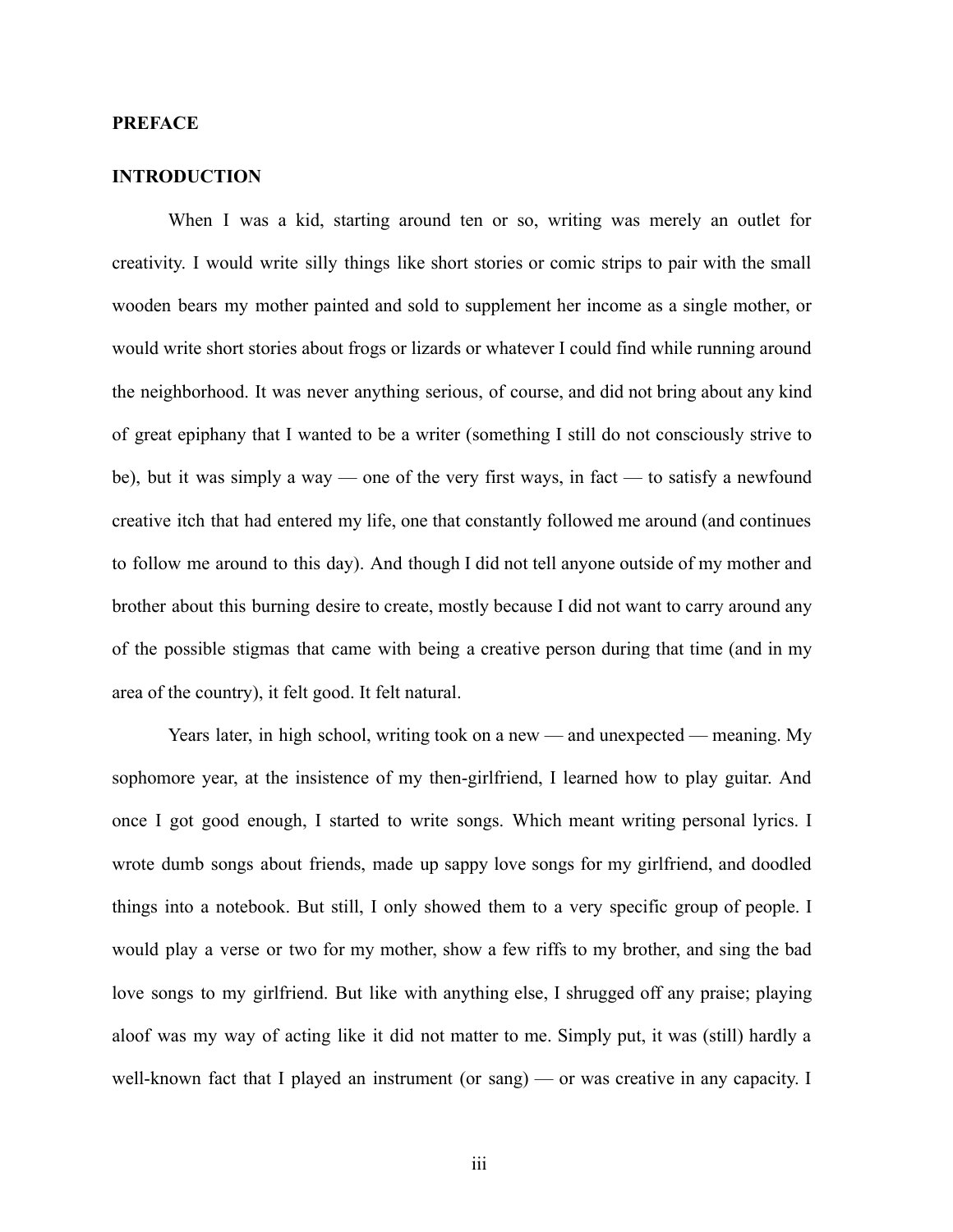## PREFACE

### INTRODUCTION

When I was a kid, starting around ten or so, writing was merely an outlet for creativity. I would write silly things like short stories or comic strips to pair with the small wooden bears my mother painted and sold to supplement her income as a single mother, or would write short stories about frogs or lizards or whatever I could find while running around the neighborhood. It was never anything serious, of course, and did not bring about any kind of great epiphany that I wanted to be a writer (something I still do not consciously strive to be), but it was simply a way — one of the very first ways, in fact — to satisfy a newfound creative itch that had entered my life, one that constantly followed me around (and continues to follow me around to this day). And though I did not tell anyone outside of my mother and brother about this burning desire to create, mostly because I did not want to carry around any of the possible stigmas that came with being a creative person during that time (and in my area of the country), it felt good. It felt natural.

Years later, in high school, writing took on a new — and unexpected — meaning. My sophomore year, at the insistence of my then-girlfriend, I learned how to play guitar. And once I got good enough, I started to write songs. Which meant writing personal lyrics. I wrote dumb songs about friends, made up sappy love songs for my girlfriend, and doodled things into a notebook. But still, I only showed them to a very specific group of people. I would play a verse or two for my mother, show a few riffs to my brother, and sing the bad love songs to my girlfriend. But like with anything else, I shrugged off any praise; playing aloof was my way of acting like it did not matter to me. Simply put, it was (still) hardly a well-known fact that I played an instrument (or sang) — or was creative in any capacity. I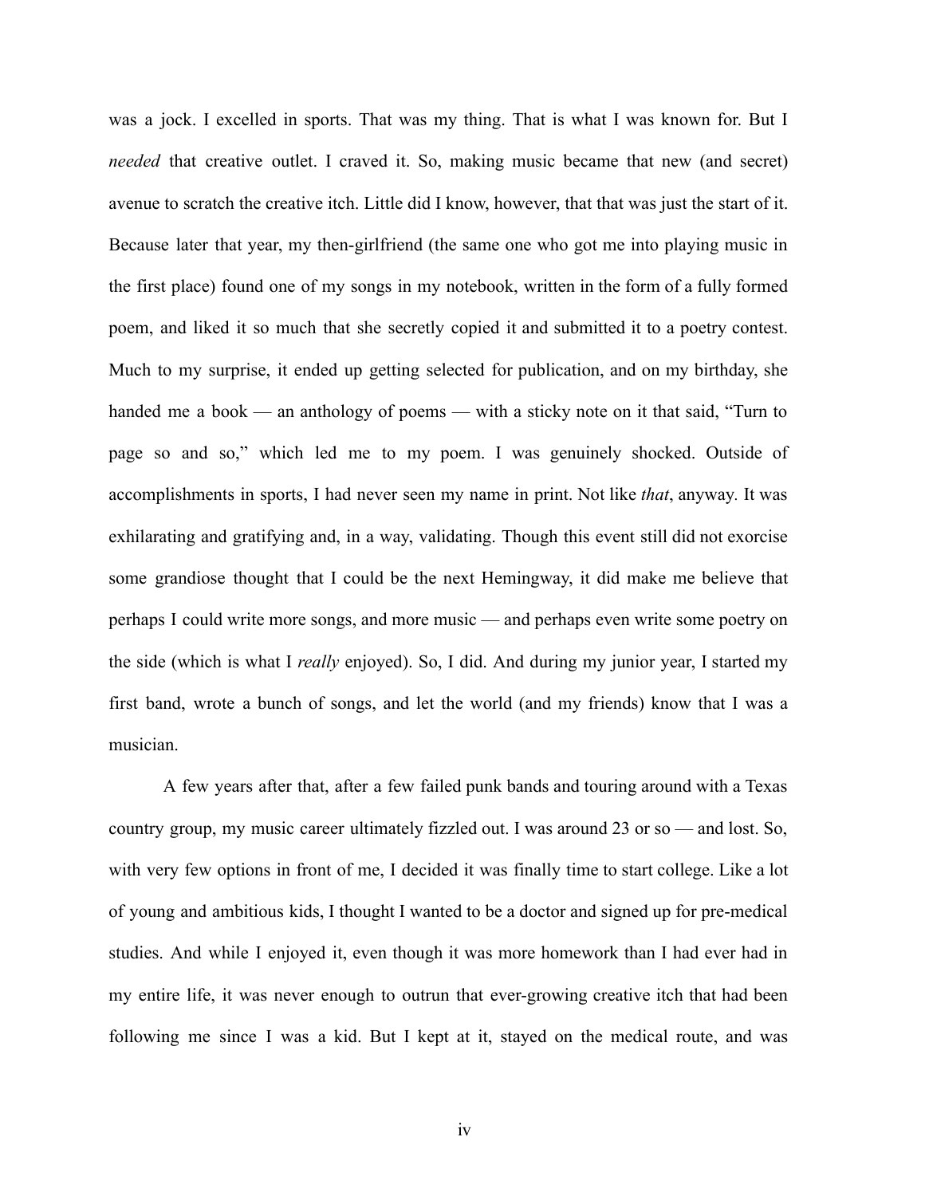was a jock. I excelled in sports. That was my thing. That is what I was known for. But I *needed* that creative outlet. I craved it. So, making music became that new (and secret) avenue to scratch the creative itch. Little did I know, however, that that was just the start of it. Because later that year, my then-girlfriend (the same one who got me into playing music in the first place) found one of my songs in my notebook, written in the form of a fully formed poem, and liked it so much that she secretly copied it and submitted it to a poetry contest. Much to my surprise, it ended up getting selected for publication, and on my birthday, she handed me a book — an anthology of poems — with a sticky note on it that said, "Turn to page so and so," which led me to my poem. I was genuinely shocked. Outside of accomplishments in sports, I had never seen my name in print. Not like *that*, anyway. It was exhilarating and gratifying and, in a way, validating. Though this event still did not exorcise some grandiose thought that I could be the next Hemingway, it did make me believe that perhaps I could write more songs, and more music — and perhaps even write some poetry on the side (which is what I *really* enjoyed). So, I did. And during my junior year, I started my first band, wrote a bunch of songs, and let the world (and my friends) know that I was a musician.

A few years after that, after a few failed punk bands and touring around with a Texas country group, my music career ultimately fizzled out. I was around 23 or so — and lost. So, with very few options in front of me, I decided it was finally time to start college. Like a lot of young and ambitious kids, I thought I wanted to be a doctor and signed up for pre-medical studies. And while I enjoyed it, even though it was more homework than I had ever had in my entire life, it was never enough to outrun that ever-growing creative itch that had been following me since I was a kid. But I kept at it, stayed on the medical route, and was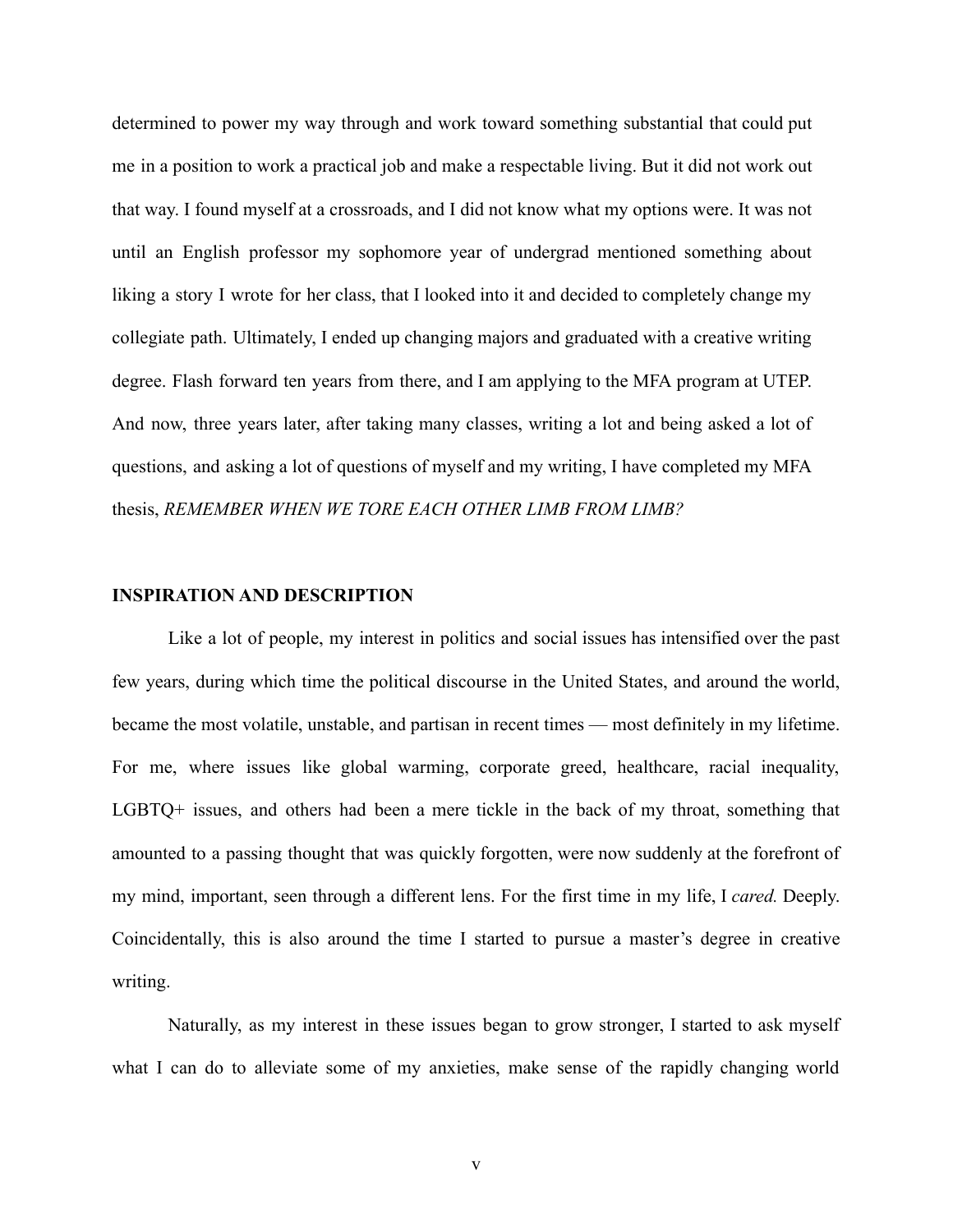determined to power my way through and work toward something substantial that could put me in a position to work a practical job and make a respectable living. But it did not work out that way. I found myself at a crossroads, and I did not know what my options were. It was not until an English professor my sophomore year of undergrad mentioned something about liking a story I wrote for her class, that I looked into it and decided to completely change my collegiate path. Ultimately, I ended up changing majors and graduated with a creative writing degree. Flash forward ten years from there, and I am applying to the MFA program at UTEP. And now, three years later, after taking many classes, writing a lot and being asked a lot of questions, and asking a lot of questions of myself and my writing, I have completed my MFA thesis, *REMEMBER WHEN WE TORE EACH OTHER LIMB FROM LIMB?*

## INSPIRATION AND DESCRIPTION

Like a lot of people, my interest in politics and social issues has intensified over the past few years, during which time the political discourse in the United States, and around the world, became the most volatile, unstable, and partisan in recent times — most definitely in my lifetime. For me, where issues like global warming, corporate greed, healthcare, racial inequality, LGBTQ+ issues, and others had been a mere tickle in the back of my throat, something that amounted to a passing thought that was quickly forgotten, were now suddenly at the forefront of my mind, important, seen through a different lens. For the first time in my life, I *cared.* Deeply. Coincidentally, this is also around the time I started to pursue a master's degree in creative writing.

Naturally, as my interest in these issues began to grow stronger, I started to ask myself what I can do to alleviate some of my anxieties, make sense of the rapidly changing world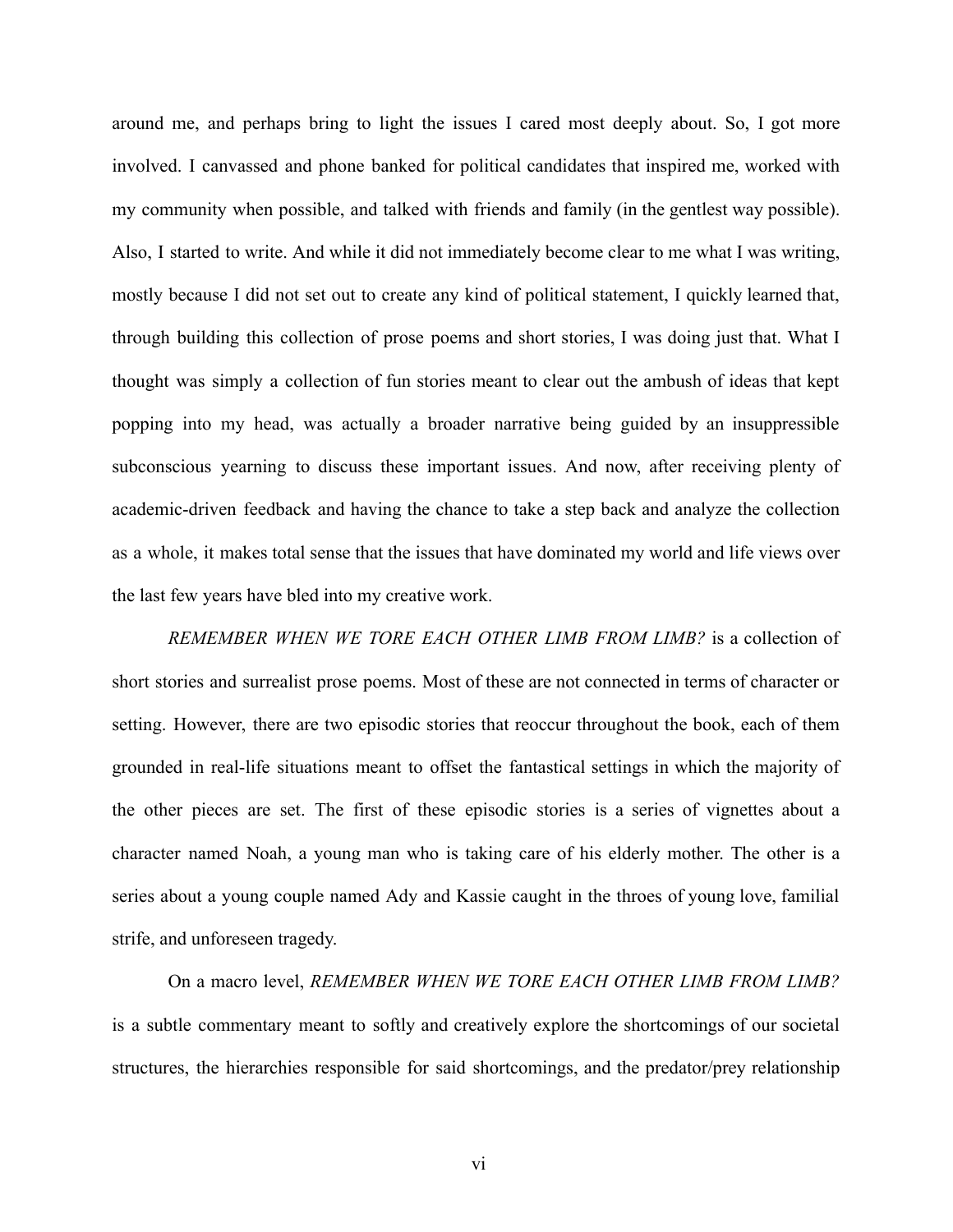around me, and perhaps bring to light the issues I cared most deeply about. So, I got more involved. I canvassed and phone banked for political candidates that inspired me, worked with my community when possible, and talked with friends and family (in the gentlest way possible). Also, I started to write. And while it did not immediately become clear to me what I was writing, mostly because I did not set out to create any kind of political statement, I quickly learned that, through building this collection of prose poems and short stories, I was doing just that. What I thought was simply a collection of fun stories meant to clear out the ambush of ideas that kept popping into my head, was actually a broader narrative being guided by an insuppressible subconscious yearning to discuss these important issues. And now, after receiving plenty of academic-driven feedback and having the chance to take a step back and analyze the collection as a whole, it makes total sense that the issues that have dominated my world and life views over the last few years have bled into my creative work.

*REMEMBER WHEN WE TORE EACH OTHER LIMB FROM LIMB?* is a collection of short stories and surrealist prose poems. Most of these are not connected in terms of character or setting. However, there are two episodic stories that reoccur throughout the book, each of them grounded in real-life situations meant to offset the fantastical settings in which the majority of the other pieces are set. The first of these episodic stories is a series of vignettes about a character named Noah, a young man who is taking care of his elderly mother. The other is a series about a young couple named Ady and Kassie caught in the throes of young love, familial strife, and unforeseen tragedy.

On a macro level, *REMEMBER WHEN WE TORE EACH OTHER LIMB FROM LIMB?* is a subtle commentary meant to softly and creatively explore the shortcomings of our societal structures, the hierarchies responsible for said shortcomings, and the predator/prey relationship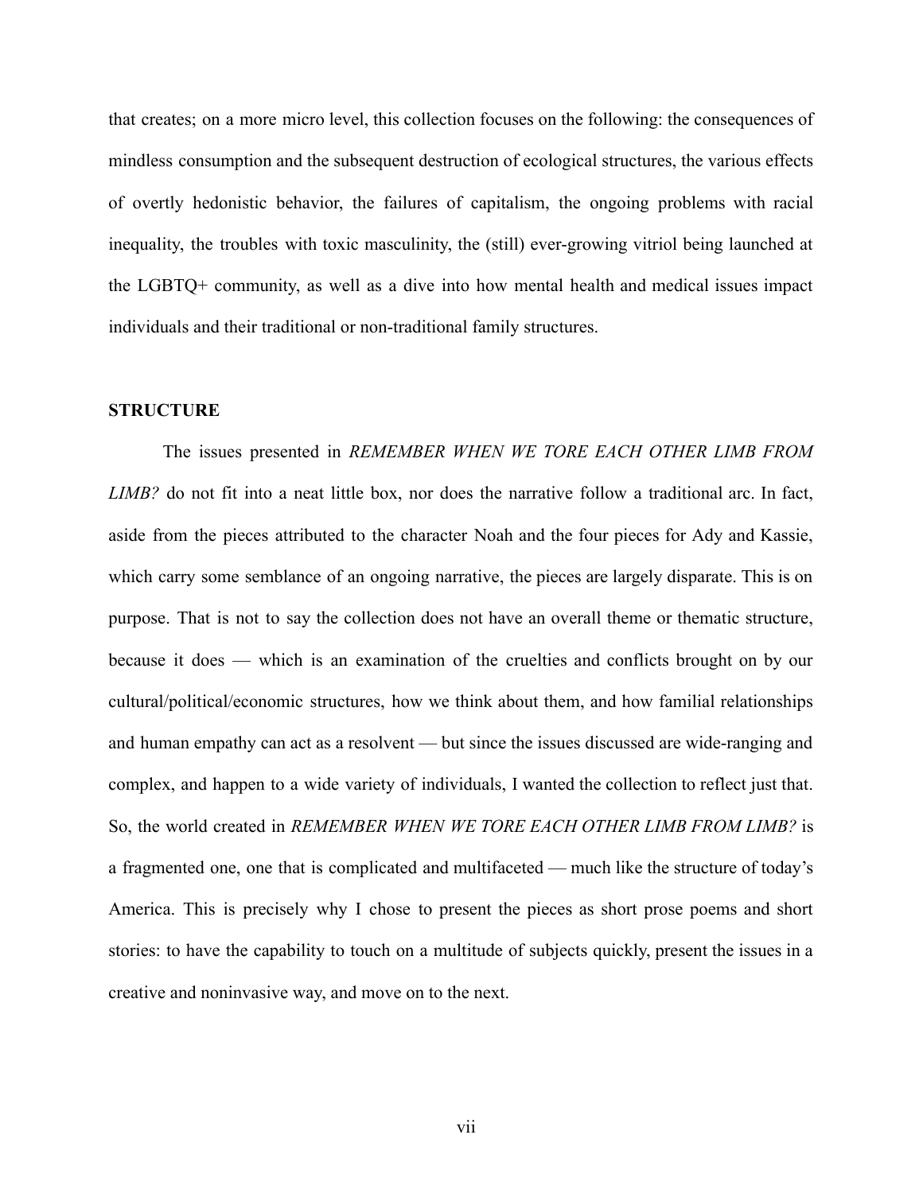that creates; on a more micro level, this collection focuses on the following: the consequences of mindless consumption and the subsequent destruction of ecological structures, the various effects of overtly hedonistic behavior, the failures of capitalism, the ongoing problems with racial inequality, the troubles with toxic masculinity, the (still) ever-growing vitriol being launched at the LGBTQ+ community, as well as a dive into how mental health and medical issues impact individuals and their traditional or non-traditional family structures.

**STRUCTURE**

The issues presented in *REMEMBER WHEN WE TORE EACH OTHER LIMB FROM LIMB?* do not fit into a neat little box, nor does the narrative follow a traditional arc. In fact, aside from the pieces attributed to the character Noah and the four pieces for Ady and Kassie, which carry some semblance of an ongoing narrative, the pieces are largely disparate. This is on purpose. That is not to say the collection does not have an overall theme or thematic structure, because it does — which is an examination of the cruelties and conflicts brought on by our cultural/political/economic structures, how we think about them, and how familial relationships and human empathy can act as a resolvent — but since the issues discussed are wide-ranging and complex, and happen to a wide variety of individuals, I wanted the collection to reflect just that. So, the world created in *REMEMBER WHEN WE TORE EACH OTHER LIMB FROM LIMB?* is a fragmented one, one that is complicated and multifaceted — much like the structure of today's America. This is precisely why I chose to present the pieces as short prose poems and short stories: to have the capability to touch on a multitude of subjects quickly, present the issues in a creative and noninvasive way, and move on to the next.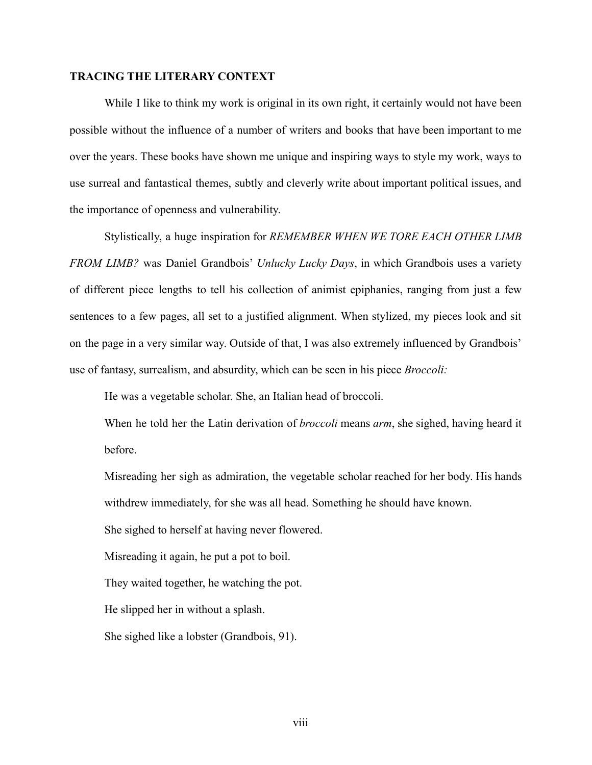**TRACING THE LITERARY CONTEXT**

While I like to think my work is original in its own right, it certainly would not have been possible without the influence of a number of writers and books that have been important to me over the years. These books have shown me unique and inspiring ways to style my work, ways to use surreal and fantastical themes, subtly and cleverly write about important political issues, and the importance of openness and vulnerability.

Stylistically, a huge inspiration for *REMEMBER WHEN WE TORE EACH OTHER LIMB FROM LIMB?* was Daniel Grandbois' *Unlucky Lucky Days*, in which Grandbois uses a variety of different piece lengths to tell his collection of animist epiphanies, ranging from just a few sentences to a few pages, all set to a justified alignment. When stylized, my pieces look and sit on the page in a very similar way. Outside of that, I was also extremely influenced by Grandbois' use of fantasy, surrealism, and absurdity, which can be seen in his piece *Broccoli:*

> He was a vegetable scholar. She, an Italian head of broccoli.
>
> When he told her the Latin derivation of *broccoli* means *arm*, she sighed, having heard it before.
>
> Misreading her sigh as admiration, the vegetable scholar reached for her body. His hands withdrew immediately, for she was all head. Something he should have known.
>
> She sighed to herself at having never flowered.
>
> Misreading it again, he put a pot to boil.
>
> They waited together, he watching the pot.
>
> He slipped her in without a splash.
>
> She sighed like a lobster (Grandbois, 91).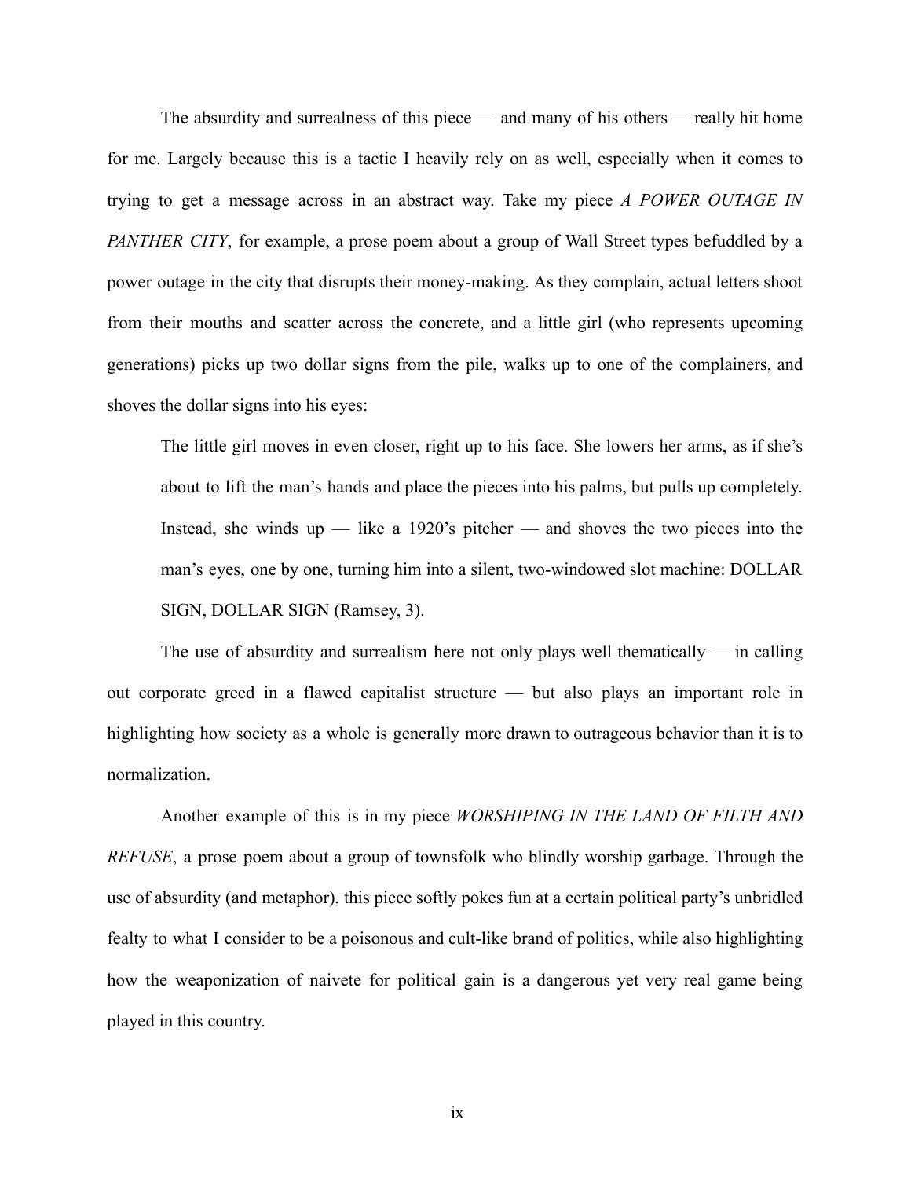The absurdity and surrealness of this piece — and many of his others — really hit home for me. Largely because this is a tactic I heavily rely on as well, especially when it comes to trying to get a message across in an abstract way. Take my piece *A POWER OUTAGE IN PANTHER CITY*, for example, a prose poem about a group of Wall Street types befuddled by a power outage in the city that disrupts their money-making. As they complain, actual letters shoot from their mouths and scatter across the concrete, and a little girl (who represents upcoming generations) picks up two dollar signs from the pile, walks up to one of the complainers, and shoves the dollar signs into his eyes:

> The little girl moves in even closer, right up to his face. She lowers her arms, as if she's about to lift the man's hands and place the pieces into his palms, but pulls up completely. Instead, she winds up — like a 1920's pitcher — and shoves the two pieces into the man's eyes, one by one, turning him into a silent, two-windowed slot machine: DOLLAR SIGN, DOLLAR SIGN (Ramsey, 3).

The use of absurdity and surrealism here not only plays well thematically — in calling out corporate greed in a flawed capitalist structure — but also plays an important role in highlighting how society as a whole is generally more drawn to outrageous behavior than it is to normalization.

Another example of this is in my piece *WORSHIPING IN THE LAND OF FILTH AND REFUSE*, a prose poem about a group of townsfolk who blindly worship garbage. Through the use of absurdity (and metaphor), this piece softly pokes fun at a certain political party's unbridled fealty to what I consider to be a poisonous and cult-like brand of politics, while also highlighting how the weaponization of naivete for political gain is a dangerous yet very real game being played in this country.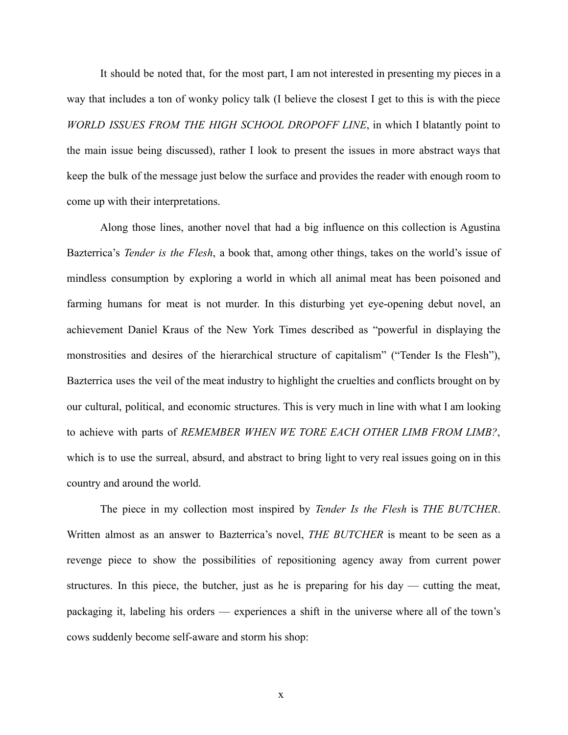It should be noted that, for the most part, I am not interested in presenting my pieces in a way that includes a ton of wonky policy talk (I believe the closest I get to this is with the piece *WORLD ISSUES FROM THE HIGH SCHOOL DROPOFF LINE*, in which I blatantly point to the main issue being discussed), rather I look to present the issues in more abstract ways that keep the bulk of the message just below the surface and provides the reader with enough room to come up with their interpretations.

Along those lines, another novel that had a big influence on this collection is Agustina Bazterrica's *Tender is the Flesh*, a book that, among other things, takes on the world's issue of mindless consumption by exploring a world in which all animal meat has been poisoned and farming humans for meat is not murder. In this disturbing yet eye-opening debut novel, an achievement Daniel Kraus of the New York Times described as "powerful in displaying the monstrosities and desires of the hierarchical structure of capitalism" ("Tender Is the Flesh"), Bazterrica uses the veil of the meat industry to highlight the cruelties and conflicts brought on by our cultural, political, and economic structures. This is very much in line with what I am looking to achieve with parts of *REMEMBER WHEN WE TORE EACH OTHER LIMB FROM LIMB?*, which is to use the surreal, absurd, and abstract to bring light to very real issues going on in this country and around the world.

The piece in my collection most inspired by *Tender Is the Flesh* is *THE BUTCHER*. Written almost as an answer to Bazterrica's novel, *THE BUTCHER* is meant to be seen as a revenge piece to show the possibilities of repositioning agency away from current power structures. In this piece, the butcher, just as he is preparing for his day — cutting the meat, packaging it, labeling his orders — experiences a shift in the universe where all of the town's cows suddenly become self-aware and storm his shop: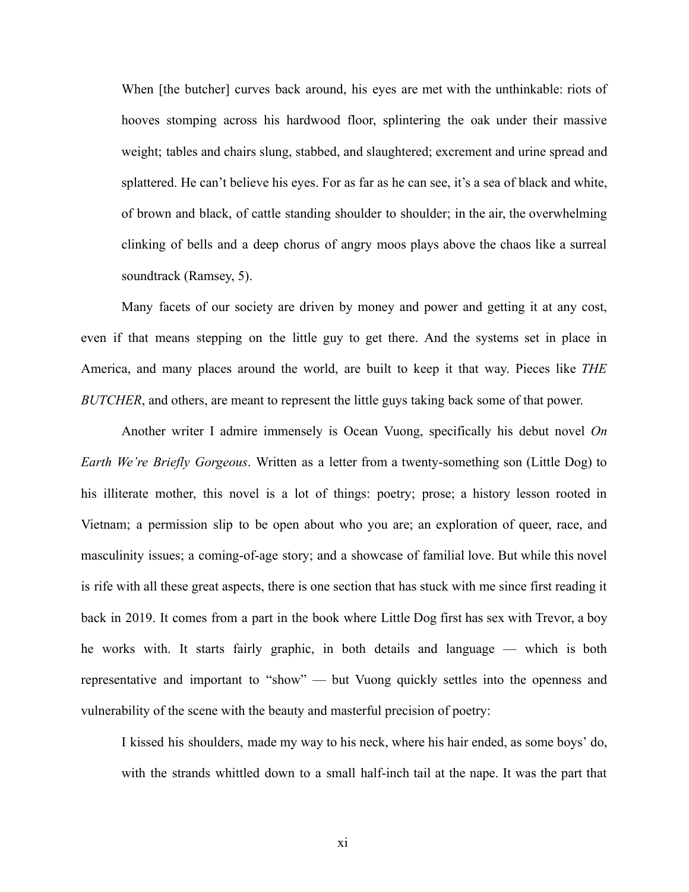> When [the butcher] curves back around, his eyes are met with the unthinkable: riots of hooves stomping across his hardwood floor, splintering the oak under their massive weight; tables and chairs slung, stabbed, and slaughtered; excrement and urine spread and splattered. He can't believe his eyes. For as far as he can see, it's a sea of black and white, of brown and black, of cattle standing shoulder to shoulder; in the air, the overwhelming clinking of bells and a deep chorus of angry moos plays above the chaos like a surreal soundtrack (Ramsey, 5).

Many facets of our society are driven by money and power and getting it at any cost, even if that means stepping on the little guy to get there. And the systems set in place in America, and many places around the world, are built to keep it that way. Pieces like *THE BUTCHER*, and others, are meant to represent the little guys taking back some of that power.

Another writer I admire immensely is Ocean Vuong, specifically his debut novel *On Earth We're Briefly Gorgeous*. Written as a letter from a twenty-something son (Little Dog) to his illiterate mother, this novel is a lot of things: poetry; prose; a history lesson rooted in Vietnam; a permission slip to be open about who you are; an exploration of queer, race, and masculinity issues; a coming-of-age story; and a showcase of familial love. But while this novel is rife with all these great aspects, there is one section that has stuck with me since first reading it back in 2019. It comes from a part in the book where Little Dog first has sex with Trevor, a boy he works with. It starts fairly graphic, in both details and language — which is both representative and important to "show" — but Vuong quickly settles into the openness and vulnerability of the scene with the beauty and masterful precision of poetry:

> I kissed his shoulders, made my way to his neck, where his hair ended, as some boys' do, with the strands whittled down to a small half-inch tail at the nape. It was the part that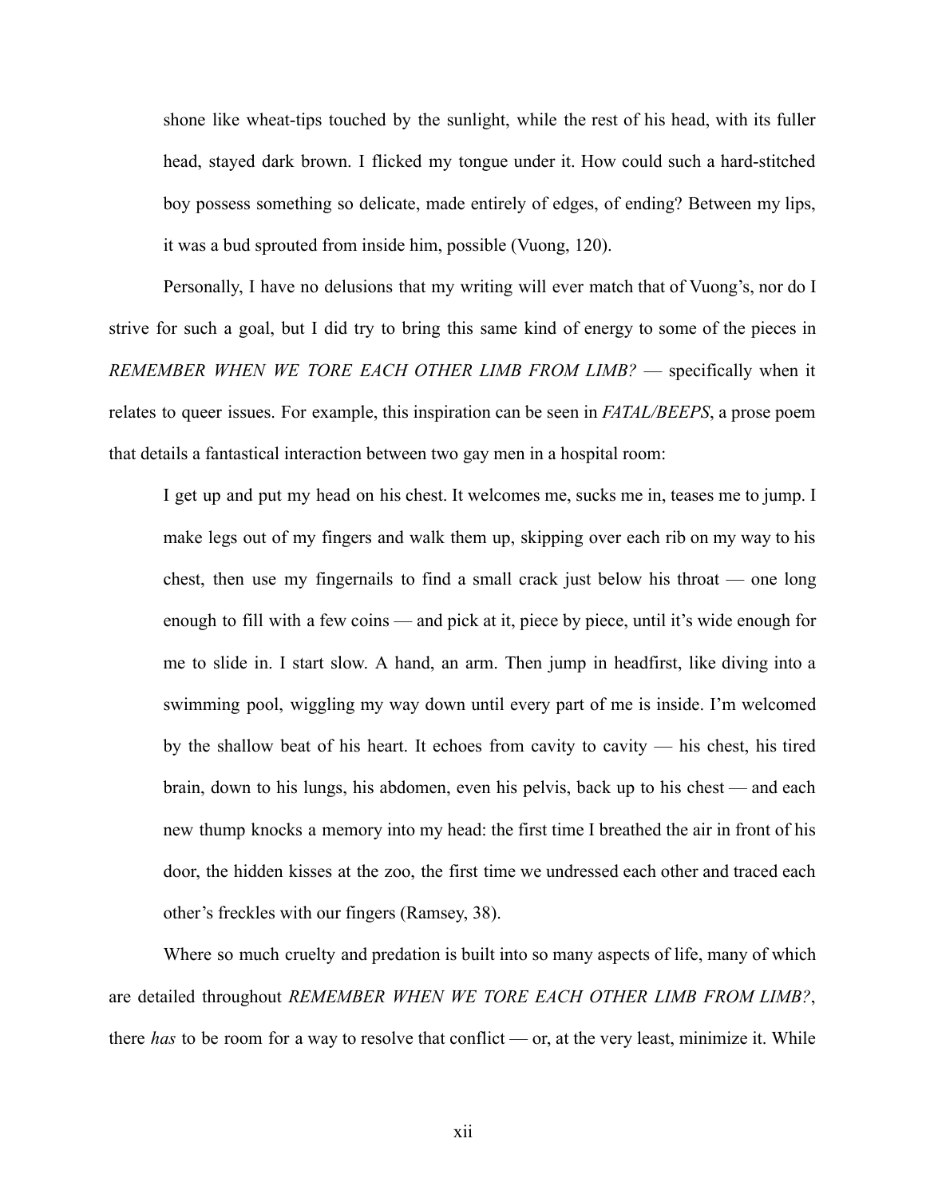> shone like wheat-tips touched by the sunlight, while the rest of his head, with its fuller head, stayed dark brown. I flicked my tongue under it. How could such a hard-stitched boy possess something so delicate, made entirely of edges, of ending? Between my lips, it was a bud sprouted from inside him, possible (Vuong, 120).

Personally, I have no delusions that my writing will ever match that of Vuong's, nor do I strive for such a goal, but I did try to bring this same kind of energy to some of the pieces in *REMEMBER WHEN WE TORE EACH OTHER LIMB FROM LIMB?* — specifically when it relates to queer issues. For example, this inspiration can be seen in *FATAL/BEEPS*, a prose poem that details a fantastical interaction between two gay men in a hospital room:

> I get up and put my head on his chest. It welcomes me, sucks me in, teases me to jump. I make legs out of my fingers and walk them up, skipping over each rib on my way to his chest, then use my fingernails to find a small crack just below his throat — one long enough to fill with a few coins — and pick at it, piece by piece, until it's wide enough for me to slide in. I start slow. A hand, an arm. Then jump in headfirst, like diving into a swimming pool, wiggling my way down until every part of me is inside. I'm welcomed by the shallow beat of his heart. It echoes from cavity to cavity — his chest, his tired brain, down to his lungs, his abdomen, even his pelvis, back up to his chest — and each new thump knocks a memory into my head: the first time I breathed the air in front of his door, the hidden kisses at the zoo, the first time we undressed each other and traced each other's freckles with our fingers (Ramsey, 38).

Where so much cruelty and predation is built into so many aspects of life, many of which are detailed throughout *REMEMBER WHEN WE TORE EACH OTHER LIMB FROM LIMB?*, there *has* to be room for a way to resolve that conflict — or, at the very least, minimize it. While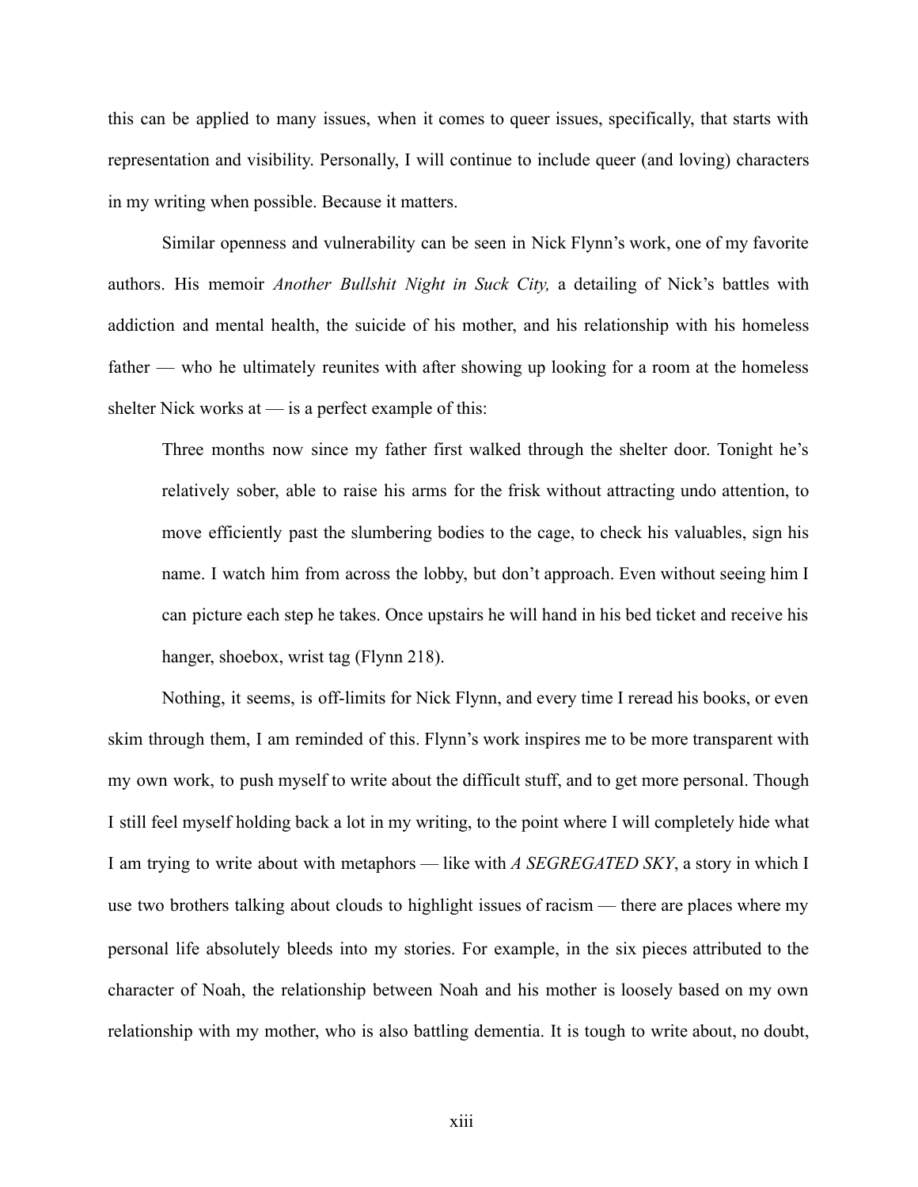this can be applied to many issues, when it comes to queer issues, specifically, that starts with representation and visibility. Personally, I will continue to include queer (and loving) characters in my writing when possible. Because it matters.

Similar openness and vulnerability can be seen in Nick Flynn's work, one of my favorite authors. His memoir *Another Bullshit Night in Suck City,* a detailing of Nick's battles with addiction and mental health, the suicide of his mother, and his relationship with his homeless father — who he ultimately reunites with after showing up looking for a room at the homeless shelter Nick works at — is a perfect example of this:

> Three months now since my father first walked through the shelter door. Tonight he's relatively sober, able to raise his arms for the frisk without attracting undo attention, to move efficiently past the slumbering bodies to the cage, to check his valuables, sign his name. I watch him from across the lobby, but don't approach. Even without seeing him I can picture each step he takes. Once upstairs he will hand in his bed ticket and receive his hanger, shoebox, wrist tag (Flynn 218).

Nothing, it seems, is off-limits for Nick Flynn, and every time I reread his books, or even skim through them, I am reminded of this. Flynn's work inspires me to be more transparent with my own work, to push myself to write about the difficult stuff, and to get more personal. Though I still feel myself holding back a lot in my writing, to the point where I will completely hide what I am trying to write about with metaphors — like with *A SEGREGATED SKY*, a story in which I use two brothers talking about clouds to highlight issues of racism — there are places where my personal life absolutely bleeds into my stories. For example, in the six pieces attributed to the character of Noah, the relationship between Noah and his mother is loosely based on my own relationship with my mother, who is also battling dementia. It is tough to write about, no doubt,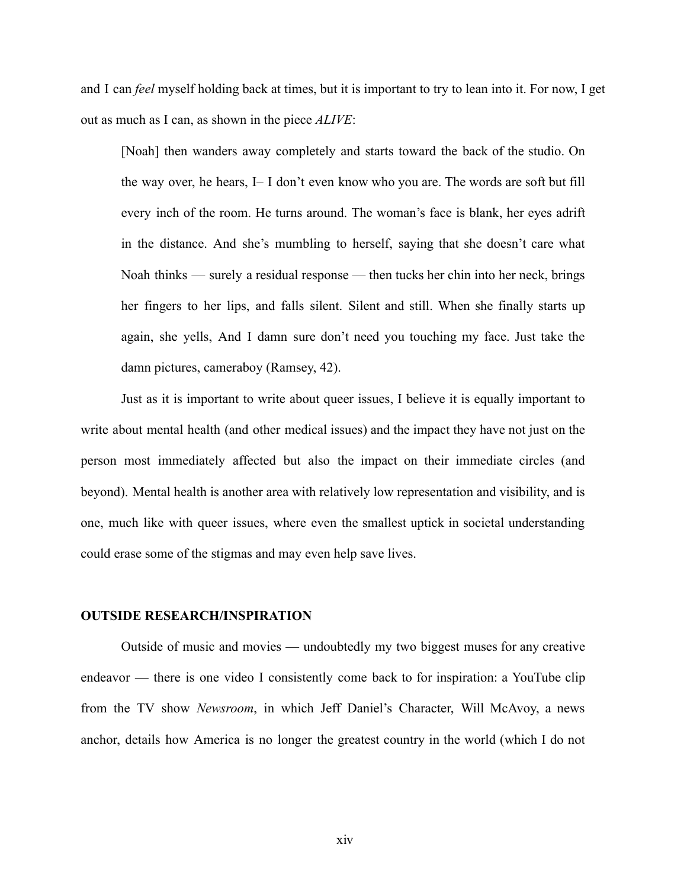and I can *feel* myself holding back at times, but it is important to try to lean into it. For now, I get out as much as I can, as shown in the piece *ALIVE*:

> [Noah] then wanders away completely and starts toward the back of the studio. On the way over, he hears, I– I don't even know who you are. The words are soft but fill every inch of the room. He turns around. The woman's face is blank, her eyes adrift in the distance. And she's mumbling to herself, saying that she doesn't care what Noah thinks — surely a residual response — then tucks her chin into her neck, brings her fingers to her lips, and falls silent. Silent and still. When she finally starts up again, she yells, And I damn sure don't need you touching my face. Just take the damn pictures, cameraboy (Ramsey, 42).

Just as it is important to write about queer issues, I believe it is equally important to write about mental health (and other medical issues) and the impact they have not just on the person most immediately affected but also the impact on their immediate circles (and beyond). Mental health is another area with relatively low representation and visibility, and is one, much like with queer issues, where even the smallest uptick in societal understanding could erase some of the stigmas and may even help save lives.

## OUTSIDE RESEARCH/INSPIRATION

Outside of music and movies — undoubtedly my two biggest muses for any creative endeavor — there is one video I consistently come back to for inspiration: a YouTube clip from the TV show *Newsroom*, in which Jeff Daniel's Character, Will McAvoy, a news anchor, details how America is no longer the greatest country in the world (which I do not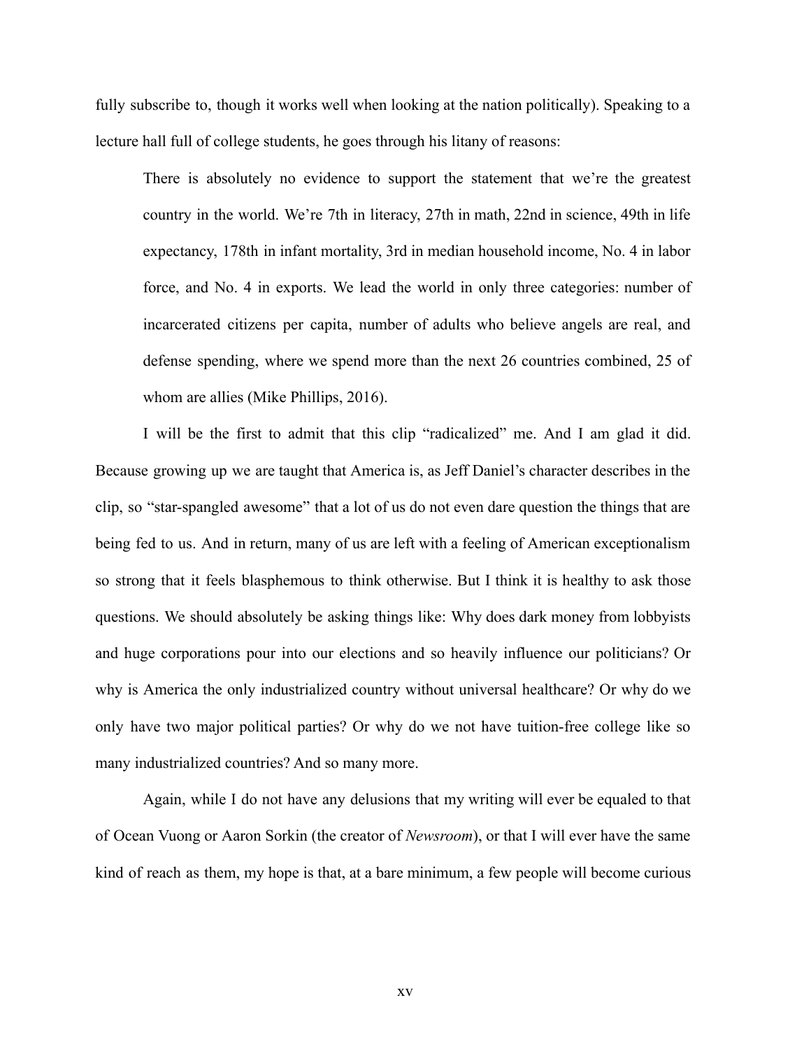fully subscribe to, though it works well when looking at the nation politically). Speaking to a lecture hall full of college students, he goes through his litany of reasons:

> There is absolutely no evidence to support the statement that we're the greatest country in the world. We're 7th in literacy, 27th in math, 22nd in science, 49th in life expectancy, 178th in infant mortality, 3rd in median household income, No. 4 in labor force, and No. 4 in exports. We lead the world in only three categories: number of incarcerated citizens per capita, number of adults who believe angels are real, and defense spending, where we spend more than the next 26 countries combined, 25 of whom are allies (Mike Phillips, 2016).

I will be the first to admit that this clip "radicalized" me. And I am glad it did. Because growing up we are taught that America is, as Jeff Daniel's character describes in the clip, so "star-spangled awesome" that a lot of us do not even dare question the things that are being fed to us. And in return, many of us are left with a feeling of American exceptionalism so strong that it feels blasphemous to think otherwise. But I think it is healthy to ask those questions. We should absolutely be asking things like: Why does dark money from lobbyists and huge corporations pour into our elections and so heavily influence our politicians? Or why is America the only industrialized country without universal healthcare? Or why do we only have two major political parties? Or why do we not have tuition-free college like so many industrialized countries? And so many more.

Again, while I do not have any delusions that my writing will ever be equaled to that of Ocean Vuong or Aaron Sorkin (the creator of *Newsroom*), or that I will ever have the same kind of reach as them, my hope is that, at a bare minimum, a few people will become curious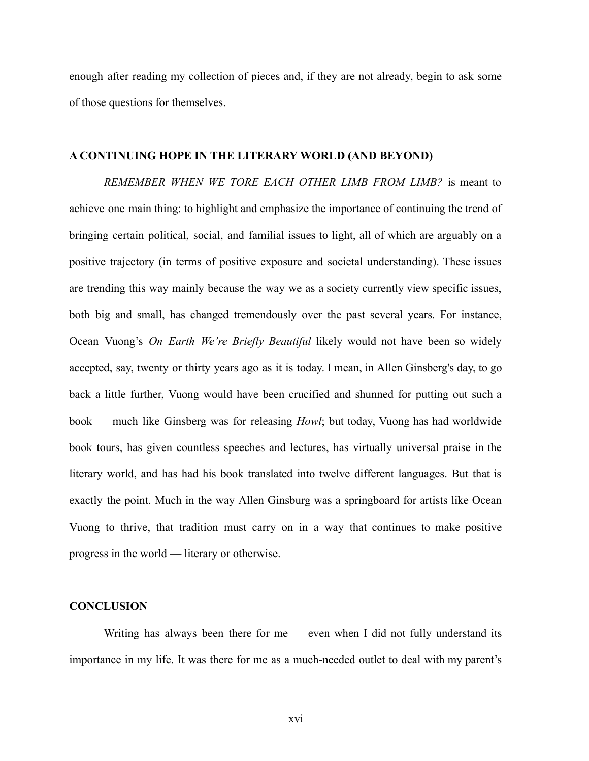enough after reading my collection of pieces and, if they are not already, begin to ask some of those questions for themselves.

## A CONTINUING HOPE IN THE LITERARY WORLD (AND BEYOND)

*REMEMBER WHEN WE TORE EACH OTHER LIMB FROM LIMB?* is meant to achieve one main thing: to highlight and emphasize the importance of continuing the trend of bringing certain political, social, and familial issues to light, all of which are arguably on a positive trajectory (in terms of positive exposure and societal understanding). These issues are trending this way mainly because the way we as a society currently view specific issues, both big and small, has changed tremendously over the past several years. For instance, Ocean Vuong's *On Earth We're Briefly Beautiful* likely would not have been so widely accepted, say, twenty or thirty years ago as it is today. I mean, in Allen Ginsberg's day, to go back a little further, Vuong would have been crucified and shunned for putting out such a book — much like Ginsberg was for releasing *Howl*; but today, Vuong has had worldwide book tours, has given countless speeches and lectures, has virtually universal praise in the literary world, and has had his book translated into twelve different languages. But that is exactly the point. Much in the way Allen Ginsburg was a springboard for artists like Ocean Vuong to thrive, that tradition must carry on in a way that continues to make positive progress in the world — literary or otherwise.

## CONCLUSION

Writing has always been there for me — even when I did not fully understand its importance in my life. It was there for me as a much-needed outlet to deal with my parent's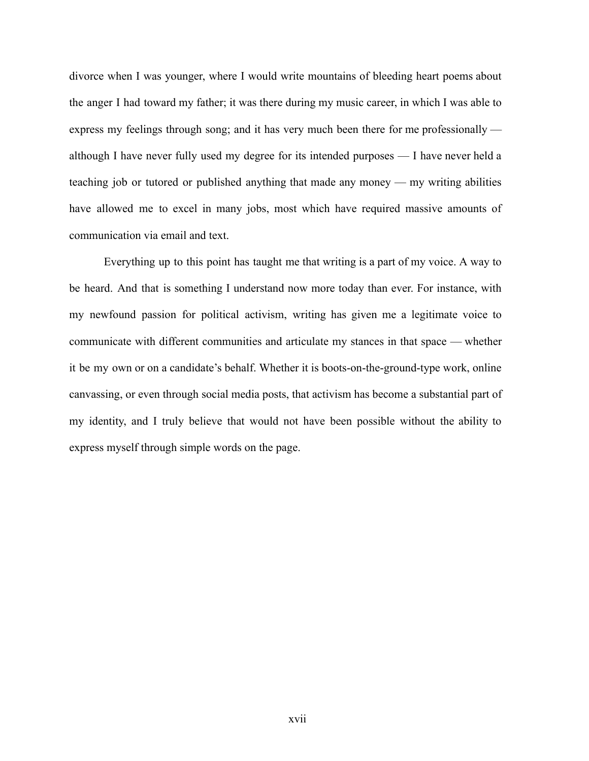divorce when I was younger, where I would write mountains of bleeding heart poems about the anger I had toward my father; it was there during my music career, in which I was able to express my feelings through song; and it has very much been there for me professionally — although I have never fully used my degree for its intended purposes — I have never held a teaching job or tutored or published anything that made any money — my writing abilities have allowed me to excel in many jobs, most which have required massive amounts of communication via email and text.

Everything up to this point has taught me that writing is a part of my voice. A way to be heard. And that is something I understand now more today than ever. For instance, with my newfound passion for political activism, writing has given me a legitimate voice to communicate with different communities and articulate my stances in that space — whether it be my own or on a candidate's behalf. Whether it is boots-on-the-ground-type work, online canvassing, or even through social media posts, that activism has become a substantial part of my identity, and I truly believe that would not have been possible without the ability to express myself through simple words on the page.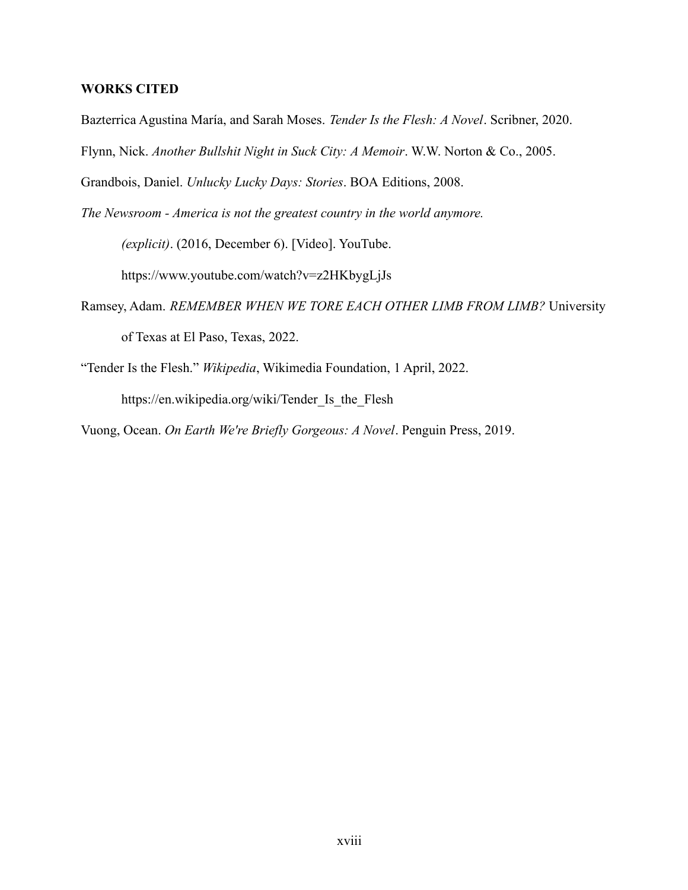**WORKS CITED**

Bazterrica Agustina María, and Sarah Moses. *Tender Is the Flesh: A Novel*. Scribner, 2020.

Flynn, Nick. *Another Bullshit Night in Suck City: A Memoir*. W.W. Norton & Co., 2005.

Grandbois, Daniel. *Unlucky Lucky Days: Stories*. BOA Editions, 2008.

*The Newsroom - America is not the greatest country in the world anymore. (explicit)*. (2016, December 6). [Video]. YouTube. https://www.youtube.com/watch?v=z2HKbygLjJs

Ramsey, Adam. *REMEMBER WHEN WE TORE EACH OTHER LIMB FROM LIMB?* University of Texas at El Paso, Texas, 2022.

"Tender Is the Flesh." *Wikipedia*, Wikimedia Foundation, 1 April, 2022. https://en.wikipedia.org/wiki/Tender_Is_the_Flesh

Vuong, Ocean. *On Earth We're Briefly Gorgeous: A Novel*. Penguin Press, 2019.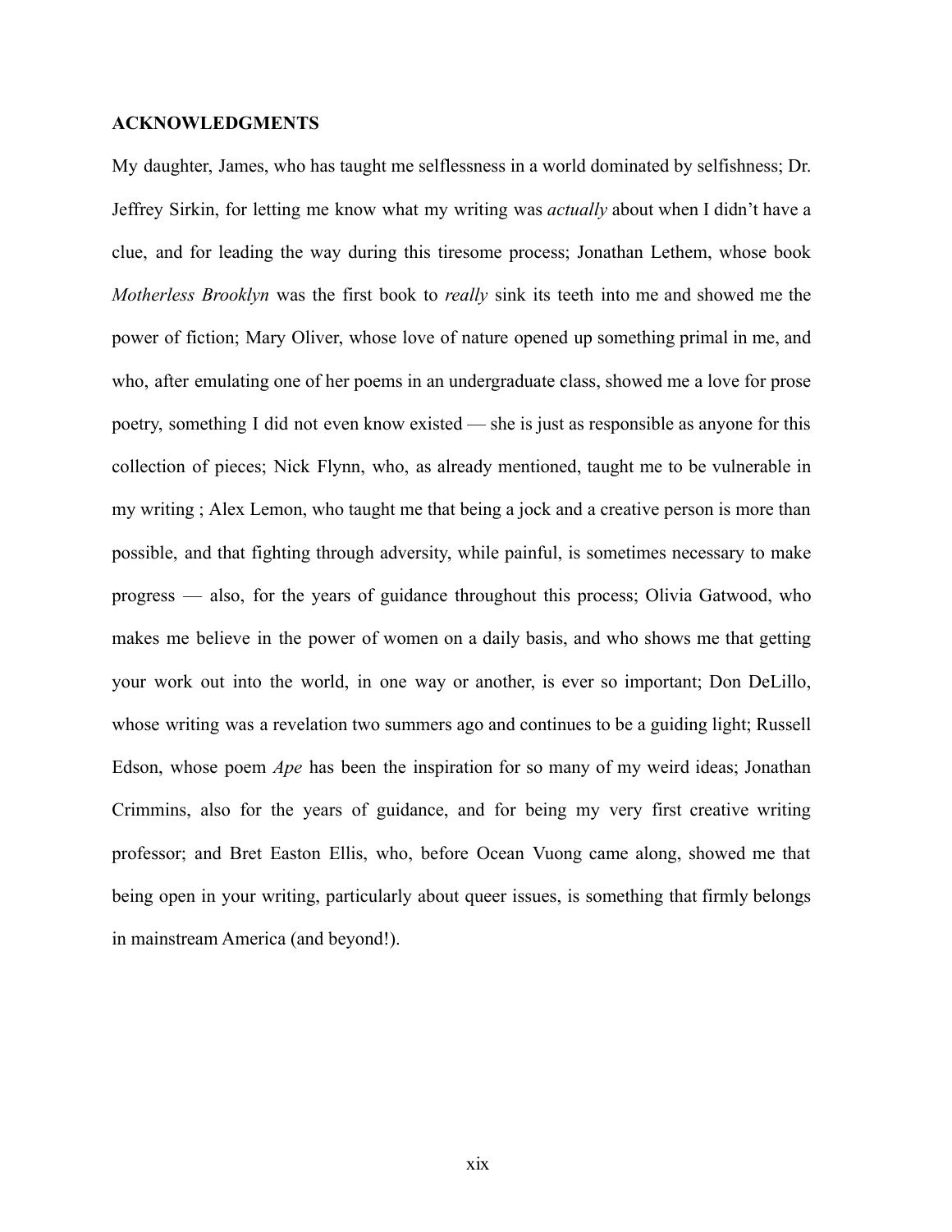**ACKNOWLEDGMENTS**

My daughter, James, who has taught me selflessness in a world dominated by selfishness; Dr. Jeffrey Sirkin, for letting me know what my writing was *actually* about when I didn't have a clue, and for leading the way during this tiresome process; Jonathan Lethem, whose book *Motherless Brooklyn* was the first book to *really* sink its teeth into me and showed me the power of fiction; Mary Oliver, whose love of nature opened up something primal in me, and who, after emulating one of her poems in an undergraduate class, showed me a love for prose poetry, something I did not even know existed — she is just as responsible as anyone for this collection of pieces; Nick Flynn, who, as already mentioned, taught me to be vulnerable in my writing ; Alex Lemon, who taught me that being a jock and a creative person is more than possible, and that fighting through adversity, while painful, is sometimes necessary to make progress — also, for the years of guidance throughout this process; Olivia Gatwood, who makes me believe in the power of women on a daily basis, and who shows me that getting your work out into the world, in one way or another, is ever so important; Don DeLillo, whose writing was a revelation two summers ago and continues to be a guiding light; Russell Edson, whose poem *Ape* has been the inspiration for so many of my weird ideas; Jonathan Crimmins, also for the years of guidance, and for being my very first creative writing professor; and Bret Easton Ellis, who, before Ocean Vuong came along, showed me that being open in your writing, particularly about queer issues, is something that firmly belongs in mainstream America (and beyond!).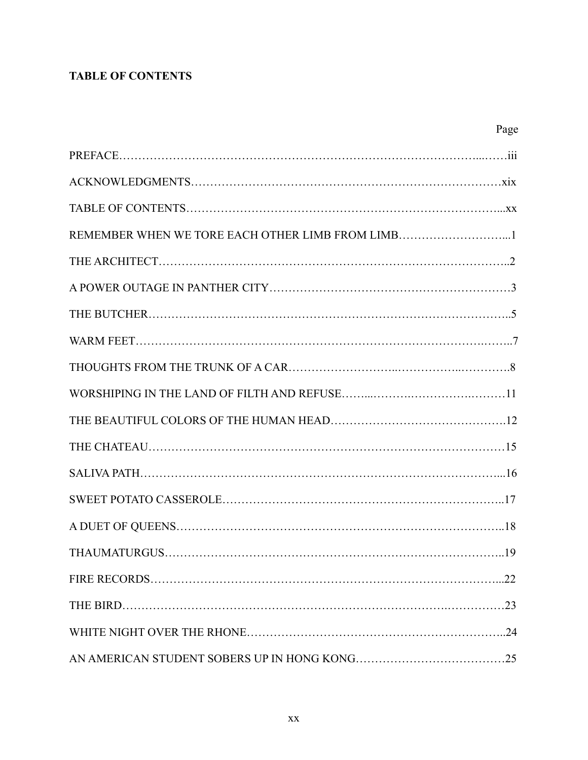**TABLE OF CONTENTS**

| | Page |
|---|---|
| PREFACE | iii |
| ACKNOWLEDGMENTS | xix |
| TABLE OF CONTENTS | xx |
| REMEMBER WHEN WE TORE EACH OTHER LIMB FROM LIMB | 1 |
| THE ARCHITECT | 2 |
| A POWER OUTAGE IN PANTHER CITY | 3 |
| THE BUTCHER | 5 |
| WARM FEET | 7 |
| THOUGHTS FROM THE TRUNK OF A CAR | 8 |
| WORSHIPING IN THE LAND OF FILTH AND REFUSE | 11 |
| THE BEAUTIFUL COLORS OF THE HUMAN HEAD | 12 |
| THE CHATEAU | 15 |
| SALIVA PATH | 16 |
| SWEET POTATO CASSEROLE | 17 |
| A DUET OF QUEENS | 18 |
| THAUMATURGUS | 19 |
| FIRE RECORDS | 22 |
| THE BIRD | 23 |
| WHITE NIGHT OVER THE RHONE | 24 |
| AN AMERICAN STUDENT SOBERS UP IN HONG KONG | 25 |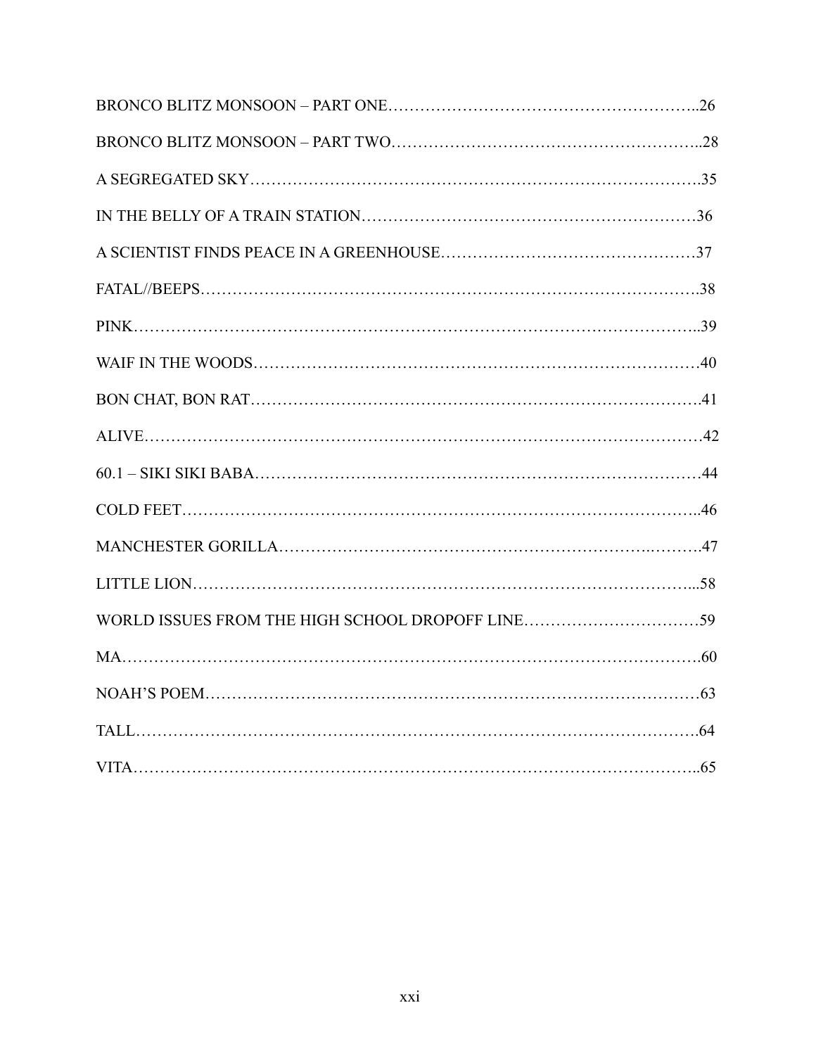BRONCO BLITZ MONSOON – PART ONE………………………………………………..26

BRONCO BLITZ MONSOON – PART TWO……………………………………………..28

A SEGREGATED SKY……………………………………………………………………..35

IN THE BELLY OF A TRAIN STATION…………………………………………………36

A SCIENTIST FINDS PEACE IN A GREENHOUSE………………………………………37

FATAL//BEEPS……………………………………………………………………………38

PINK……………………………………………………………………………………..39

WAIF IN THE WOODS……………………………………………………………………40

BON CHAT, BON RAT……………………………………………………………………41

ALIVE……………………………………………………………………………………42

60.1 – SIKI SIKI BABA……………………………………………………………………44

COLD FEET……………………………………………………………………………..46

MANCHESTER GORILLA…………………………………………………………………47

LITTLE LION……………………………………………………………………………...58

WORLD ISSUES FROM THE HIGH SCHOOL DROPOFF LINE…………………………59

MA………………………………………………………………………………………60

NOAH'S POEM……………………………………………………………………………63

TALL……………………………………………………………………………………64

VITA……………………………………………………………………………………..65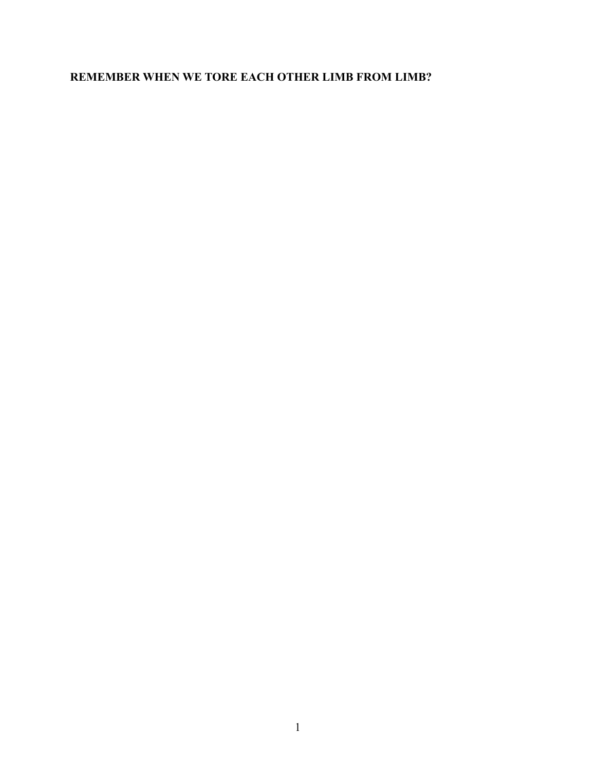## REMEMBER WHEN WE TORE EACH OTHER LIMB FROM LIMB?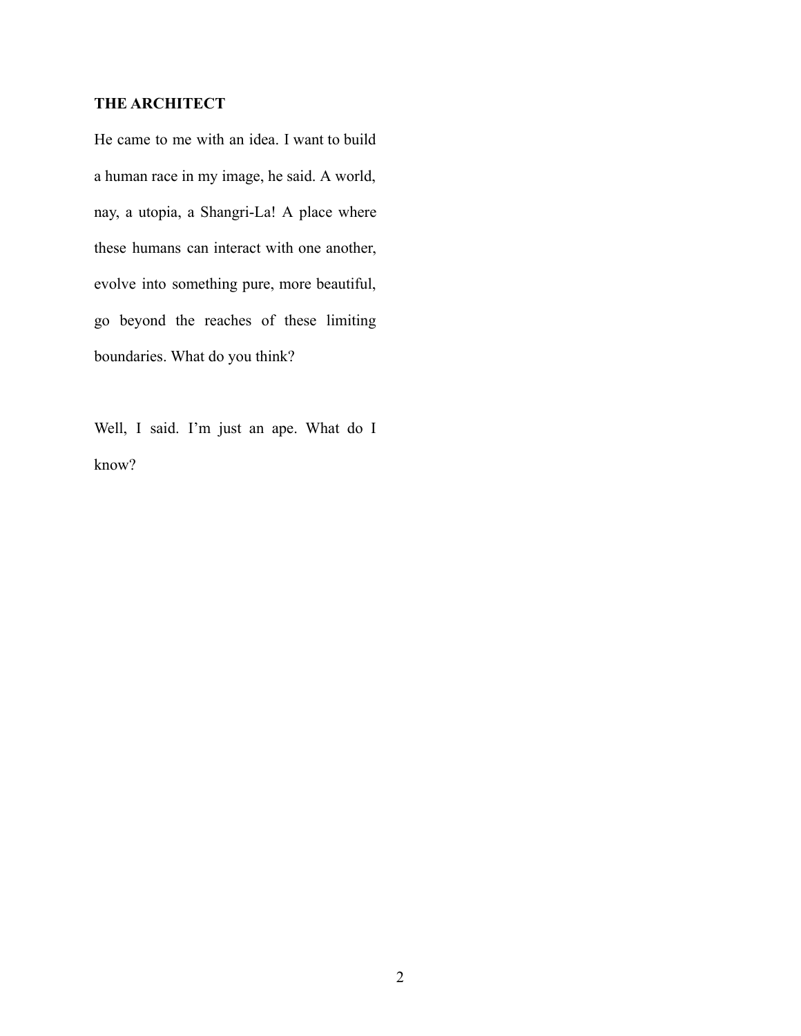**THE ARCHITECT**

He came to me with an idea. I want to build a human race in my image, he said. A world, nay, a utopia, a Shangri-La! A place where these humans can interact with one another, evolve into something pure, more beautiful, go beyond the reaches of these limiting boundaries. What do you think?

Well, I said. I'm just an ape. What do I know?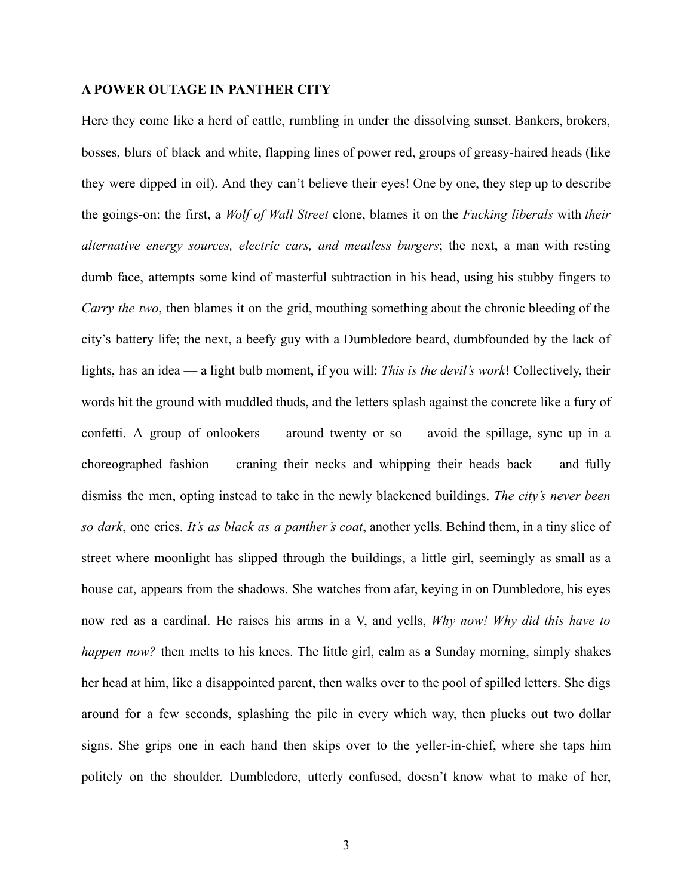**A POWER OUTAGE IN PANTHER CITY**

Here they come like a herd of cattle, rumbling in under the dissolving sunset. Bankers, brokers, bosses, blurs of black and white, flapping lines of power red, groups of greasy-haired heads (like they were dipped in oil). And they can't believe their eyes! One by one, they step up to describe the goings-on: the first, a *Wolf of Wall Street* clone, blames it on the *Fucking liberals* with *their alternative energy sources, electric cars, and meatless burgers*; the next, a man with resting dumb face, attempts some kind of masterful subtraction in his head, using his stubby fingers to *Carry the two*, then blames it on the grid, mouthing something about the chronic bleeding of the city's battery life; the next, a beefy guy with a Dumbledore beard, dumbfounded by the lack of lights, has an idea — a light bulb moment, if you will: *This is the devil's work*! Collectively, their words hit the ground with muddled thuds, and the letters splash against the concrete like a fury of confetti. A group of onlookers — around twenty or so — avoid the spillage, sync up in a choreographed fashion — craning their necks and whipping their heads back — and fully dismiss the men, opting instead to take in the newly blackened buildings. *The city's never been so dark*, one cries. *It's as black as a panther's coat*, another yells. Behind them, in a tiny slice of street where moonlight has slipped through the buildings, a little girl, seemingly as small as a house cat, appears from the shadows. She watches from afar, keying in on Dumbledore, his eyes now red as a cardinal. He raises his arms in a V, and yells, *Why now! Why did this have to happen now?* then melts to his knees. The little girl, calm as a Sunday morning, simply shakes her head at him, like a disappointed parent, then walks over to the pool of spilled letters. She digs around for a few seconds, splashing the pile in every which way, then plucks out two dollar signs. She grips one in each hand then skips over to the yeller-in-chief, where she taps him politely on the shoulder. Dumbledore, utterly confused, doesn't know what to make of her,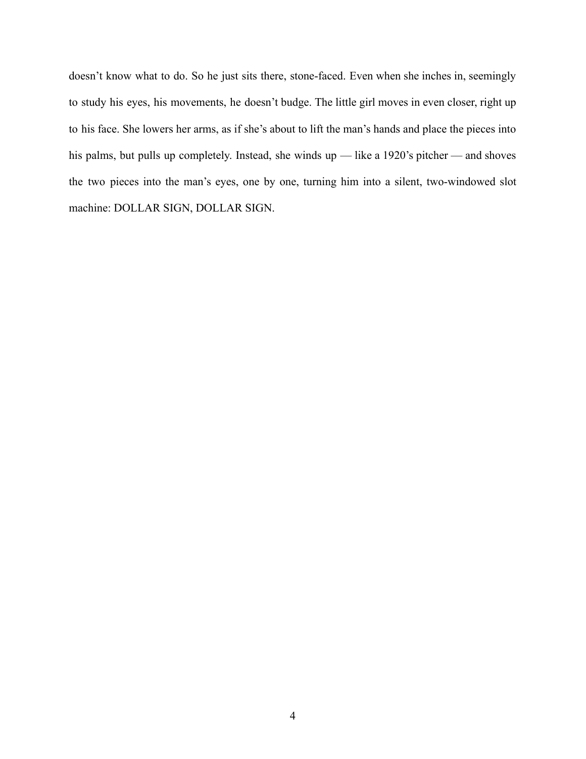doesn’t know what to do. So he just sits there, stone-faced. Even when she inches in, seemingly to study his eyes, his movements, he doesn’t budge. The little girl moves in even closer, right up to his face. She lowers her arms, as if she’s about to lift the man’s hands and place the pieces into his palms, but pulls up completely. Instead, she winds up — like a 1920’s pitcher — and shoves the two pieces into the man’s eyes, one by one, turning him into a silent, two-windowed slot machine: DOLLAR SIGN, DOLLAR SIGN.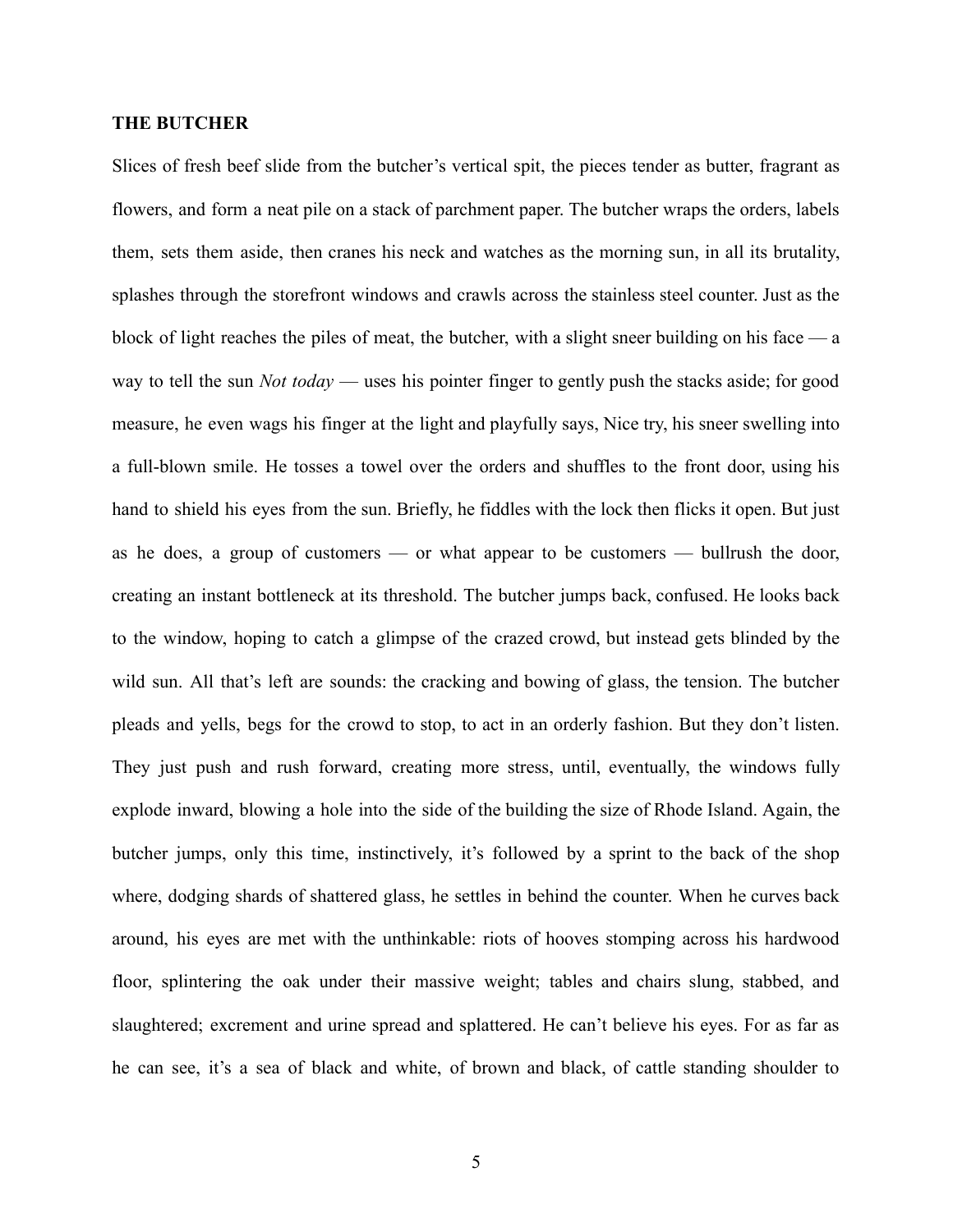**THE BUTCHER**

Slices of fresh beef slide from the butcher's vertical spit, the pieces tender as butter, fragrant as flowers, and form a neat pile on a stack of parchment paper. The butcher wraps the orders, labels them, sets them aside, then cranes his neck and watches as the morning sun, in all its brutality, splashes through the storefront windows and crawls across the stainless steel counter. Just as the block of light reaches the piles of meat, the butcher, with a slight sneer building on his face — a way to tell the sun *Not today* — uses his pointer finger to gently push the stacks aside; for good measure, he even wags his finger at the light and playfully says, Nice try, his sneer swelling into a full-blown smile. He tosses a towel over the orders and shuffles to the front door, using his hand to shield his eyes from the sun. Briefly, he fiddles with the lock then flicks it open. But just as he does, a group of customers — or what appear to be customers — bullrush the door, creating an instant bottleneck at its threshold. The butcher jumps back, confused. He looks back to the window, hoping to catch a glimpse of the crazed crowd, but instead gets blinded by the wild sun. All that's left are sounds: the cracking and bowing of glass, the tension. The butcher pleads and yells, begs for the crowd to stop, to act in an orderly fashion. But they don't listen. They just push and rush forward, creating more stress, until, eventually, the windows fully explode inward, blowing a hole into the side of the building the size of Rhode Island. Again, the butcher jumps, only this time, instinctively, it's followed by a sprint to the back of the shop where, dodging shards of shattered glass, he settles in behind the counter. When he curves back around, his eyes are met with the unthinkable: riots of hooves stomping across his hardwood floor, splintering the oak under their massive weight; tables and chairs slung, stabbed, and slaughtered; excrement and urine spread and splattered. He can't believe his eyes. For as far as he can see, it's a sea of black and white, of brown and black, of cattle standing shoulder to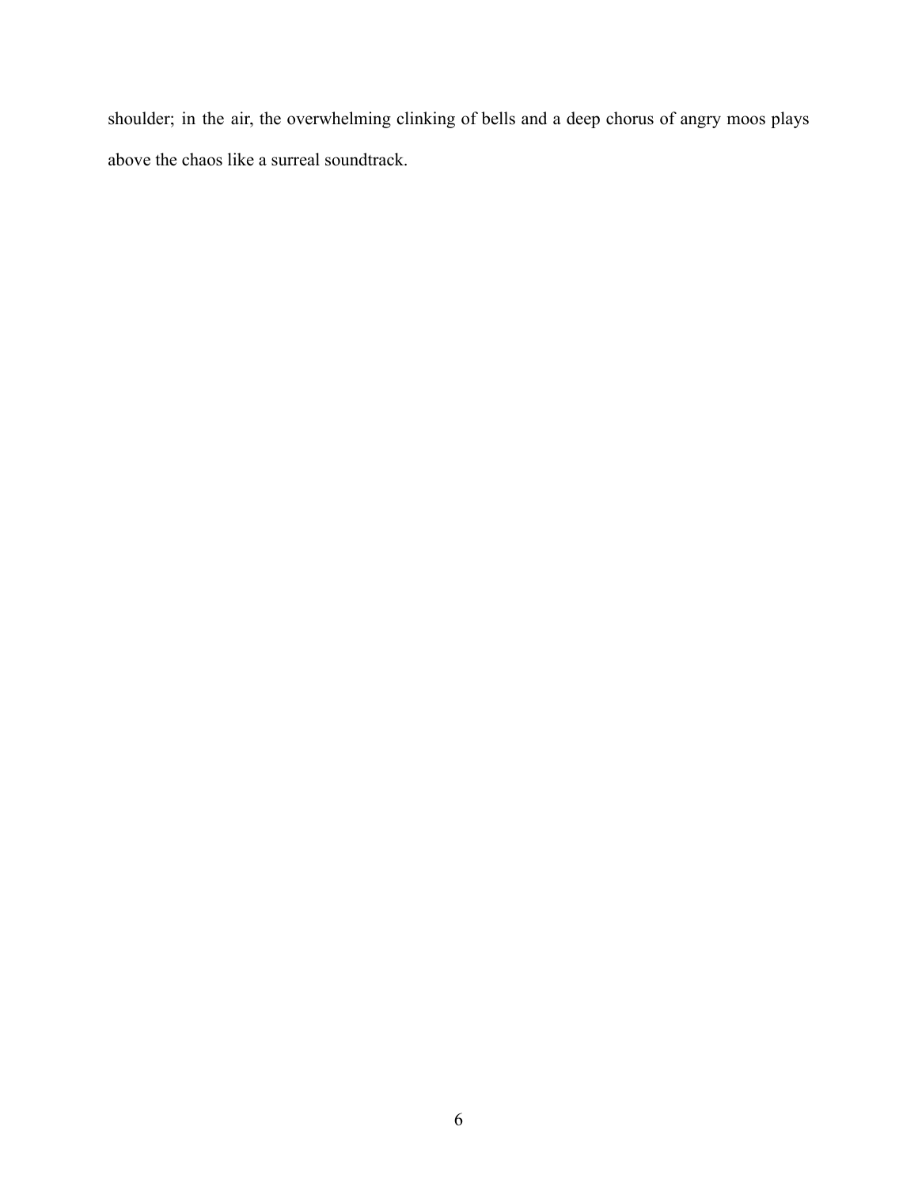shoulder; in the air, the overwhelming clinking of bells and a deep chorus of angry moos plays above the chaos like a surreal soundtrack.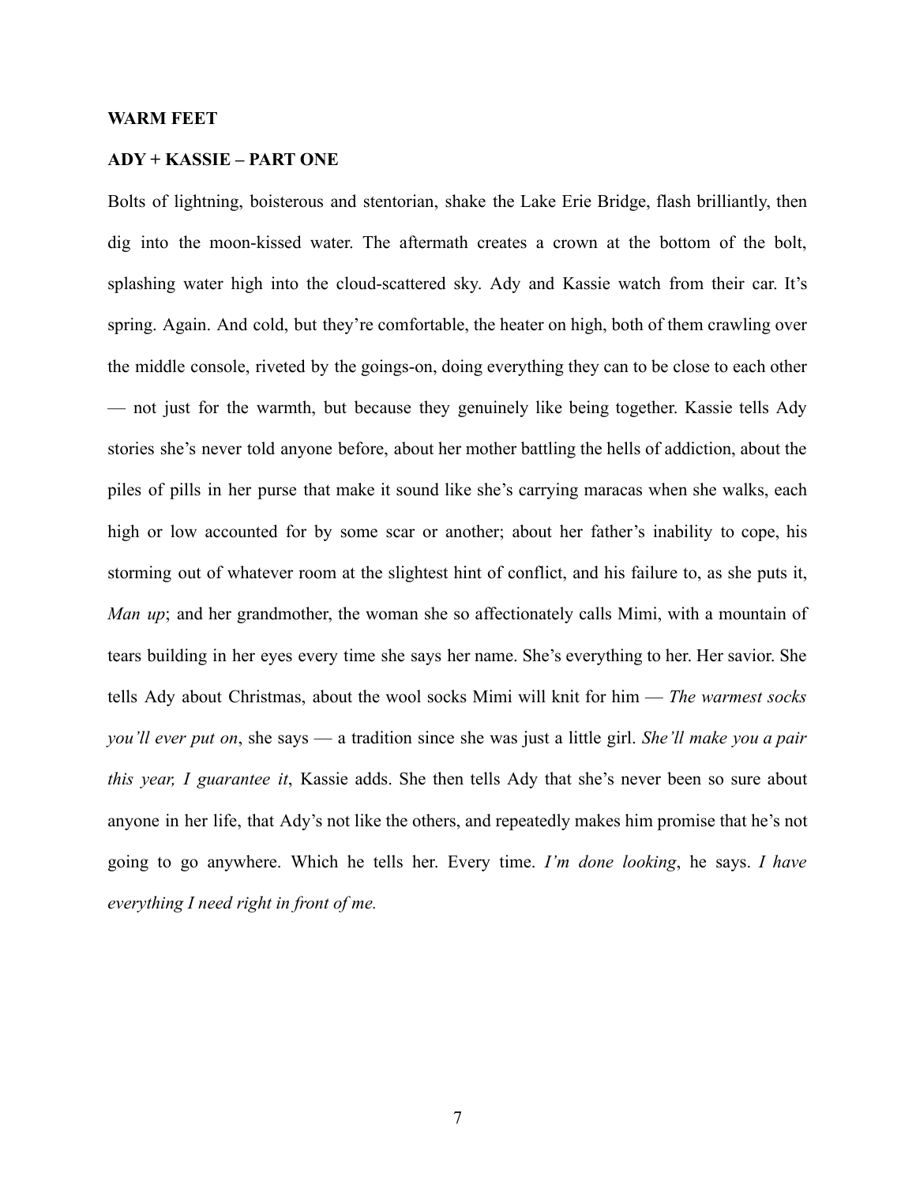**WARM FEET**

**ADY + KASSIE – PART ONE**

Bolts of lightning, boisterous and stentorian, shake the Lake Erie Bridge, flash brilliantly, then dig into the moon-kissed water. The aftermath creates a crown at the bottom of the bolt, splashing water high into the cloud-scattered sky. Ady and Kassie watch from their car. It's spring. Again. And cold, but they're comfortable, the heater on high, both of them crawling over the middle console, riveted by the goings-on, doing everything they can to be close to each other — not just for the warmth, but because they genuinely like being together. Kassie tells Ady stories she's never told anyone before, about her mother battling the hells of addiction, about the piles of pills in her purse that make it sound like she's carrying maracas when she walks, each high or low accounted for by some scar or another; about her father's inability to cope, his storming out of whatever room at the slightest hint of conflict, and his failure to, as she puts it, *Man up*; and her grandmother, the woman she so affectionately calls Mimi, with a mountain of tears building in her eyes every time she says her name. She's everything to her. Her savior. She tells Ady about Christmas, about the wool socks Mimi will knit for him — *The warmest socks you'll ever put on*, she says — a tradition since she was just a little girl. *She'll make you a pair this year, I guarantee it*, Kassie adds. She then tells Ady that she's never been so sure about anyone in her life, that Ady's not like the others, and repeatedly makes him promise that he's not going to go anywhere. Which he tells her. Every time. *I'm done looking*, he says. *I have everything I need right in front of me.*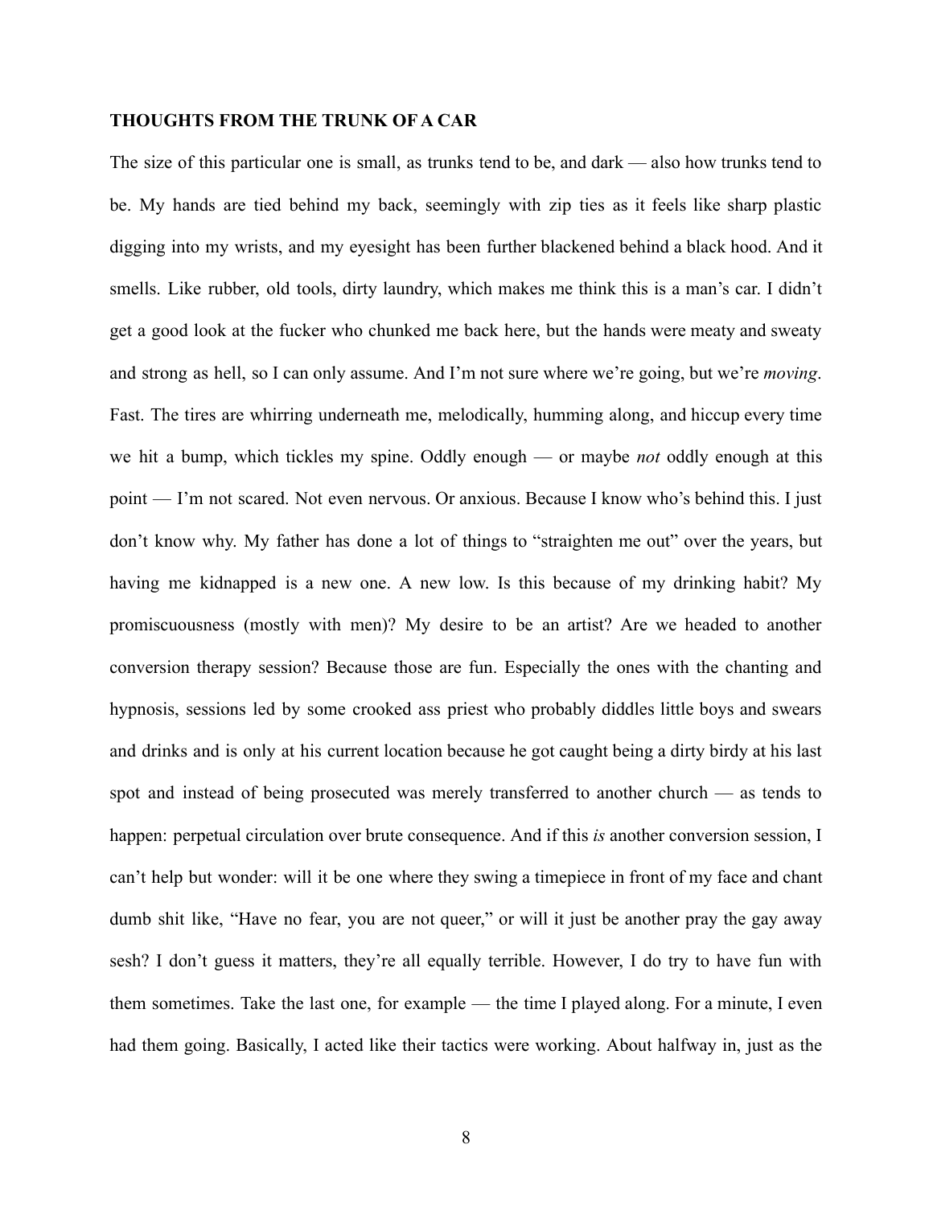**THOUGHTS FROM THE TRUNK OF A CAR**

The size of this particular one is small, as trunks tend to be, and dark — also how trunks tend to be. My hands are tied behind my back, seemingly with zip ties as it feels like sharp plastic digging into my wrists, and my eyesight has been further blackened behind a black hood. And it smells. Like rubber, old tools, dirty laundry, which makes me think this is a man's car. I didn't get a good look at the fucker who chunked me back here, but the hands were meaty and sweaty and strong as hell, so I can only assume. And I'm not sure where we're going, but we're *moving*. Fast. The tires are whirring underneath me, melodically, humming along, and hiccup every time we hit a bump, which tickles my spine. Oddly enough — or maybe *not* oddly enough at this point — I'm not scared. Not even nervous. Or anxious. Because I know who's behind this. I just don't know why. My father has done a lot of things to "straighten me out" over the years, but having me kidnapped is a new one. A new low. Is this because of my drinking habit? My promiscuousness (mostly with men)? My desire to be an artist? Are we headed to another conversion therapy session? Because those are fun. Especially the ones with the chanting and hypnosis, sessions led by some crooked ass priest who probably diddles little boys and swears and drinks and is only at his current location because he got caught being a dirty birdy at his last spot and instead of being prosecuted was merely transferred to another church — as tends to happen: perpetual circulation over brute consequence. And if this *is* another conversion session, I can't help but wonder: will it be one where they swing a timepiece in front of my face and chant dumb shit like, "Have no fear, you are not queer," or will it just be another pray the gay away sesh? I don't guess it matters, they're all equally terrible. However, I do try to have fun with them sometimes. Take the last one, for example — the time I played along. For a minute, I even had them going. Basically, I acted like their tactics were working. About halfway in, just as the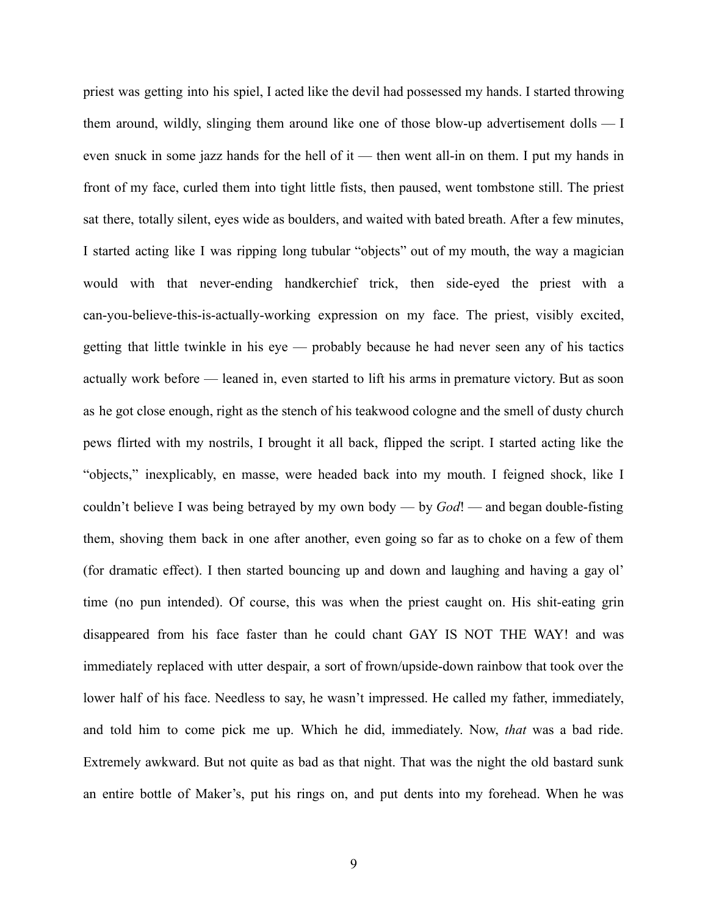priest was getting into his spiel, I acted like the devil had possessed my hands. I started throwing them around, wildly, slinging them around like one of those blow-up advertisement dolls — I even snuck in some jazz hands for the hell of it — then went all-in on them. I put my hands in front of my face, curled them into tight little fists, then paused, went tombstone still. The priest sat there, totally silent, eyes wide as boulders, and waited with bated breath. After a few minutes, I started acting like I was ripping long tubular "objects" out of my mouth, the way a magician would with that never-ending handkerchief trick, then side-eyed the priest with a can-you-believe-this-is-actually-working expression on my face. The priest, visibly excited, getting that little twinkle in his eye — probably because he had never seen any of his tactics actually work before — leaned in, even started to lift his arms in premature victory. But as soon as he got close enough, right as the stench of his teakwood cologne and the smell of dusty church pews flirted with my nostrils, I brought it all back, flipped the script. I started acting like the "objects," inexplicably, en masse, were headed back into my mouth. I feigned shock, like I couldn't believe I was being betrayed by my own body — by *God*! — and began double-fisting them, shoving them back in one after another, even going so far as to choke on a few of them (for dramatic effect). I then started bouncing up and down and laughing and having a gay ol' time (no pun intended). Of course, this was when the priest caught on. His shit-eating grin disappeared from his face faster than he could chant GAY IS NOT THE WAY! and was immediately replaced with utter despair, a sort of frown/upside-down rainbow that took over the lower half of his face. Needless to say, he wasn't impressed. He called my father, immediately, and told him to come pick me up. Which he did, immediately. Now, *that* was a bad ride. Extremely awkward. But not quite as bad as that night. That was the night the old bastard sunk an entire bottle of Maker's, put his rings on, and put dents into my forehead. When he was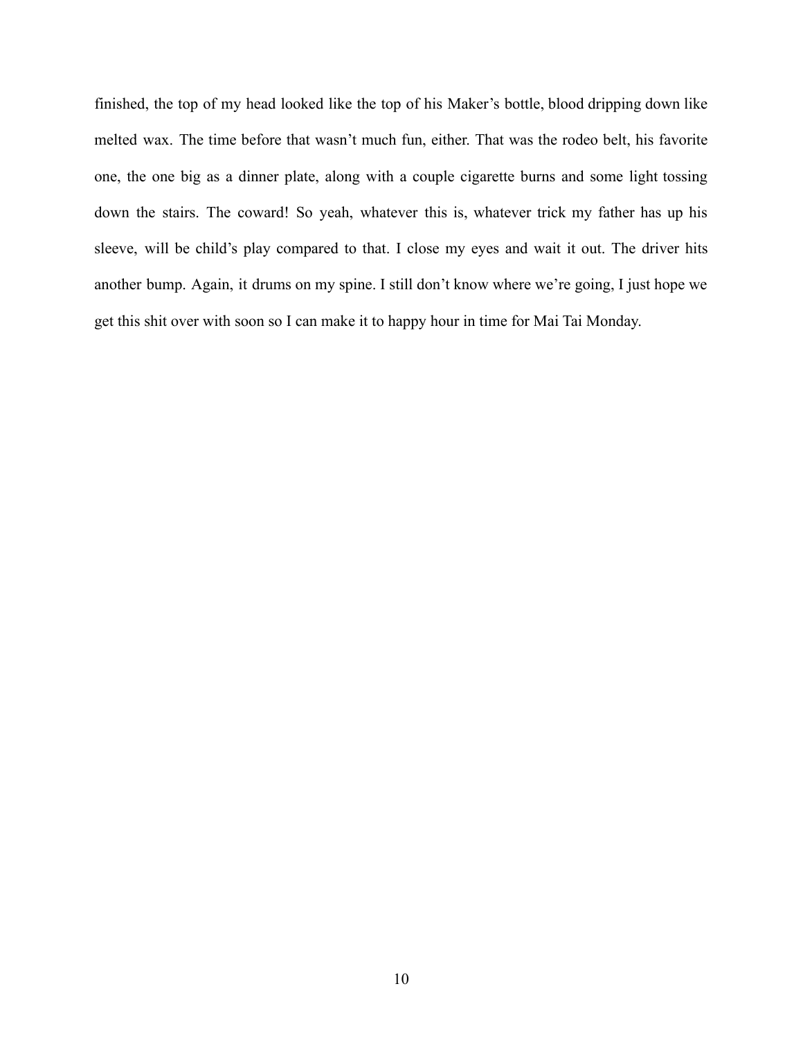finished, the top of my head looked like the top of his Maker's bottle, blood dripping down like melted wax. The time before that wasn't much fun, either. That was the rodeo belt, his favorite one, the one big as a dinner plate, along with a couple cigarette burns and some light tossing down the stairs. The coward! So yeah, whatever this is, whatever trick my father has up his sleeve, will be child's play compared to that. I close my eyes and wait it out. The driver hits another bump. Again, it drums on my spine. I still don't know where we're going, I just hope we get this shit over with soon so I can make it to happy hour in time for Mai Tai Monday.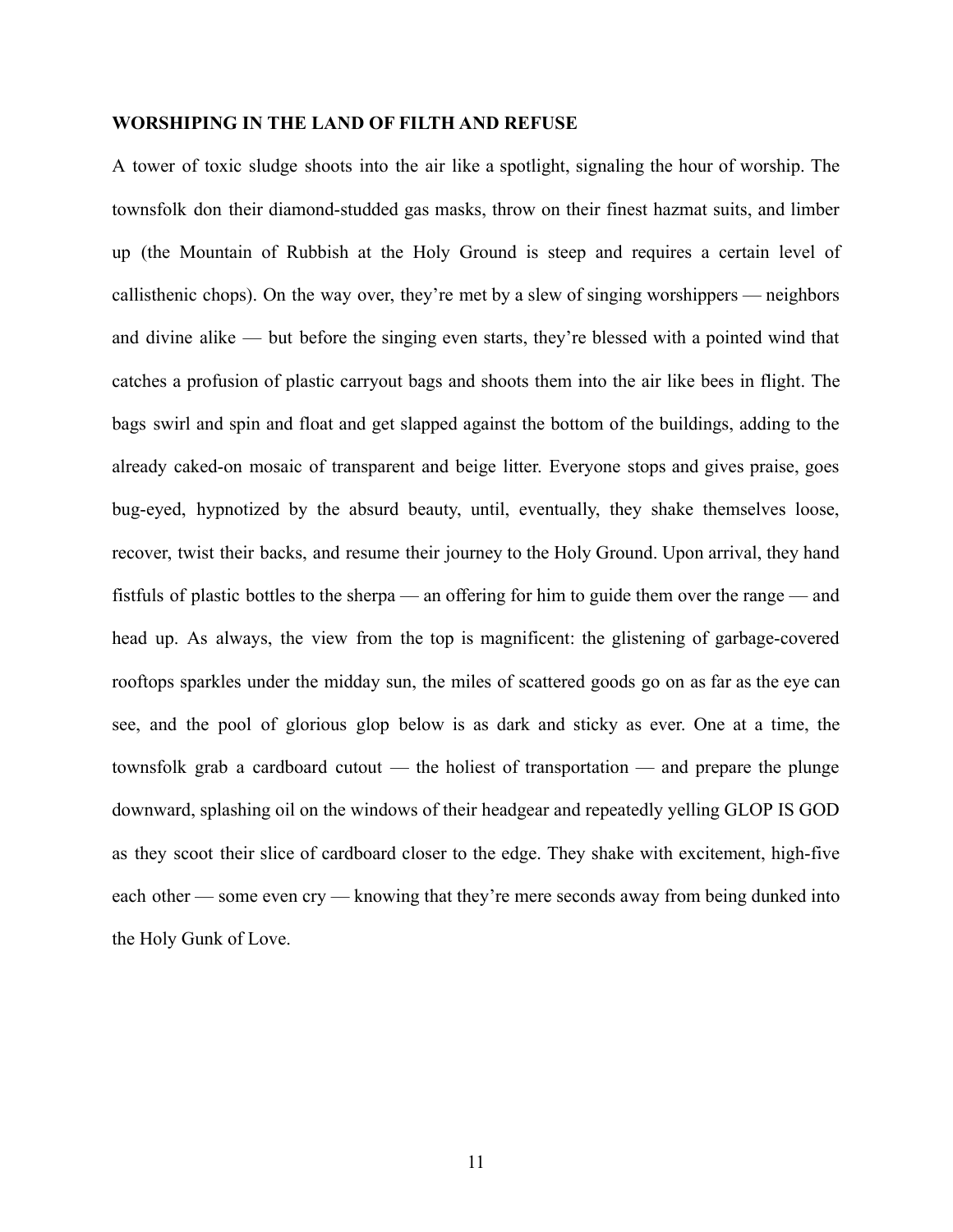**WORSHIPING IN THE LAND OF FILTH AND REFUSE**

A tower of toxic sludge shoots into the air like a spotlight, signaling the hour of worship. The townsfolk don their diamond-studded gas masks, throw on their finest hazmat suits, and limber up (the Mountain of Rubbish at the Holy Ground is steep and requires a certain level of callisthenic chops). On the way over, they're met by a slew of singing worshippers — neighbors and divine alike — but before the singing even starts, they're blessed with a pointed wind that catches a profusion of plastic carryout bags and shoots them into the air like bees in flight. The bags swirl and spin and float and get slapped against the bottom of the buildings, adding to the already caked-on mosaic of transparent and beige litter. Everyone stops and gives praise, goes bug-eyed, hypnotized by the absurd beauty, until, eventually, they shake themselves loose, recover, twist their backs, and resume their journey to the Holy Ground. Upon arrival, they hand fistfuls of plastic bottles to the sherpa — an offering for him to guide them over the range — and head up. As always, the view from the top is magnificent: the glistening of garbage-covered rooftops sparkles under the midday sun, the miles of scattered goods go on as far as the eye can see, and the pool of glorious glop below is as dark and sticky as ever. One at a time, the townsfolk grab a cardboard cutout — the holiest of transportation — and prepare the plunge downward, splashing oil on the windows of their headgear and repeatedly yelling GLOP IS GOD as they scoot their slice of cardboard closer to the edge. They shake with excitement, high-five each other — some even cry — knowing that they're mere seconds away from being dunked into the Holy Gunk of Love.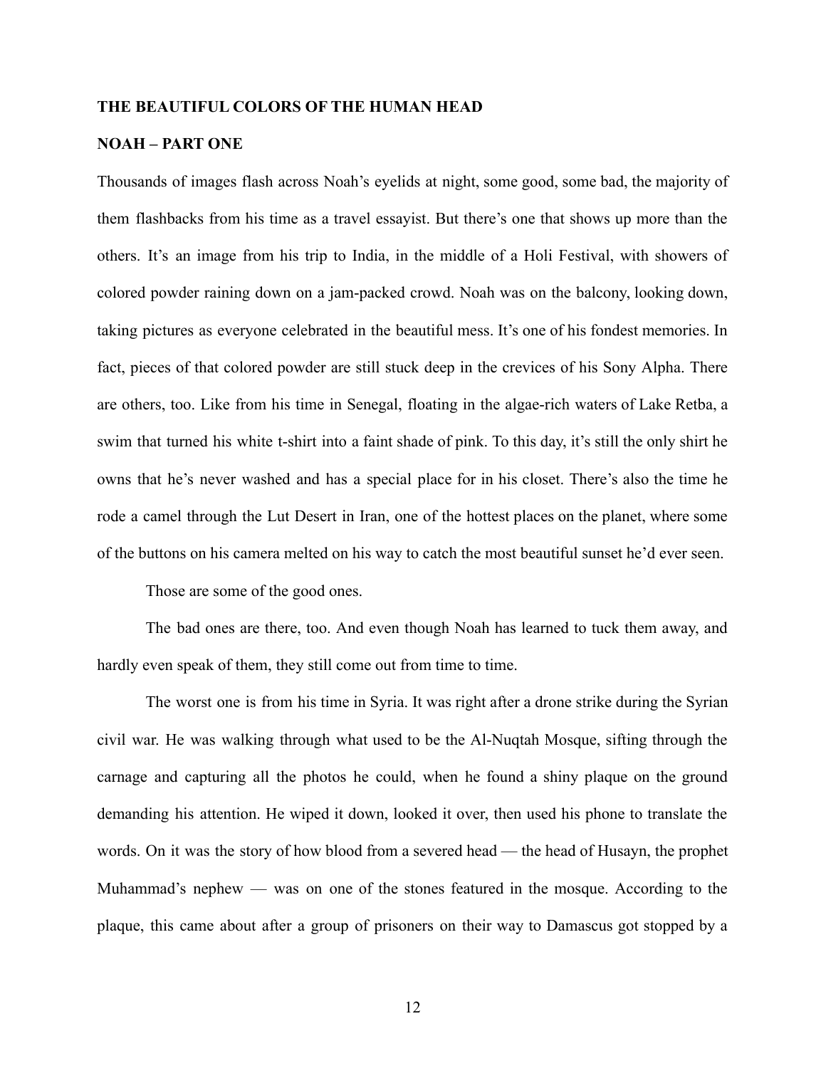**THE BEAUTIFUL COLORS OF THE HUMAN HEAD**

**NOAH – PART ONE**

Thousands of images flash across Noah's eyelids at night, some good, some bad, the majority of them flashbacks from his time as a travel essayist. But there's one that shows up more than the others. It's an image from his trip to India, in the middle of a Holi Festival, with showers of colored powder raining down on a jam-packed crowd. Noah was on the balcony, looking down, taking pictures as everyone celebrated in the beautiful mess. It's one of his fondest memories. In fact, pieces of that colored powder are still stuck deep in the crevices of his Sony Alpha. There are others, too. Like from his time in Senegal, floating in the algae-rich waters of Lake Retba, a swim that turned his white t-shirt into a faint shade of pink. To this day, it's still the only shirt he owns that he's never washed and has a special place for in his closet. There's also the time he rode a camel through the Lut Desert in Iran, one of the hottest places on the planet, where some of the buttons on his camera melted on his way to catch the most beautiful sunset he'd ever seen.

Those are some of the good ones.

The bad ones are there, too. And even though Noah has learned to tuck them away, and hardly even speak of them, they still come out from time to time.

The worst one is from his time in Syria. It was right after a drone strike during the Syrian civil war. He was walking through what used to be the Al-Nuqtah Mosque, sifting through the carnage and capturing all the photos he could, when he found a shiny plaque on the ground demanding his attention. He wiped it down, looked it over, then used his phone to translate the words. On it was the story of how blood from a severed head — the head of Husayn, the prophet Muhammad's nephew — was on one of the stones featured in the mosque. According to the plaque, this came about after a group of prisoners on their way to Damascus got stopped by a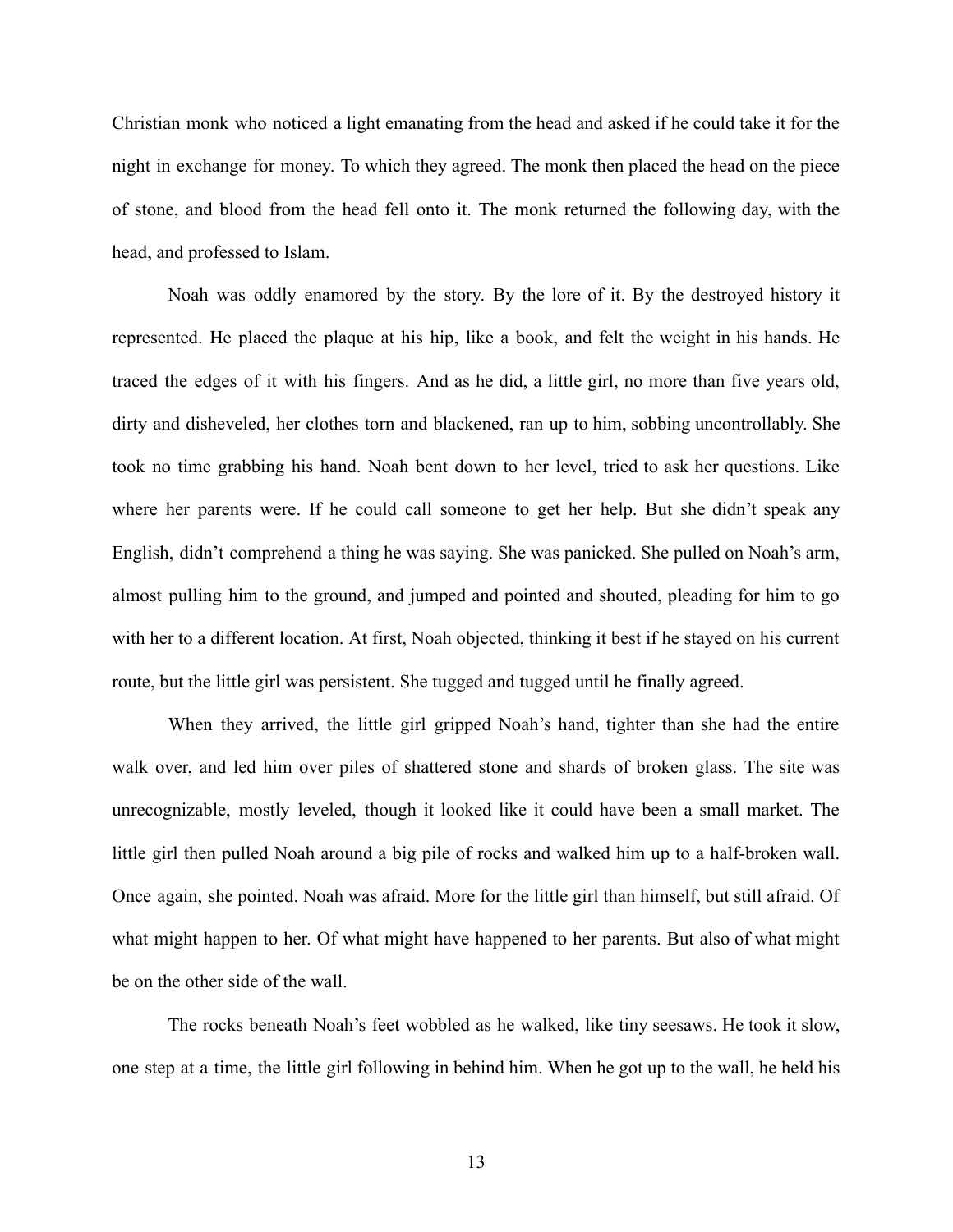Christian monk who noticed a light emanating from the head and asked if he could take it for the night in exchange for money. To which they agreed. The monk then placed the head on the piece of stone, and blood from the head fell onto it. The monk returned the following day, with the head, and professed to Islam.

Noah was oddly enamored by the story. By the lore of it. By the destroyed history it represented. He placed the plaque at his hip, like a book, and felt the weight in his hands. He traced the edges of it with his fingers. And as he did, a little girl, no more than five years old, dirty and disheveled, her clothes torn and blackened, ran up to him, sobbing uncontrollably. She took no time grabbing his hand. Noah bent down to her level, tried to ask her questions. Like where her parents were. If he could call someone to get her help. But she didn't speak any English, didn't comprehend a thing he was saying. She was panicked. She pulled on Noah's arm, almost pulling him to the ground, and jumped and pointed and shouted, pleading for him to go with her to a different location. At first, Noah objected, thinking it best if he stayed on his current route, but the little girl was persistent. She tugged and tugged until he finally agreed.

When they arrived, the little girl gripped Noah's hand, tighter than she had the entire walk over, and led him over piles of shattered stone and shards of broken glass. The site was unrecognizable, mostly leveled, though it looked like it could have been a small market. The little girl then pulled Noah around a big pile of rocks and walked him up to a half-broken wall. Once again, she pointed. Noah was afraid. More for the little girl than himself, but still afraid. Of what might happen to her. Of what might have happened to her parents. But also of what might be on the other side of the wall.

The rocks beneath Noah's feet wobbled as he walked, like tiny seesaws. He took it slow, one step at a time, the little girl following in behind him. When he got up to the wall, he held his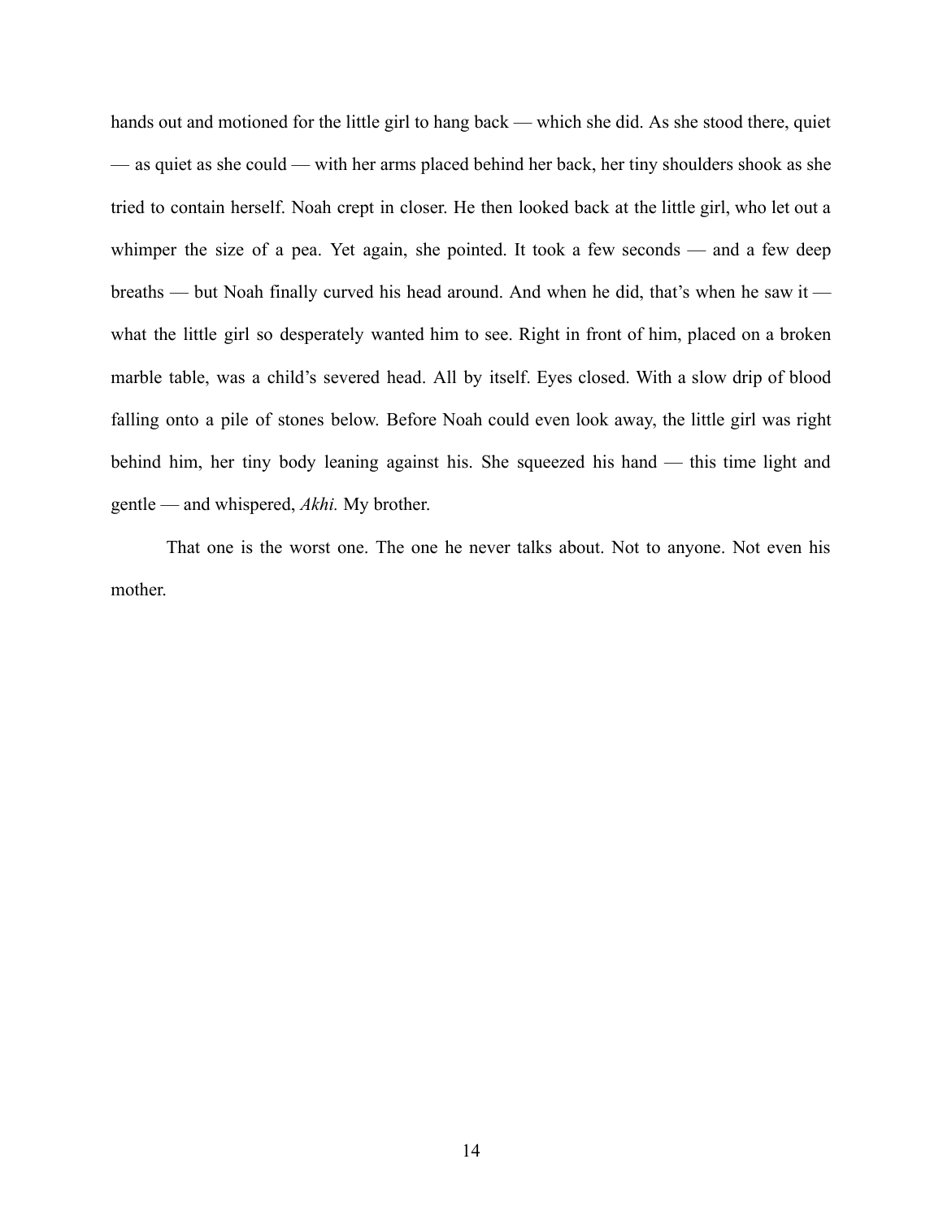hands out and motioned for the little girl to hang back — which she did. As she stood there, quiet — as quiet as she could — with her arms placed behind her back, her tiny shoulders shook as she tried to contain herself. Noah crept in closer. He then looked back at the little girl, who let out a whimper the size of a pea. Yet again, she pointed. It took a few seconds — and a few deep breaths — but Noah finally curved his head around. And when he did, that's when he saw it — what the little girl so desperately wanted him to see. Right in front of him, placed on a broken marble table, was a child's severed head. All by itself. Eyes closed. With a slow drip of blood falling onto a pile of stones below. Before Noah could even look away, the little girl was right behind him, her tiny body leaning against his. She squeezed his hand — this time light and gentle — and whispered, *Akhi.* My brother.

That one is the worst one. The one he never talks about. Not to anyone. Not even his mother.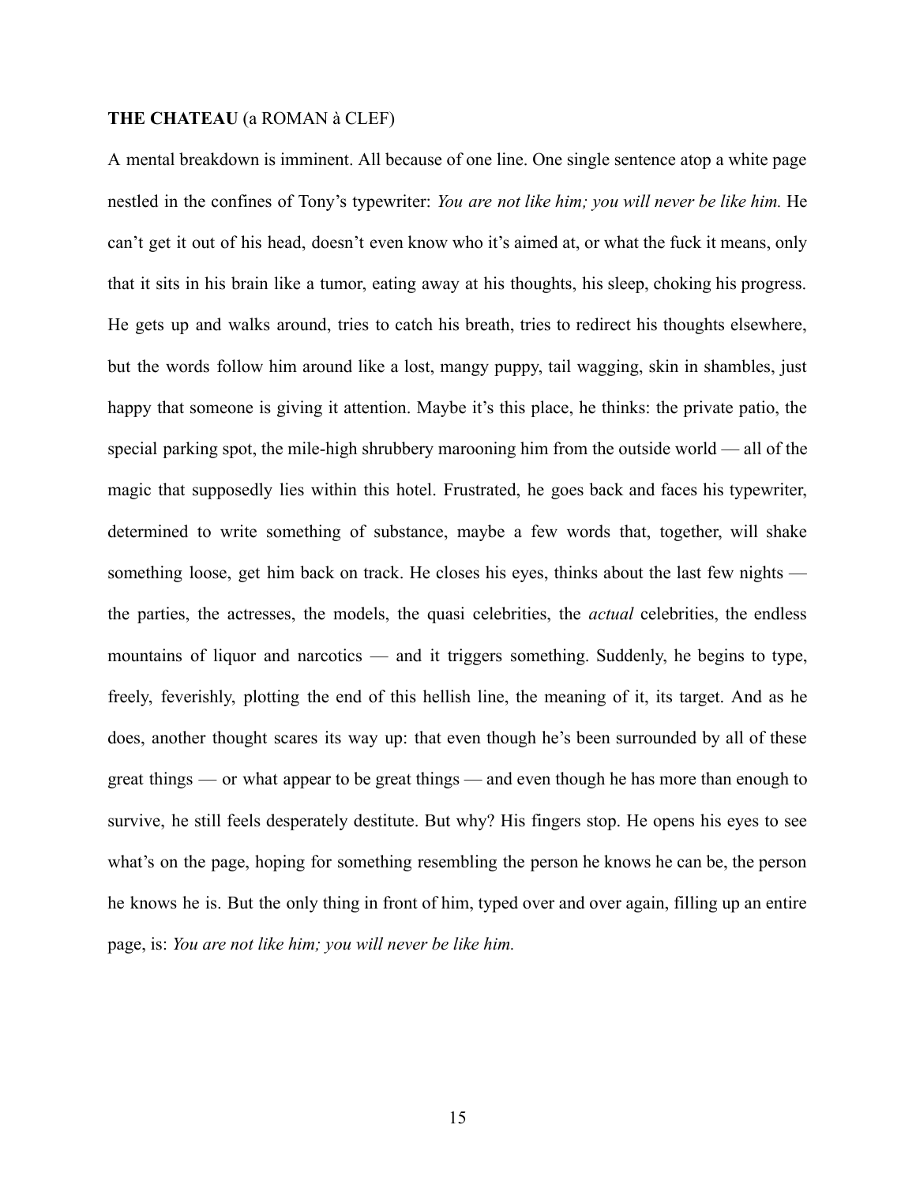**THE CHATEAU** (a ROMAN à CLEF)

A mental breakdown is imminent. All because of one line. One single sentence atop a white page nestled in the confines of Tony's typewriter: *You are not like him; you will never be like him.* He can't get it out of his head, doesn't even know who it's aimed at, or what the fuck it means, only that it sits in his brain like a tumor, eating away at his thoughts, his sleep, choking his progress. He gets up and walks around, tries to catch his breath, tries to redirect his thoughts elsewhere, but the words follow him around like a lost, mangy puppy, tail wagging, skin in shambles, just happy that someone is giving it attention. Maybe it's this place, he thinks: the private patio, the special parking spot, the mile-high shrubbery marooning him from the outside world — all of the magic that supposedly lies within this hotel. Frustrated, he goes back and faces his typewriter, determined to write something of substance, maybe a few words that, together, will shake something loose, get him back on track. He closes his eyes, thinks about the last few nights — the parties, the actresses, the models, the quasi celebrities, the *actual* celebrities, the endless mountains of liquor and narcotics — and it triggers something. Suddenly, he begins to type, freely, feverishly, plotting the end of this hellish line, the meaning of it, its target. And as he does, another thought scares its way up: that even though he's been surrounded by all of these great things — or what appear to be great things — and even though he has more than enough to survive, he still feels desperately destitute. But why? His fingers stop. He opens his eyes to see what's on the page, hoping for something resembling the person he knows he can be, the person he knows he is. But the only thing in front of him, typed over and over again, filling up an entire page, is: *You are not like him; you will never be like him.*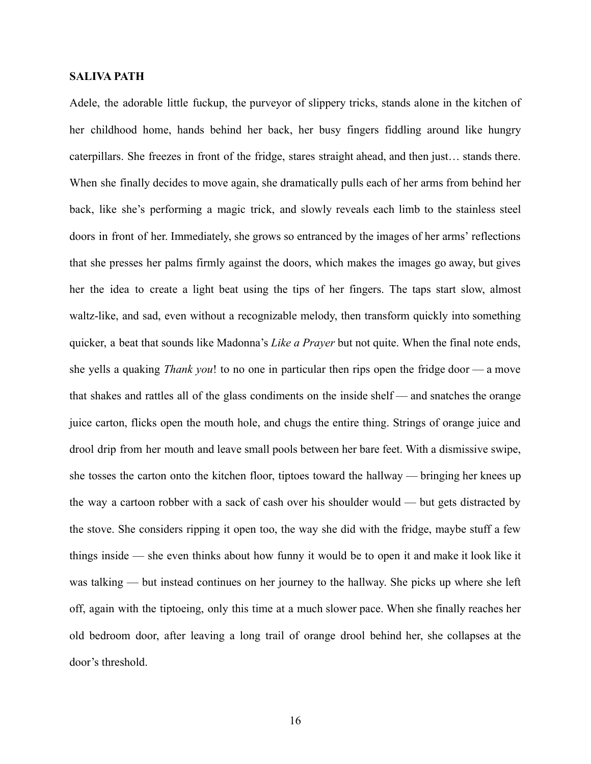**SALIVA PATH**

Adele, the adorable little fuckup, the purveyor of slippery tricks, stands alone in the kitchen of her childhood home, hands behind her back, her busy fingers fiddling around like hungry caterpillars. She freezes in front of the fridge, stares straight ahead, and then just… stands there. When she finally decides to move again, she dramatically pulls each of her arms from behind her back, like she's performing a magic trick, and slowly reveals each limb to the stainless steel doors in front of her. Immediately, she grows so entranced by the images of her arms' reflections that she presses her palms firmly against the doors, which makes the images go away, but gives her the idea to create a light beat using the tips of her fingers. The taps start slow, almost waltz-like, and sad, even without a recognizable melody, then transform quickly into something quicker, a beat that sounds like Madonna's *Like a Prayer* but not quite. When the final note ends, she yells a quaking *Thank you*! to no one in particular then rips open the fridge door — a move that shakes and rattles all of the glass condiments on the inside shelf — and snatches the orange juice carton, flicks open the mouth hole, and chugs the entire thing. Strings of orange juice and drool drip from her mouth and leave small pools between her bare feet. With a dismissive swipe, she tosses the carton onto the kitchen floor, tiptoes toward the hallway — bringing her knees up the way a cartoon robber with a sack of cash over his shoulder would — but gets distracted by the stove. She considers ripping it open too, the way she did with the fridge, maybe stuff a few things inside — she even thinks about how funny it would be to open it and make it look like it was talking — but instead continues on her journey to the hallway. She picks up where she left off, again with the tiptoeing, only this time at a much slower pace. When she finally reaches her old bedroom door, after leaving a long trail of orange drool behind her, she collapses at the door's threshold.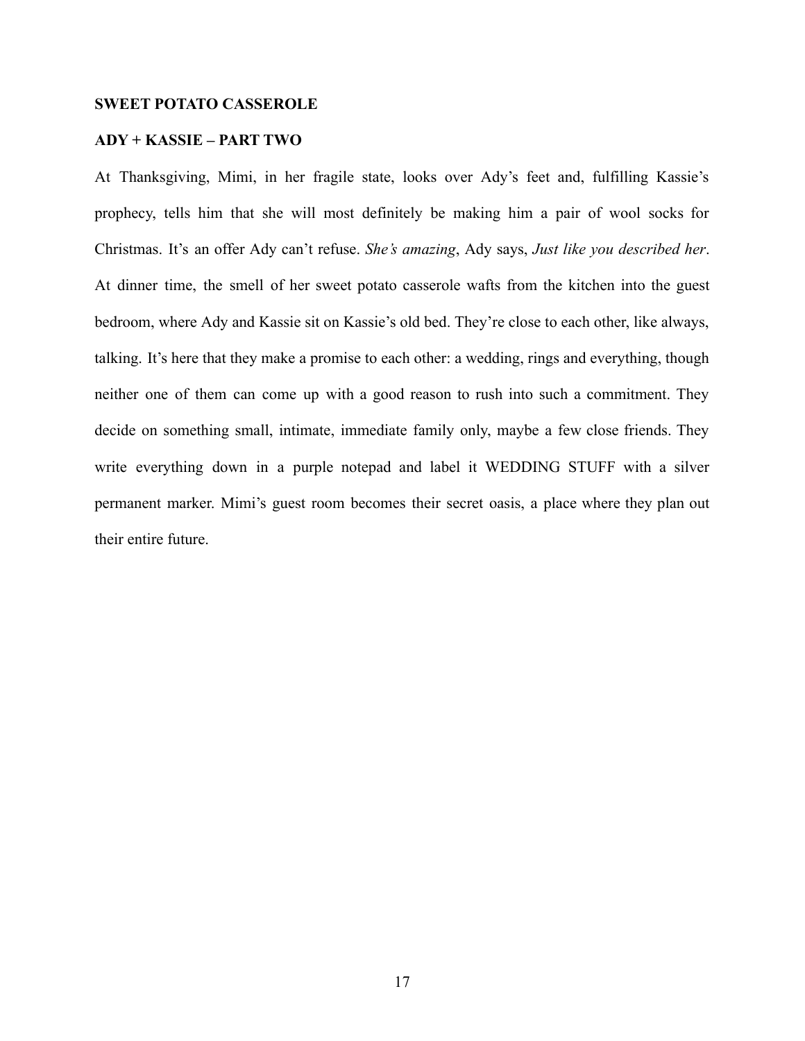## SWEET POTATO CASSEROLE

## ADY + KASSIE – PART TWO

At Thanksgiving, Mimi, in her fragile state, looks over Ady's feet and, fulfilling Kassie's prophecy, tells him that she will most definitely be making him a pair of wool socks for Christmas. It's an offer Ady can't refuse. *She's amazing*, Ady says, *Just like you described her*. At dinner time, the smell of her sweet potato casserole wafts from the kitchen into the guest bedroom, where Ady and Kassie sit on Kassie's old bed. They're close to each other, like always, talking. It's here that they make a promise to each other: a wedding, rings and everything, though neither one of them can come up with a good reason to rush into such a commitment. They decide on something small, intimate, immediate family only, maybe a few close friends. They write everything down in a purple notepad and label it WEDDING STUFF with a silver permanent marker. Mimi's guest room becomes their secret oasis, a place where they plan out their entire future.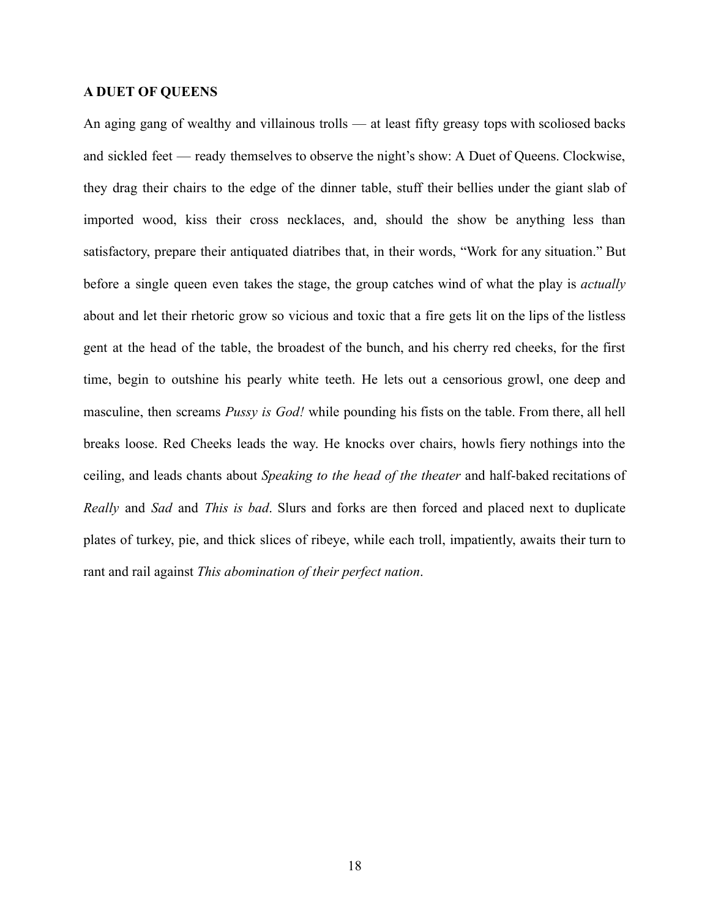**A DUET OF QUEENS**

An aging gang of wealthy and villainous trolls — at least fifty greasy tops with scoliosed backs and sickled feet — ready themselves to observe the night's show: A Duet of Queens. Clockwise, they drag their chairs to the edge of the dinner table, stuff their bellies under the giant slab of imported wood, kiss their cross necklaces, and, should the show be anything less than satisfactory, prepare their antiquated diatribes that, in their words, "Work for any situation." But before a single queen even takes the stage, the group catches wind of what the play is *actually* about and let their rhetoric grow so vicious and toxic that a fire gets lit on the lips of the listless gent at the head of the table, the broadest of the bunch, and his cherry red cheeks, for the first time, begin to outshine his pearly white teeth. He lets out a censorious growl, one deep and masculine, then screams *Pussy is God!* while pounding his fists on the table. From there, all hell breaks loose. Red Cheeks leads the way. He knocks over chairs, howls fiery nothings into the ceiling, and leads chants about *Speaking to the head of the theater* and half-baked recitations of *Really* and *Sad* and *This is bad*. Slurs and forks are then forced and placed next to duplicate plates of turkey, pie, and thick slices of ribeye, while each troll, impatiently, awaits their turn to rant and rail against *This abomination of their perfect nation*.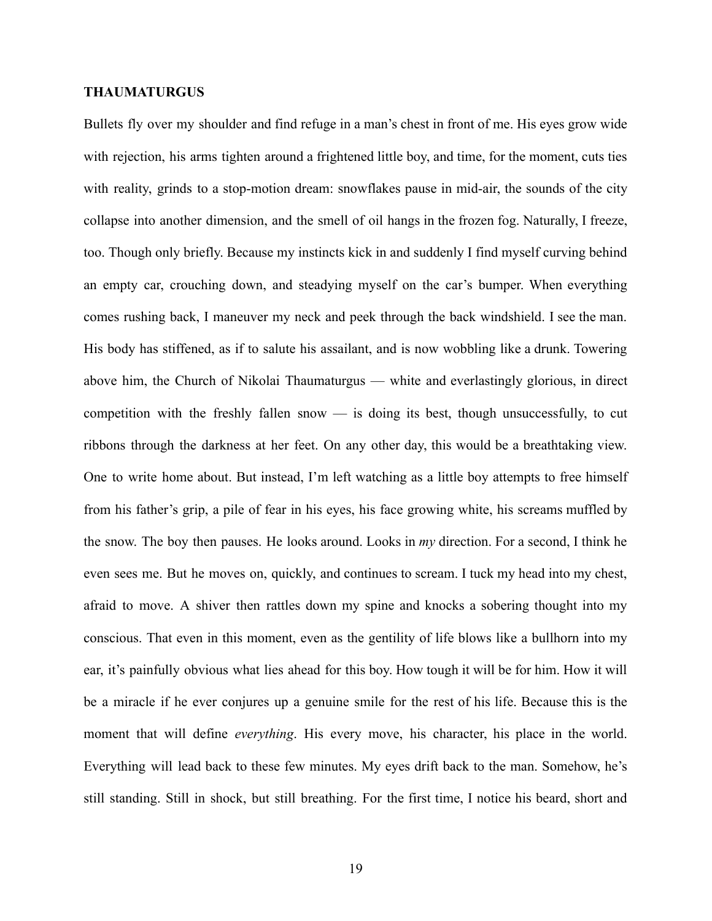**THAUMATURGUS**

Bullets fly over my shoulder and find refuge in a man's chest in front of me. His eyes grow wide with rejection, his arms tighten around a frightened little boy, and time, for the moment, cuts ties with reality, grinds to a stop-motion dream: snowflakes pause in mid-air, the sounds of the city collapse into another dimension, and the smell of oil hangs in the frozen fog. Naturally, I freeze, too. Though only briefly. Because my instincts kick in and suddenly I find myself curving behind an empty car, crouching down, and steadying myself on the car's bumper. When everything comes rushing back, I maneuver my neck and peek through the back windshield. I see the man. His body has stiffened, as if to salute his assailant, and is now wobbling like a drunk. Towering above him, the Church of Nikolai Thaumaturgus — white and everlastingly glorious, in direct competition with the freshly fallen snow — is doing its best, though unsuccessfully, to cut ribbons through the darkness at her feet. On any other day, this would be a breathtaking view. One to write home about. But instead, I'm left watching as a little boy attempts to free himself from his father's grip, a pile of fear in his eyes, his face growing white, his screams muffled by the snow. The boy then pauses. He looks around. Looks in *my* direction. For a second, I think he even sees me. But he moves on, quickly, and continues to scream. I tuck my head into my chest, afraid to move. A shiver then rattles down my spine and knocks a sobering thought into my conscious. That even in this moment, even as the gentility of life blows like a bullhorn into my ear, it's painfully obvious what lies ahead for this boy. How tough it will be for him. How it will be a miracle if he ever conjures up a genuine smile for the rest of his life. Because this is the moment that will define *everything*. His every move, his character, his place in the world. Everything will lead back to these few minutes. My eyes drift back to the man. Somehow, he's still standing. Still in shock, but still breathing. For the first time, I notice his beard, short and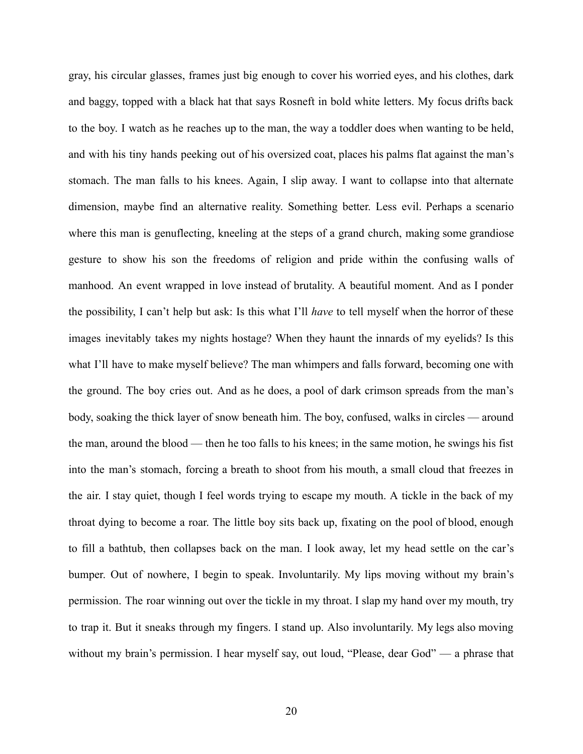gray, his circular glasses, frames just big enough to cover his worried eyes, and his clothes, dark and baggy, topped with a black hat that says Rosneft in bold white letters. My focus drifts back to the boy. I watch as he reaches up to the man, the way a toddler does when wanting to be held, and with his tiny hands peeking out of his oversized coat, places his palms flat against the man's stomach. The man falls to his knees. Again, I slip away. I want to collapse into that alternate dimension, maybe find an alternative reality. Something better. Less evil. Perhaps a scenario where this man is genuflecting, kneeling at the steps of a grand church, making some grandiose gesture to show his son the freedoms of religion and pride within the confusing walls of manhood. An event wrapped in love instead of brutality. A beautiful moment. And as I ponder the possibility, I can't help but ask: Is this what I'll *have* to tell myself when the horror of these images inevitably takes my nights hostage? When they haunt the innards of my eyelids? Is this what I'll have to make myself believe? The man whimpers and falls forward, becoming one with the ground. The boy cries out. And as he does, a pool of dark crimson spreads from the man's body, soaking the thick layer of snow beneath him. The boy, confused, walks in circles — around the man, around the blood — then he too falls to his knees; in the same motion, he swings his fist into the man's stomach, forcing a breath to shoot from his mouth, a small cloud that freezes in the air. I stay quiet, though I feel words trying to escape my mouth. A tickle in the back of my throat dying to become a roar. The little boy sits back up, fixating on the pool of blood, enough to fill a bathtub, then collapses back on the man. I look away, let my head settle on the car's bumper. Out of nowhere, I begin to speak. Involuntarily. My lips moving without my brain's permission. The roar winning out over the tickle in my throat. I slap my hand over my mouth, try to trap it. But it sneaks through my fingers. I stand up. Also involuntarily. My legs also moving without my brain's permission. I hear myself say, out loud, "Please, dear God" — a phrase that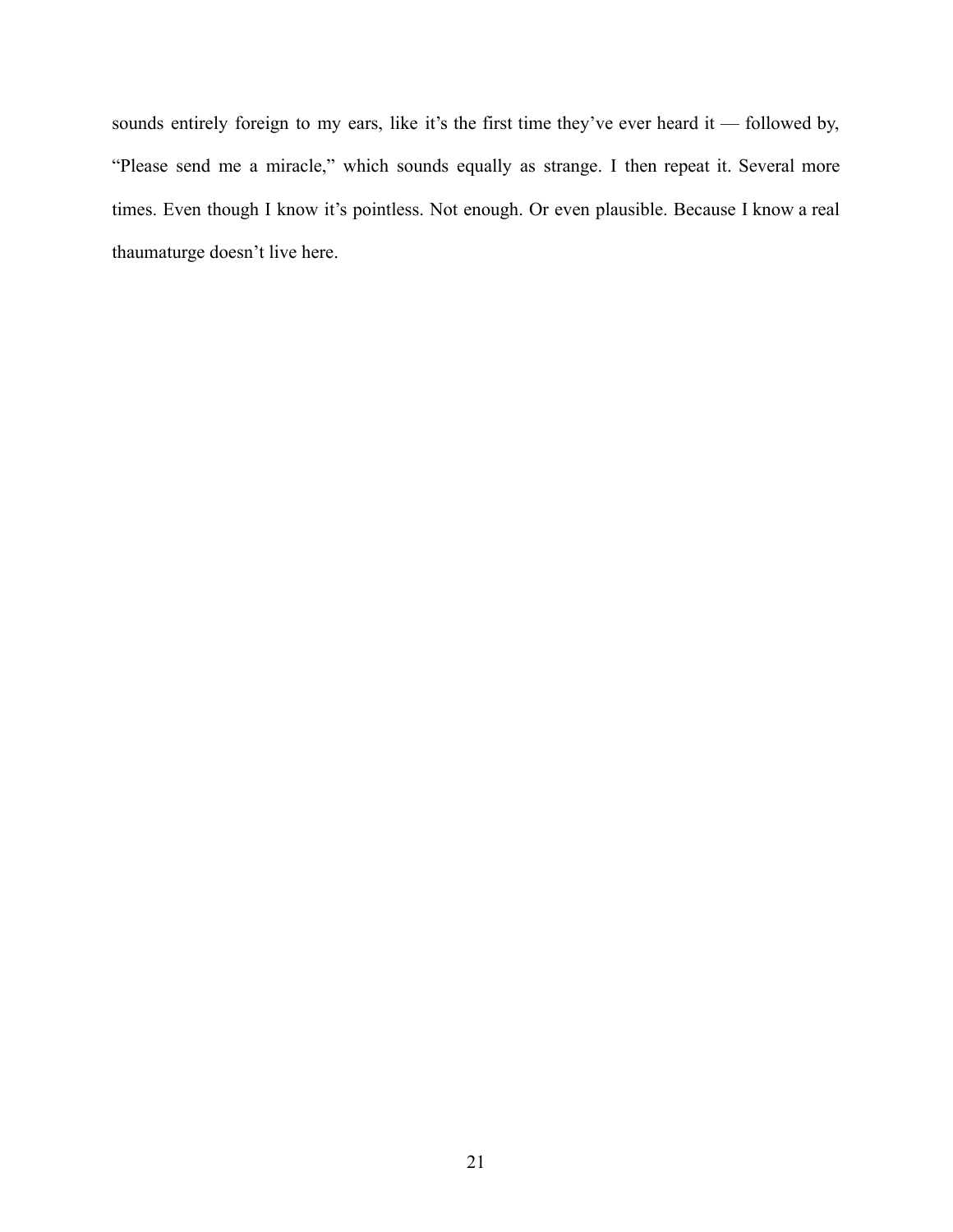sounds entirely foreign to my ears, like it's the first time they've ever heard it — followed by, "Please send me a miracle," which sounds equally as strange. I then repeat it. Several more times. Even though I know it's pointless. Not enough. Or even plausible. Because I know a real thaumaturge doesn't live here.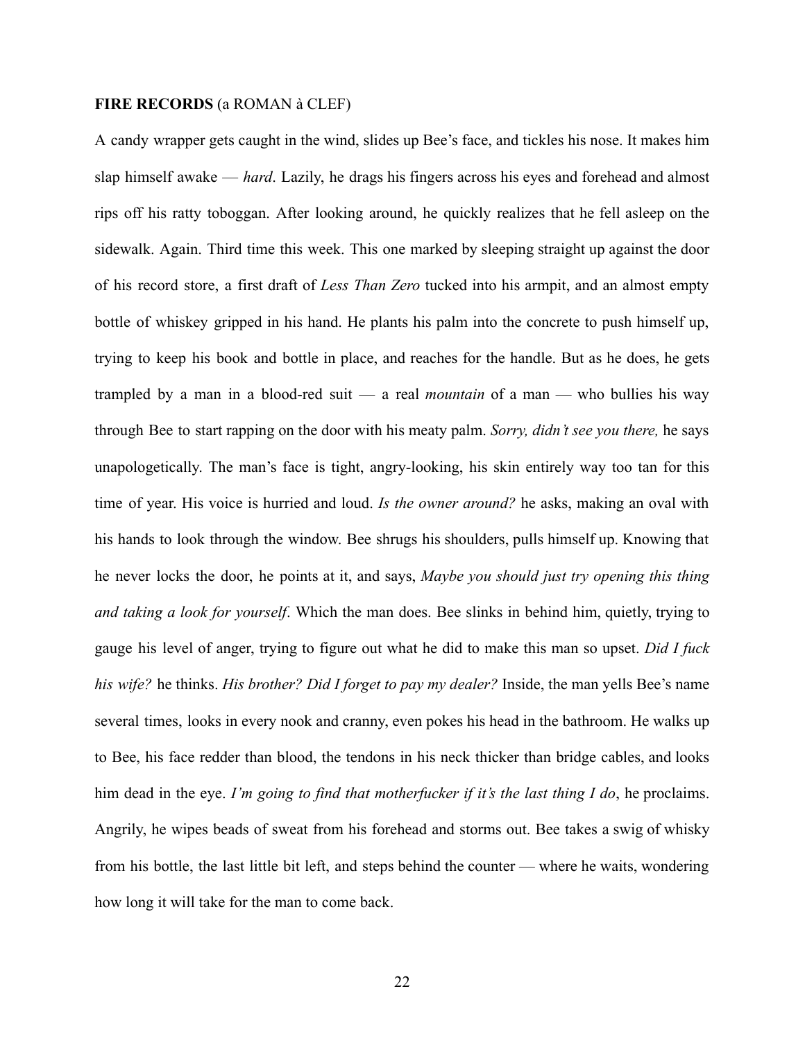**FIRE RECORDS** (a ROMAN à CLEF)

A candy wrapper gets caught in the wind, slides up Bee's face, and tickles his nose. It makes him slap himself awake — *hard*. Lazily, he drags his fingers across his eyes and forehead and almost rips off his ratty toboggan. After looking around, he quickly realizes that he fell asleep on the sidewalk. Again. Third time this week. This one marked by sleeping straight up against the door of his record store, a first draft of *Less Than Zero* tucked into his armpit, and an almost empty bottle of whiskey gripped in his hand. He plants his palm into the concrete to push himself up, trying to keep his book and bottle in place, and reaches for the handle. But as he does, he gets trampled by a man in a blood-red suit — a real *mountain* of a man — who bullies his way through Bee to start rapping on the door with his meaty palm. *Sorry, didn't see you there,* he says unapologetically. The man's face is tight, angry-looking, his skin entirely way too tan for this time of year. His voice is hurried and loud. *Is the owner around?* he asks, making an oval with his hands to look through the window. Bee shrugs his shoulders, pulls himself up. Knowing that he never locks the door, he points at it, and says, *Maybe you should just try opening this thing and taking a look for yourself*. Which the man does. Bee slinks in behind him, quietly, trying to gauge his level of anger, trying to figure out what he did to make this man so upset. *Did I fuck his wife?* he thinks. *His brother? Did I forget to pay my dealer?* Inside, the man yells Bee's name several times, looks in every nook and cranny, even pokes his head in the bathroom. He walks up to Bee, his face redder than blood, the tendons in his neck thicker than bridge cables, and looks him dead in the eye. *I'm going to find that motherfucker if it's the last thing I do*, he proclaims. Angrily, he wipes beads of sweat from his forehead and storms out. Bee takes a swig of whisky from his bottle, the last little bit left, and steps behind the counter — where he waits, wondering how long it will take for the man to come back.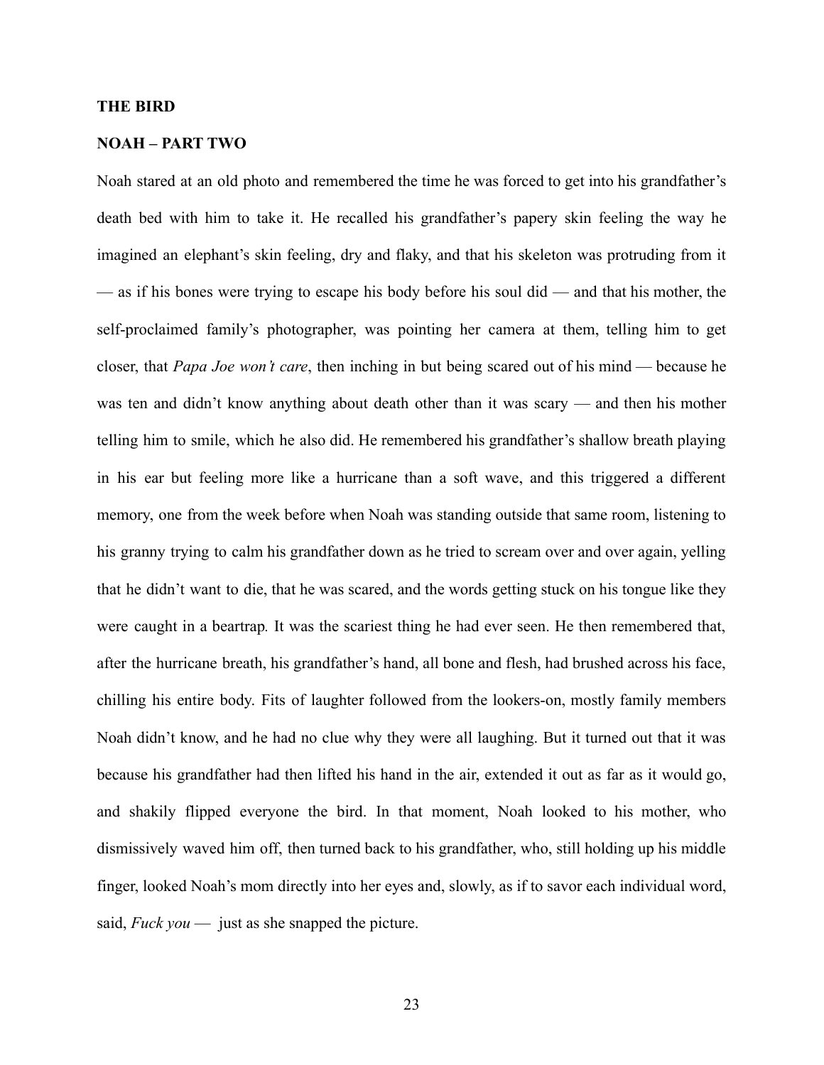**THE BIRD**

**NOAH – PART TWO**

Noah stared at an old photo and remembered the time he was forced to get into his grandfather's death bed with him to take it. He recalled his grandfather's papery skin feeling the way he imagined an elephant's skin feeling, dry and flaky, and that his skeleton was protruding from it — as if his bones were trying to escape his body before his soul did — and that his mother, the self-proclaimed family's photographer, was pointing her camera at them, telling him to get closer, that *Papa Joe won't care*, then inching in but being scared out of his mind — because he was ten and didn't know anything about death other than it was scary — and then his mother telling him to smile, which he also did. He remembered his grandfather's shallow breath playing in his ear but feeling more like a hurricane than a soft wave, and this triggered a different memory, one from the week before when Noah was standing outside that same room, listening to his granny trying to calm his grandfather down as he tried to scream over and over again, yelling that he didn't want to die, that he was scared, and the words getting stuck on his tongue like they were caught in a beartrap. It was the scariest thing he had ever seen. He then remembered that, after the hurricane breath, his grandfather's hand, all bone and flesh, had brushed across his face, chilling his entire body. Fits of laughter followed from the lookers-on, mostly family members Noah didn't know, and he had no clue why they were all laughing. But it turned out that it was because his grandfather had then lifted his hand in the air, extended it out as far as it would go, and shakily flipped everyone the bird. In that moment, Noah looked to his mother, who dismissively waved him off, then turned back to his grandfather, who, still holding up his middle finger, looked Noah's mom directly into her eyes and, slowly, as if to savor each individual word, said, *Fuck you* — just as she snapped the picture.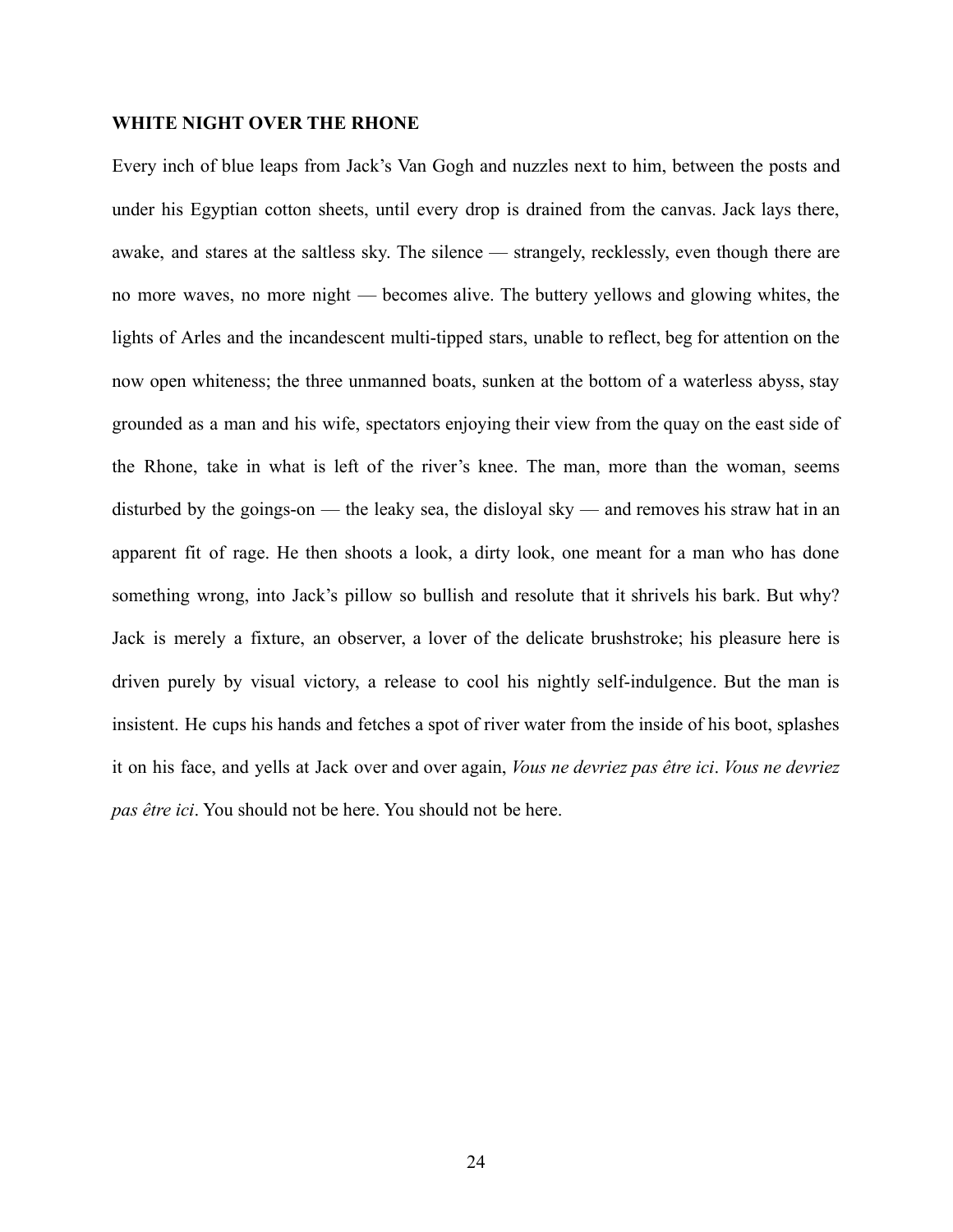**WHITE NIGHT OVER THE RHONE**

Every inch of blue leaps from Jack's Van Gogh and nuzzles next to him, between the posts and under his Egyptian cotton sheets, until every drop is drained from the canvas. Jack lays there, awake, and stares at the saltless sky. The silence — strangely, recklessly, even though there are no more waves, no more night — becomes alive. The buttery yellows and glowing whites, the lights of Arles and the incandescent multi-tipped stars, unable to reflect, beg for attention on the now open whiteness; the three unmanned boats, sunken at the bottom of a waterless abyss, stay grounded as a man and his wife, spectators enjoying their view from the quay on the east side of the Rhone, take in what is left of the river's knee. The man, more than the woman, seems disturbed by the goings-on — the leaky sea, the disloyal sky — and removes his straw hat in an apparent fit of rage. He then shoots a look, a dirty look, one meant for a man who has done something wrong, into Jack's pillow so bullish and resolute that it shrivels his bark. But why? Jack is merely a fixture, an observer, a lover of the delicate brushstroke; his pleasure here is driven purely by visual victory, a release to cool his nightly self-indulgence. But the man is insistent. He cups his hands and fetches a spot of river water from the inside of his boot, splashes it on his face, and yells at Jack over and over again, *Vous ne devriez pas être ici*. *Vous ne devriez pas être ici*. You should not be here. You should not be here.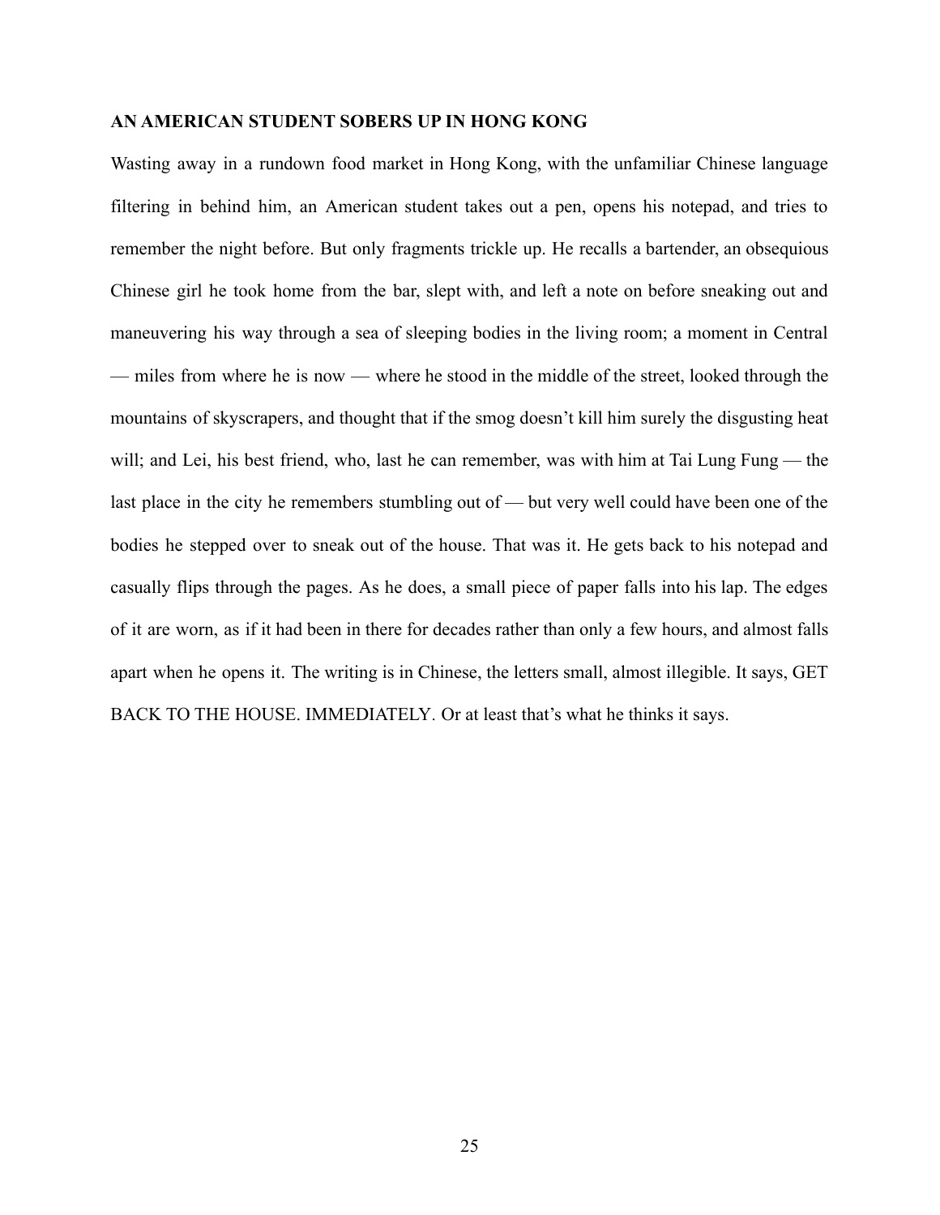**AN AMERICAN STUDENT SOBERS UP IN HONG KONG**

Wasting away in a rundown food market in Hong Kong, with the unfamiliar Chinese language filtering in behind him, an American student takes out a pen, opens his notepad, and tries to remember the night before. But only fragments trickle up. He recalls a bartender, an obsequious Chinese girl he took home from the bar, slept with, and left a note on before sneaking out and maneuvering his way through a sea of sleeping bodies in the living room; a moment in Central — miles from where he is now — where he stood in the middle of the street, looked through the mountains of skyscrapers, and thought that if the smog doesn't kill him surely the disgusting heat will; and Lei, his best friend, who, last he can remember, was with him at Tai Lung Fung — the last place in the city he remembers stumbling out of — but very well could have been one of the bodies he stepped over to sneak out of the house. That was it. He gets back to his notepad and casually flips through the pages. As he does, a small piece of paper falls into his lap. The edges of it are worn, as if it had been in there for decades rather than only a few hours, and almost falls apart when he opens it. The writing is in Chinese, the letters small, almost illegible. It says, GET BACK TO THE HOUSE. IMMEDIATELY. Or at least that's what he thinks it says.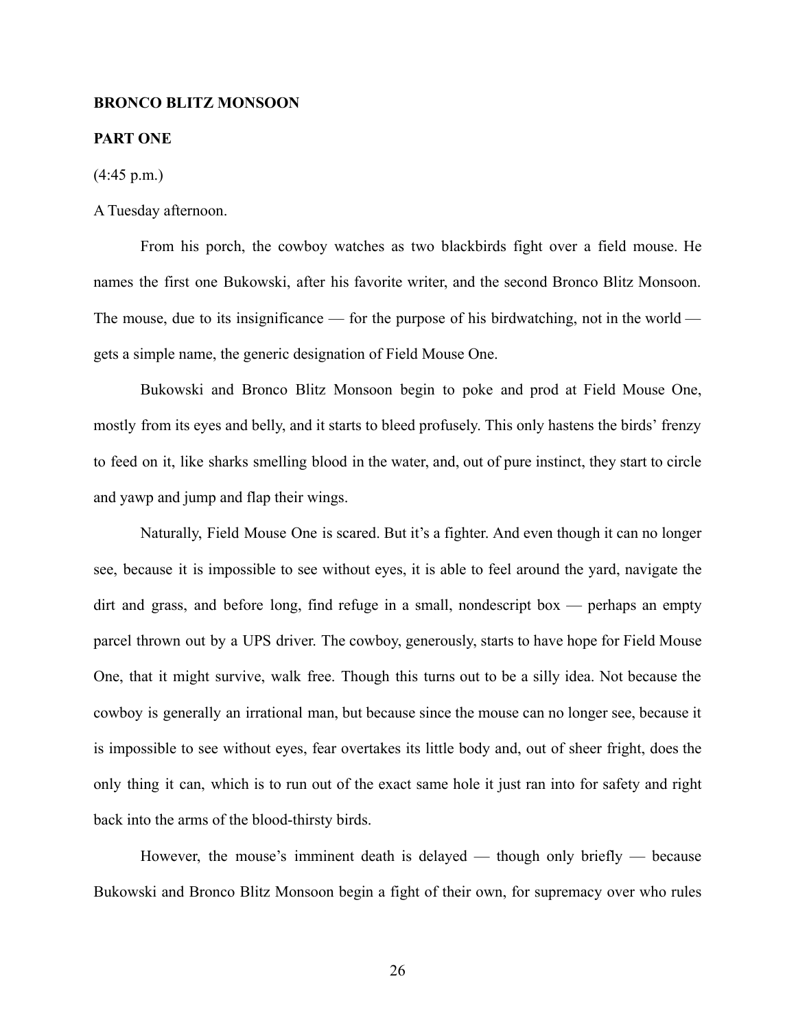**BRONCO BLITZ MONSOON**

**PART ONE**

(4:45 p.m.)

A Tuesday afternoon.

From his porch, the cowboy watches as two blackbirds fight over a field mouse. He names the first one Bukowski, after his favorite writer, and the second Bronco Blitz Monsoon. The mouse, due to its insignificance — for the purpose of his birdwatching, not in the world — gets a simple name, the generic designation of Field Mouse One.

Bukowski and Bronco Blitz Monsoon begin to poke and prod at Field Mouse One, mostly from its eyes and belly, and it starts to bleed profusely. This only hastens the birds' frenzy to feed on it, like sharks smelling blood in the water, and, out of pure instinct, they start to circle and yawp and jump and flap their wings.

Naturally, Field Mouse One is scared. But it's a fighter. And even though it can no longer see, because it is impossible to see without eyes, it is able to feel around the yard, navigate the dirt and grass, and before long, find refuge in a small, nondescript box — perhaps an empty parcel thrown out by a UPS driver. The cowboy, generously, starts to have hope for Field Mouse One, that it might survive, walk free. Though this turns out to be a silly idea. Not because the cowboy is generally an irrational man, but because since the mouse can no longer see, because it is impossible to see without eyes, fear overtakes its little body and, out of sheer fright, does the only thing it can, which is to run out of the exact same hole it just ran into for safety and right back into the arms of the blood-thirsty birds.

However, the mouse's imminent death is delayed — though only briefly — because Bukowski and Bronco Blitz Monsoon begin a fight of their own, for supremacy over who rules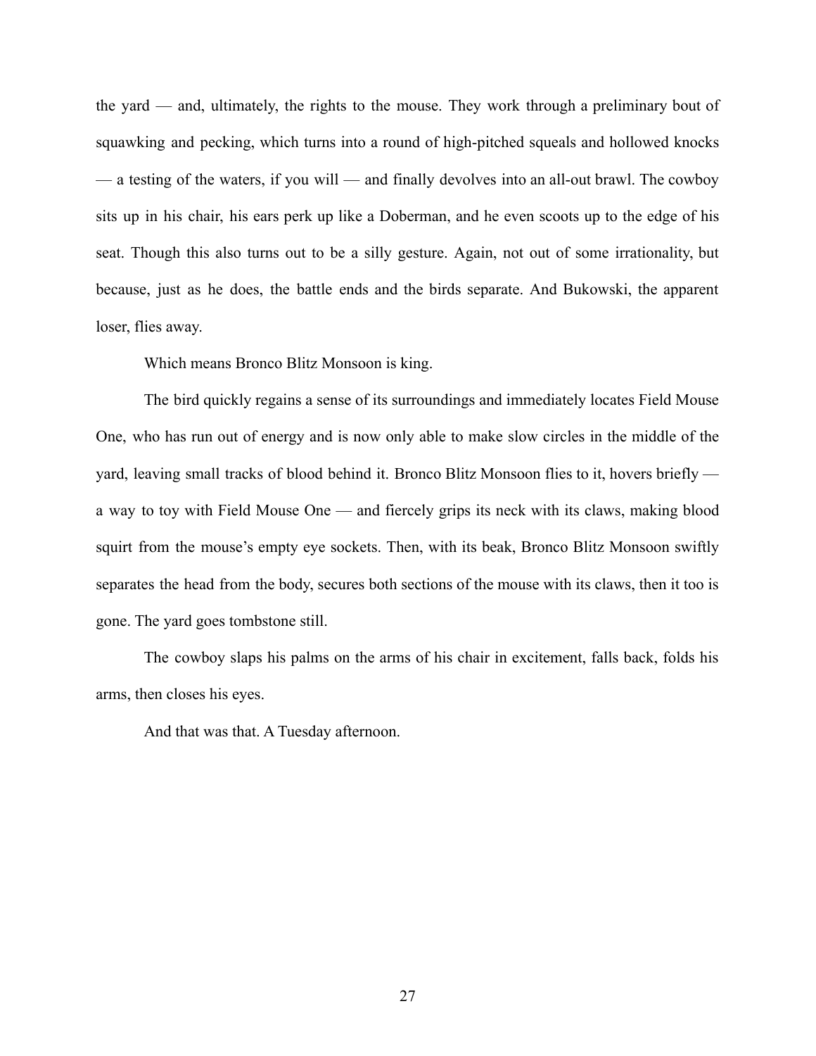the yard — and, ultimately, the rights to the mouse. They work through a preliminary bout of squawking and pecking, which turns into a round of high-pitched squeals and hollowed knocks — a testing of the waters, if you will — and finally devolves into an all-out brawl. The cowboy sits up in his chair, his ears perk up like a Doberman, and he even scoots up to the edge of his seat. Though this also turns out to be a silly gesture. Again, not out of some irrationality, but because, just as he does, the battle ends and the birds separate. And Bukowski, the apparent loser, flies away.

Which means Bronco Blitz Monsoon is king.

The bird quickly regains a sense of its surroundings and immediately locates Field Mouse One, who has run out of energy and is now only able to make slow circles in the middle of the yard, leaving small tracks of blood behind it. Bronco Blitz Monsoon flies to it, hovers briefly — a way to toy with Field Mouse One — and fiercely grips its neck with its claws, making blood squirt from the mouse's empty eye sockets. Then, with its beak, Bronco Blitz Monsoon swiftly separates the head from the body, secures both sections of the mouse with its claws, then it too is gone. The yard goes tombstone still.

The cowboy slaps his palms on the arms of his chair in excitement, falls back, folds his arms, then closes his eyes.

And that was that. A Tuesday afternoon.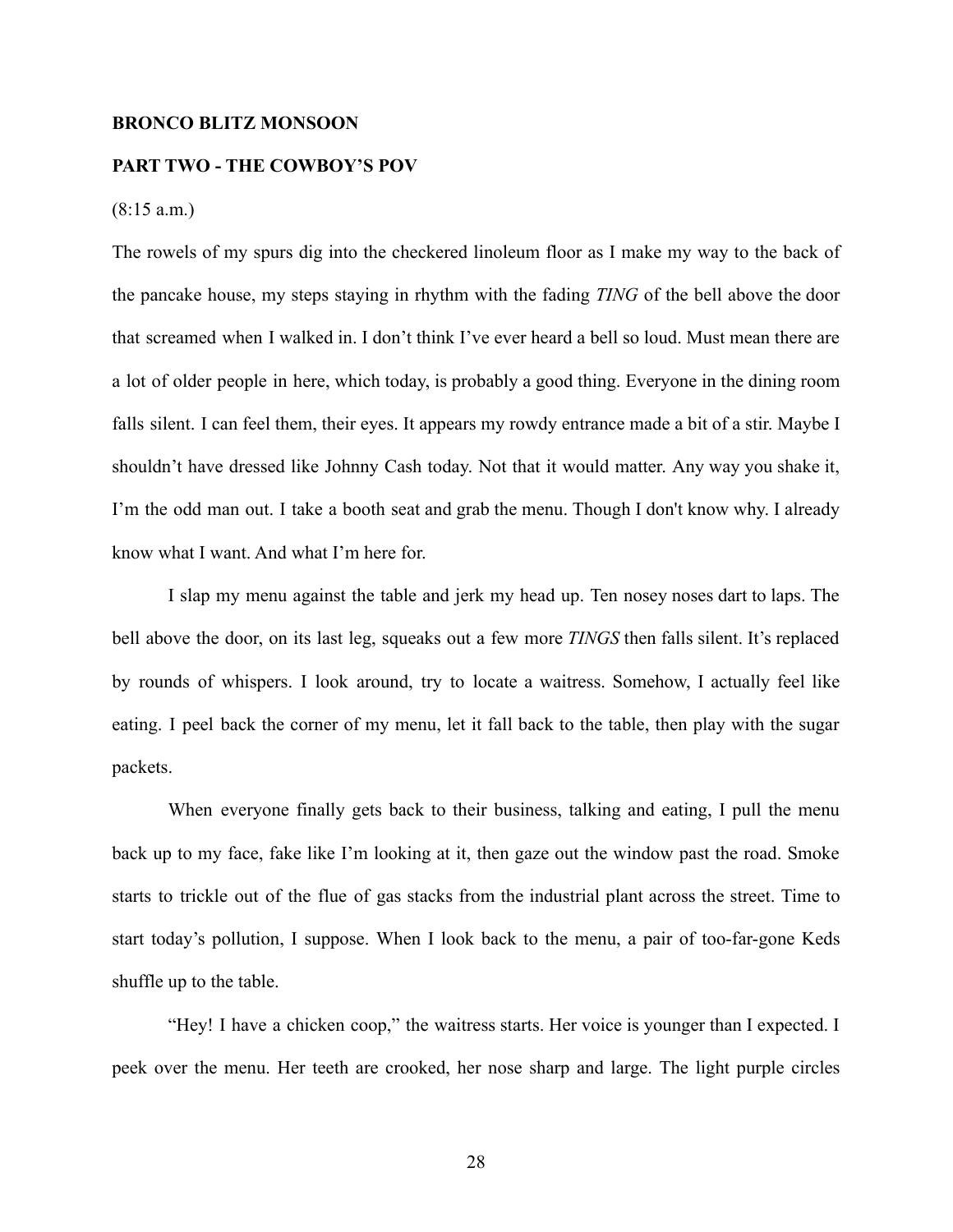**BRONCO BLITZ MONSOON**

**PART TWO - THE COWBOY'S POV**

(8:15 a.m.)

The rowels of my spurs dig into the checkered linoleum floor as I make my way to the back of the pancake house, my steps staying in rhythm with the fading *TING* of the bell above the door that screamed when I walked in. I don't think I've ever heard a bell so loud. Must mean there are a lot of older people in here, which today, is probably a good thing. Everyone in the dining room falls silent. I can feel them, their eyes. It appears my rowdy entrance made a bit of a stir. Maybe I shouldn't have dressed like Johnny Cash today. Not that it would matter. Any way you shake it, I'm the odd man out. I take a booth seat and grab the menu. Though I don't know why. I already know what I want. And what I'm here for.

I slap my menu against the table and jerk my head up. Ten nosey noses dart to laps. The bell above the door, on its last leg, squeaks out a few more *TINGS* then falls silent. It's replaced by rounds of whispers. I look around, try to locate a waitress. Somehow, I actually feel like eating. I peel back the corner of my menu, let it fall back to the table, then play with the sugar packets.

When everyone finally gets back to their business, talking and eating, I pull the menu back up to my face, fake like I'm looking at it, then gaze out the window past the road. Smoke starts to trickle out of the flue of gas stacks from the industrial plant across the street. Time to start today's pollution, I suppose. When I look back to the menu, a pair of too-far-gone Keds shuffle up to the table.

"Hey! I have a chicken coop," the waitress starts. Her voice is younger than I expected. I peek over the menu. Her teeth are crooked, her nose sharp and large. The light purple circles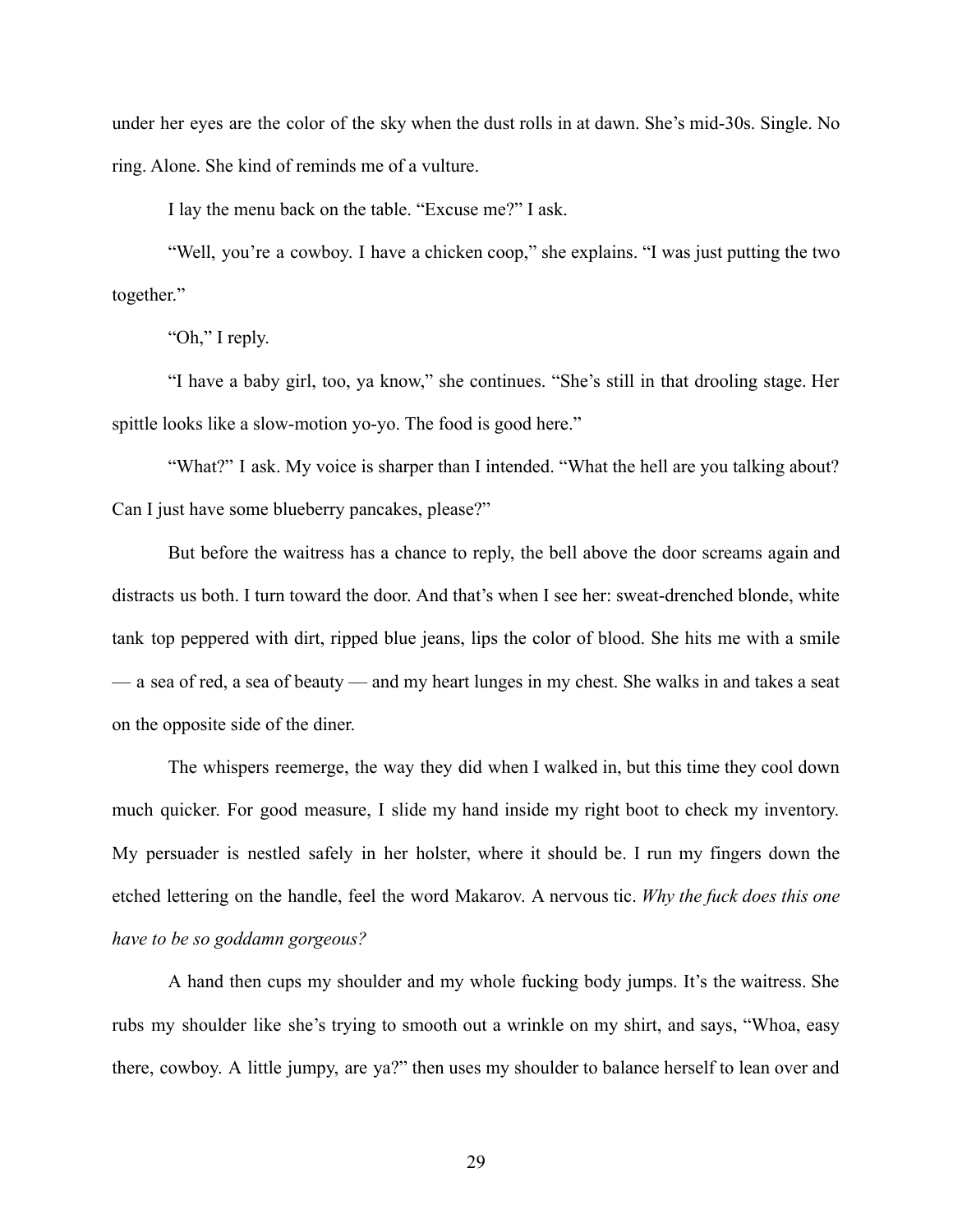under her eyes are the color of the sky when the dust rolls in at dawn. She's mid-30s. Single. No ring. Alone. She kind of reminds me of a vulture.

I lay the menu back on the table. "Excuse me?" I ask.

"Well, you're a cowboy. I have a chicken coop," she explains. "I was just putting the two together."

"Oh," I reply.

"I have a baby girl, too, ya know," she continues. "She's still in that drooling stage. Her spittle looks like a slow-motion yo-yo. The food is good here."

"What?" I ask. My voice is sharper than I intended. "What the hell are you talking about? Can I just have some blueberry pancakes, please?"

But before the waitress has a chance to reply, the bell above the door screams again and distracts us both. I turn toward the door. And that's when I see her: sweat-drenched blonde, white tank top peppered with dirt, ripped blue jeans, lips the color of blood. She hits me with a smile — a sea of red, a sea of beauty — and my heart lunges in my chest. She walks in and takes a seat on the opposite side of the diner.

The whispers reemerge, the way they did when I walked in, but this time they cool down much quicker. For good measure, I slide my hand inside my right boot to check my inventory. My persuader is nestled safely in her holster, where it should be. I run my fingers down the etched lettering on the handle, feel the word Makarov. A nervous tic. *Why the fuck does this one have to be so goddamn gorgeous?*

A hand then cups my shoulder and my whole fucking body jumps. It's the waitress. She rubs my shoulder like she's trying to smooth out a wrinkle on my shirt, and says, "Whoa, easy there, cowboy. A little jumpy, are ya?" then uses my shoulder to balance herself to lean over and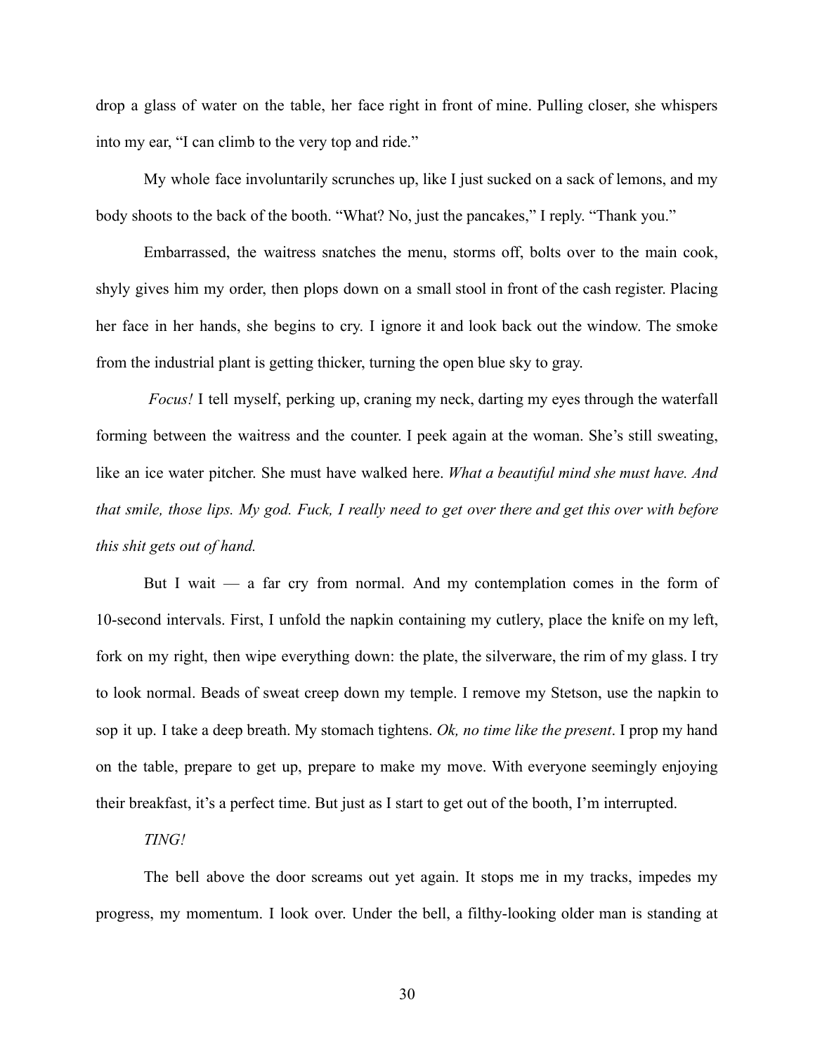drop a glass of water on the table, her face right in front of mine. Pulling closer, she whispers into my ear, "I can climb to the very top and ride."

My whole face involuntarily scrunches up, like I just sucked on a sack of lemons, and my body shoots to the back of the booth. "What? No, just the pancakes," I reply. "Thank you."

Embarrassed, the waitress snatches the menu, storms off, bolts over to the main cook, shyly gives him my order, then plops down on a small stool in front of the cash register. Placing her face in her hands, she begins to cry. I ignore it and look back out the window. The smoke from the industrial plant is getting thicker, turning the open blue sky to gray.

*Focus!* I tell myself, perking up, craning my neck, darting my eyes through the waterfall forming between the waitress and the counter. I peek again at the woman. She's still sweating, like an ice water pitcher. She must have walked here. *What a beautiful mind she must have. And that smile, those lips. My god. Fuck, I really need to get over there and get this over with before this shit gets out of hand.*

But I wait — a far cry from normal. And my contemplation comes in the form of 10-second intervals. First, I unfold the napkin containing my cutlery, place the knife on my left, fork on my right, then wipe everything down: the plate, the silverware, the rim of my glass. I try to look normal. Beads of sweat creep down my temple. I remove my Stetson, use the napkin to sop it up. I take a deep breath. My stomach tightens. *Ok, no time like the present*. I prop my hand on the table, prepare to get up, prepare to make my move. With everyone seemingly enjoying their breakfast, it's a perfect time. But just as I start to get out of the booth, I'm interrupted.

*TING!*

The bell above the door screams out yet again. It stops me in my tracks, impedes my progress, my momentum. I look over. Under the bell, a filthy-looking older man is standing at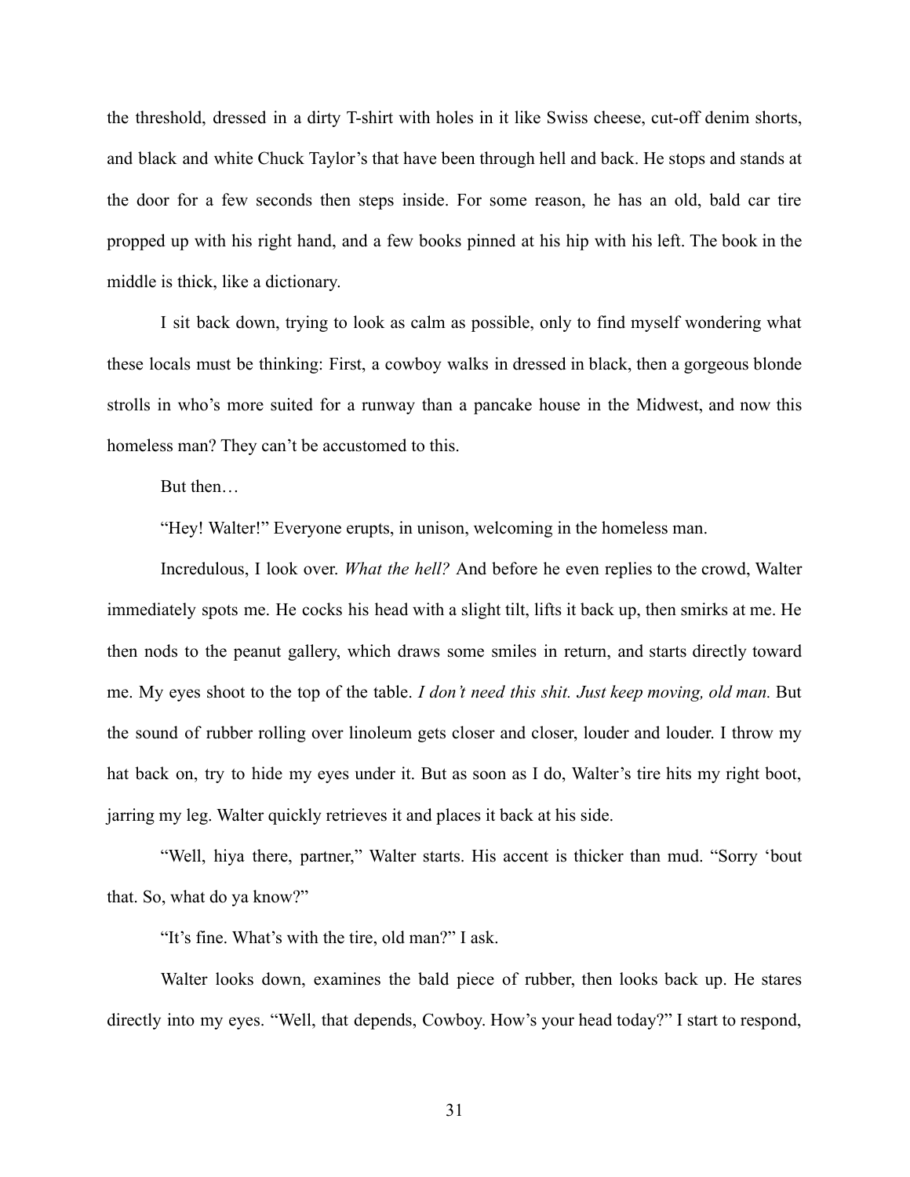the threshold, dressed in a dirty T-shirt with holes in it like Swiss cheese, cut-off denim shorts, and black and white Chuck Taylor's that have been through hell and back. He stops and stands at the door for a few seconds then steps inside. For some reason, he has an old, bald car tire propped up with his right hand, and a few books pinned at his hip with his left. The book in the middle is thick, like a dictionary.

I sit back down, trying to look as calm as possible, only to find myself wondering what these locals must be thinking: First, a cowboy walks in dressed in black, then a gorgeous blonde strolls in who's more suited for a runway than a pancake house in the Midwest, and now this homeless man? They can't be accustomed to this.

But then…

"Hey! Walter!" Everyone erupts, in unison, welcoming in the homeless man.

Incredulous, I look over. *What the hell?* And before he even replies to the crowd, Walter immediately spots me. He cocks his head with a slight tilt, lifts it back up, then smirks at me. He then nods to the peanut gallery, which draws some smiles in return, and starts directly toward me. My eyes shoot to the top of the table. *I don't need this shit. Just keep moving, old man.* But the sound of rubber rolling over linoleum gets closer and closer, louder and louder. I throw my hat back on, try to hide my eyes under it. But as soon as I do, Walter's tire hits my right boot, jarring my leg. Walter quickly retrieves it and places it back at his side.

"Well, hiya there, partner," Walter starts. His accent is thicker than mud. "Sorry 'bout that. So, what do ya know?"

"It's fine. What's with the tire, old man?" I ask.

Walter looks down, examines the bald piece of rubber, then looks back up. He stares directly into my eyes. "Well, that depends, Cowboy. How's your head today?" I start to respond,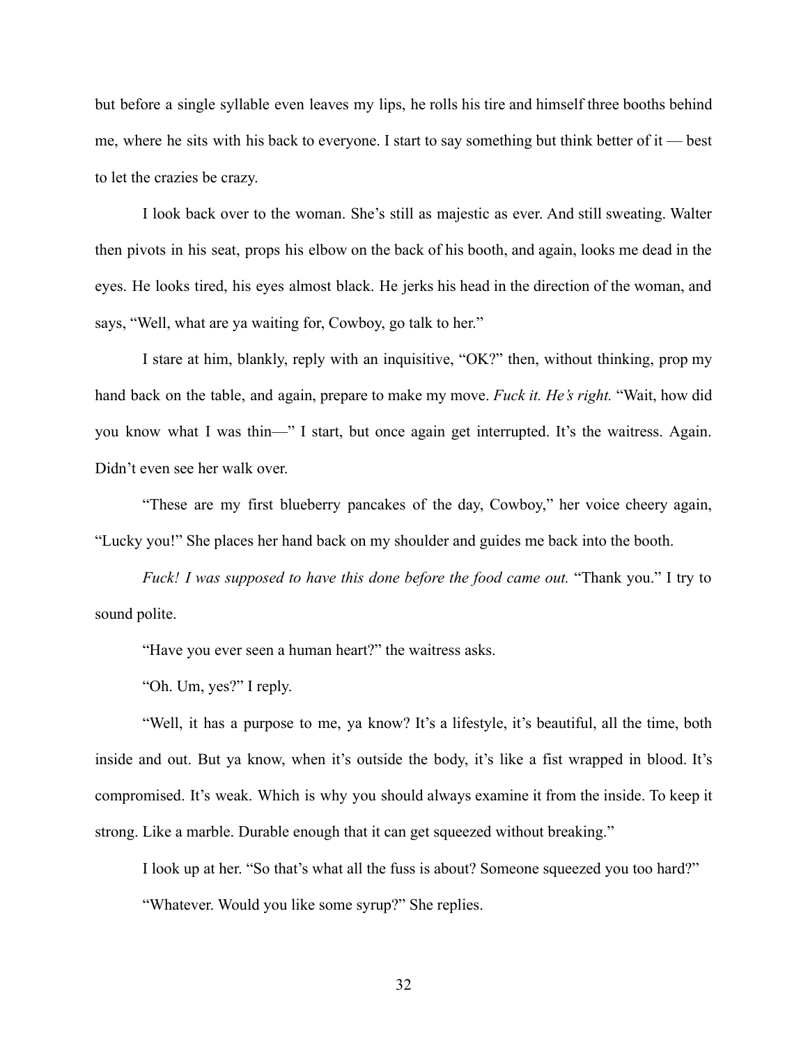but before a single syllable even leaves my lips, he rolls his tire and himself three booths behind me, where he sits with his back to everyone. I start to say something but think better of it — best to let the crazies be crazy.

I look back over to the woman. She's still as majestic as ever. And still sweating. Walter then pivots in his seat, props his elbow on the back of his booth, and again, looks me dead in the eyes. He looks tired, his eyes almost black. He jerks his head in the direction of the woman, and says, "Well, what are ya waiting for, Cowboy, go talk to her."

I stare at him, blankly, reply with an inquisitive, "OK?" then, without thinking, prop my hand back on the table, and again, prepare to make my move. *Fuck it. He's right.* "Wait, how did you know what I was thin—" I start, but once again get interrupted. It's the waitress. Again. Didn't even see her walk over.

"These are my first blueberry pancakes of the day, Cowboy," her voice cheery again, "Lucky you!" She places her hand back on my shoulder and guides me back into the booth.

*Fuck! I was supposed to have this done before the food came out.* "Thank you." I try to sound polite.

"Have you ever seen a human heart?" the waitress asks.

"Oh. Um, yes?" I reply.

"Well, it has a purpose to me, ya know? It's a lifestyle, it's beautiful, all the time, both inside and out. But ya know, when it's outside the body, it's like a fist wrapped in blood. It's compromised. It's weak. Which is why you should always examine it from the inside. To keep it strong. Like a marble. Durable enough that it can get squeezed without breaking."

I look up at her. "So that's what all the fuss is about? Someone squeezed you too hard?"

"Whatever. Would you like some syrup?" She replies.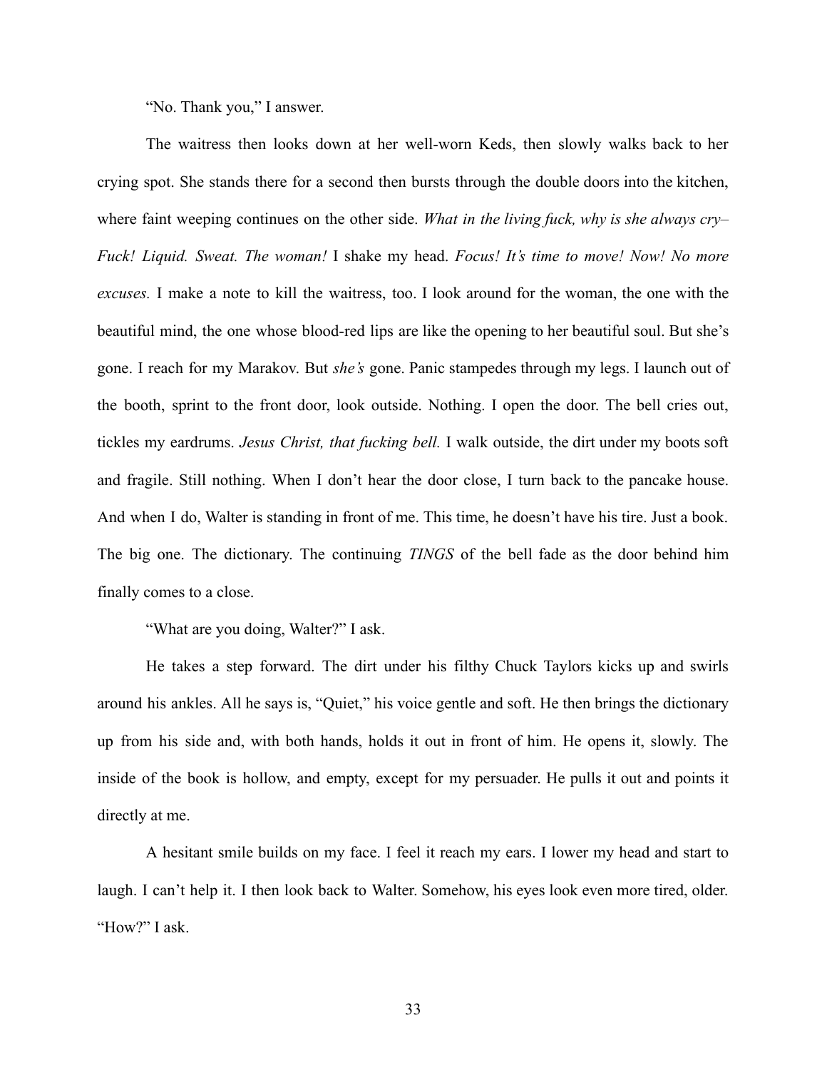"No. Thank you," I answer.

The waitress then looks down at her well-worn Keds, then slowly walks back to her crying spot. She stands there for a second then bursts through the double doors into the kitchen, where faint weeping continues on the other side. *What in the living fuck, why is she always cry– Fuck! Liquid. Sweat. The woman!* I shake my head. *Focus! It's time to move! Now! No more excuses.* I make a note to kill the waitress, too. I look around for the woman, the one with the beautiful mind, the one whose blood-red lips are like the opening to her beautiful soul. But she's gone. I reach for my Marakov. But *she's* gone. Panic stampedes through my legs. I launch out of the booth, sprint to the front door, look outside. Nothing. I open the door. The bell cries out, tickles my eardrums. *Jesus Christ, that fucking bell.* I walk outside, the dirt under my boots soft and fragile. Still nothing. When I don't hear the door close, I turn back to the pancake house. And when I do, Walter is standing in front of me. This time, he doesn't have his tire. Just a book. The big one. The dictionary. The continuing *TINGS* of the bell fade as the door behind him finally comes to a close.

"What are you doing, Walter?" I ask.

He takes a step forward. The dirt under his filthy Chuck Taylors kicks up and swirls around his ankles. All he says is, "Quiet," his voice gentle and soft. He then brings the dictionary up from his side and, with both hands, holds it out in front of him. He opens it, slowly. The inside of the book is hollow, and empty, except for my persuader. He pulls it out and points it directly at me.

A hesitant smile builds on my face. I feel it reach my ears. I lower my head and start to laugh. I can't help it. I then look back to Walter. Somehow, his eyes look even more tired, older. "How?" I ask.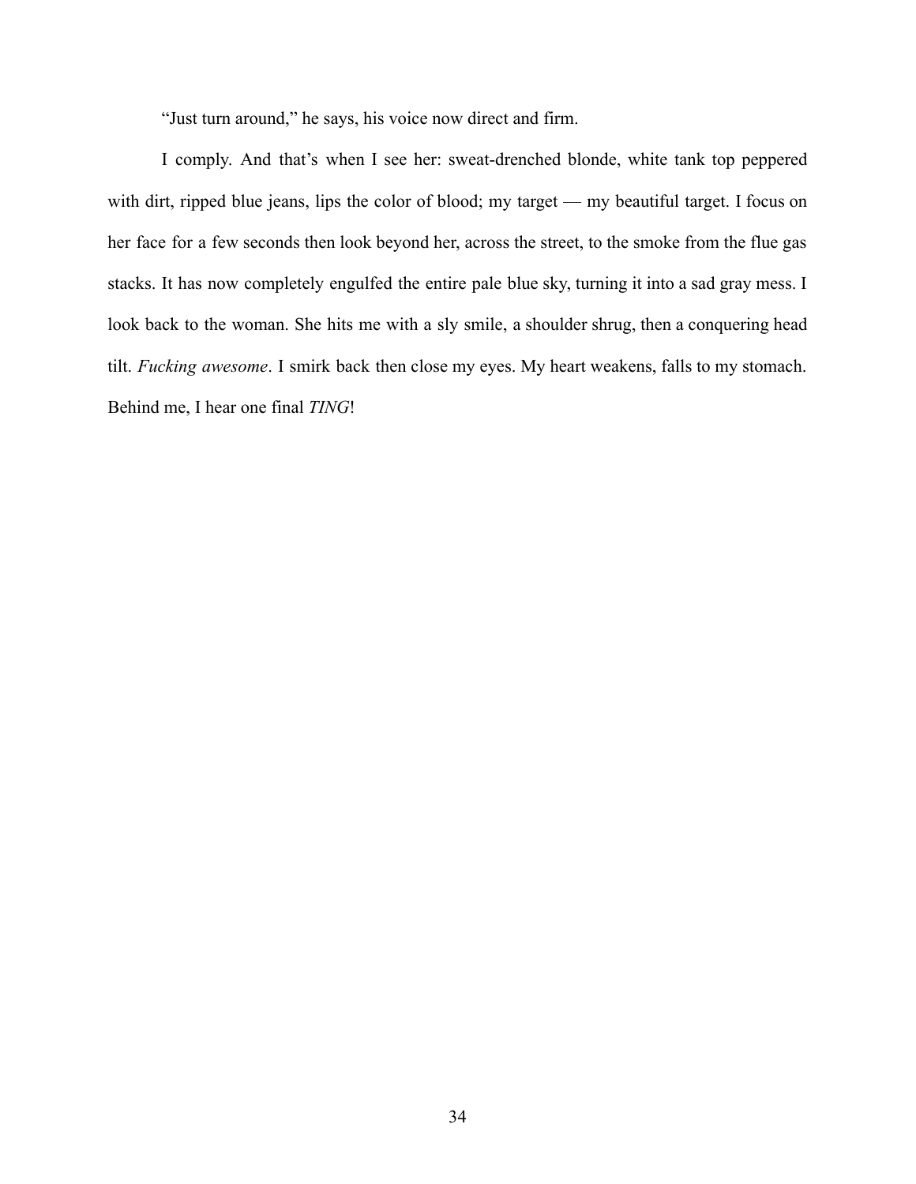"Just turn around," he says, his voice now direct and firm.

I comply. And that's when I see her: sweat-drenched blonde, white tank top peppered with dirt, ripped blue jeans, lips the color of blood; my target — my beautiful target. I focus on her face for a few seconds then look beyond her, across the street, to the smoke from the flue gas stacks. It has now completely engulfed the entire pale blue sky, turning it into a sad gray mess. I look back to the woman. She hits me with a sly smile, a shoulder shrug, then a conquering head tilt. *Fucking awesome*. I smirk back then close my eyes. My heart weakens, falls to my stomach. Behind me, I hear one final *TING*!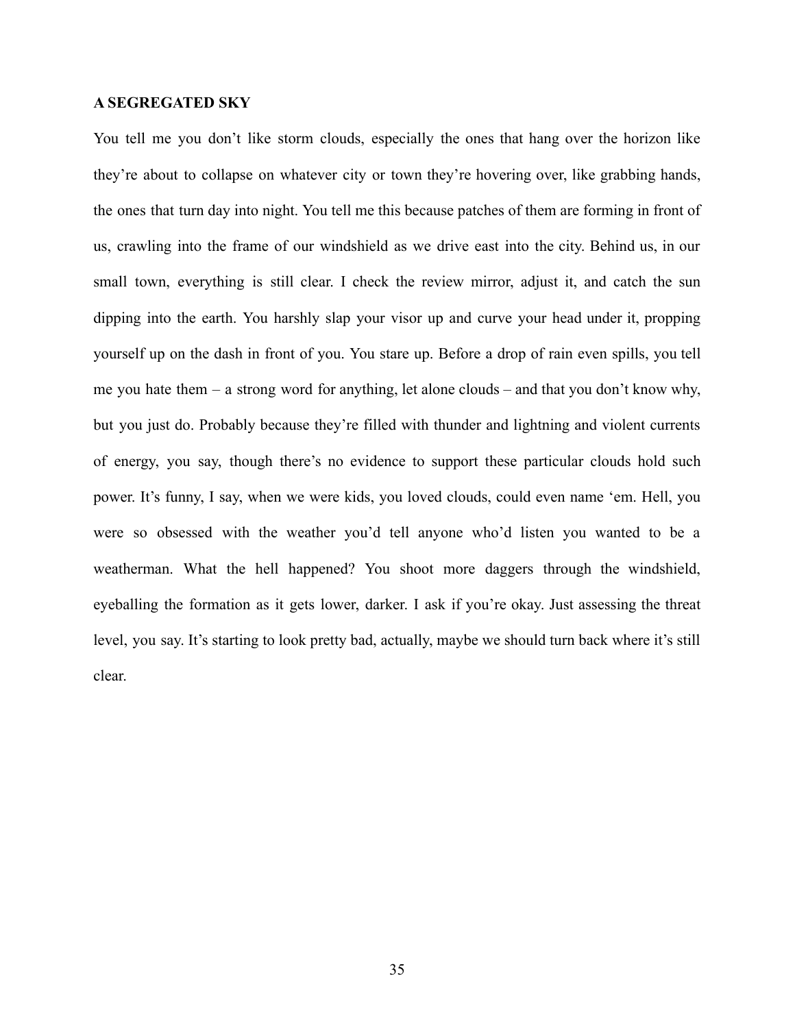**A SEGREGATED SKY**

You tell me you don't like storm clouds, especially the ones that hang over the horizon like they're about to collapse on whatever city or town they're hovering over, like grabbing hands, the ones that turn day into night. You tell me this because patches of them are forming in front of us, crawling into the frame of our windshield as we drive east into the city. Behind us, in our small town, everything is still clear. I check the review mirror, adjust it, and catch the sun dipping into the earth. You harshly slap your visor up and curve your head under it, propping yourself up on the dash in front of you. You stare up. Before a drop of rain even spills, you tell me you hate them – a strong word for anything, let alone clouds – and that you don't know why, but you just do. Probably because they're filled with thunder and lightning and violent currents of energy, you say, though there's no evidence to support these particular clouds hold such power. It's funny, I say, when we were kids, you loved clouds, could even name 'em. Hell, you were so obsessed with the weather you'd tell anyone who'd listen you wanted to be a weatherman. What the hell happened? You shoot more daggers through the windshield, eyeballing the formation as it gets lower, darker. I ask if you're okay. Just assessing the threat level, you say. It's starting to look pretty bad, actually, maybe we should turn back where it's still clear.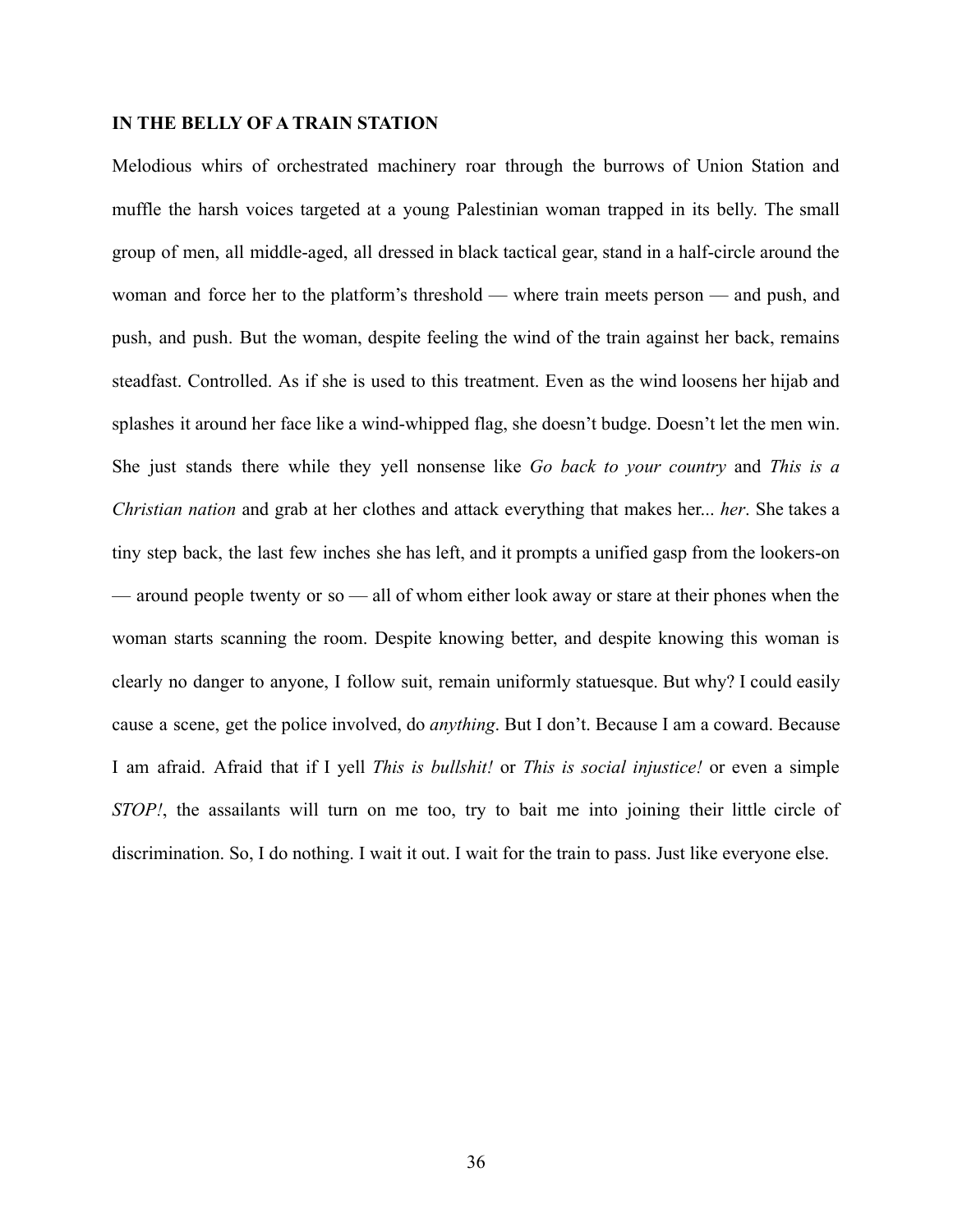**IN THE BELLY OF A TRAIN STATION**

Melodious whirs of orchestrated machinery roar through the burrows of Union Station and muffle the harsh voices targeted at a young Palestinian woman trapped in its belly. The small group of men, all middle-aged, all dressed in black tactical gear, stand in a half-circle around the woman and force her to the platform's threshold — where train meets person — and push, and push, and push. But the woman, despite feeling the wind of the train against her back, remains steadfast. Controlled. As if she is used to this treatment. Even as the wind loosens her hijab and splashes it around her face like a wind-whipped flag, she doesn't budge. Doesn't let the men win. She just stands there while they yell nonsense like *Go back to your country* and *This is a Christian nation* and grab at her clothes and attack everything that makes her... *her*. She takes a tiny step back, the last few inches she has left, and it prompts a unified gasp from the lookers-on — around people twenty or so — all of whom either look away or stare at their phones when the woman starts scanning the room. Despite knowing better, and despite knowing this woman is clearly no danger to anyone, I follow suit, remain uniformly statuesque. But why? I could easily cause a scene, get the police involved, do *anything*. But I don't. Because I am a coward. Because I am afraid. Afraid that if I yell *This is bullshit!* or *This is social injustice!* or even a simple *STOP!*, the assailants will turn on me too, try to bait me into joining their little circle of discrimination. So, I do nothing. I wait it out. I wait for the train to pass. Just like everyone else.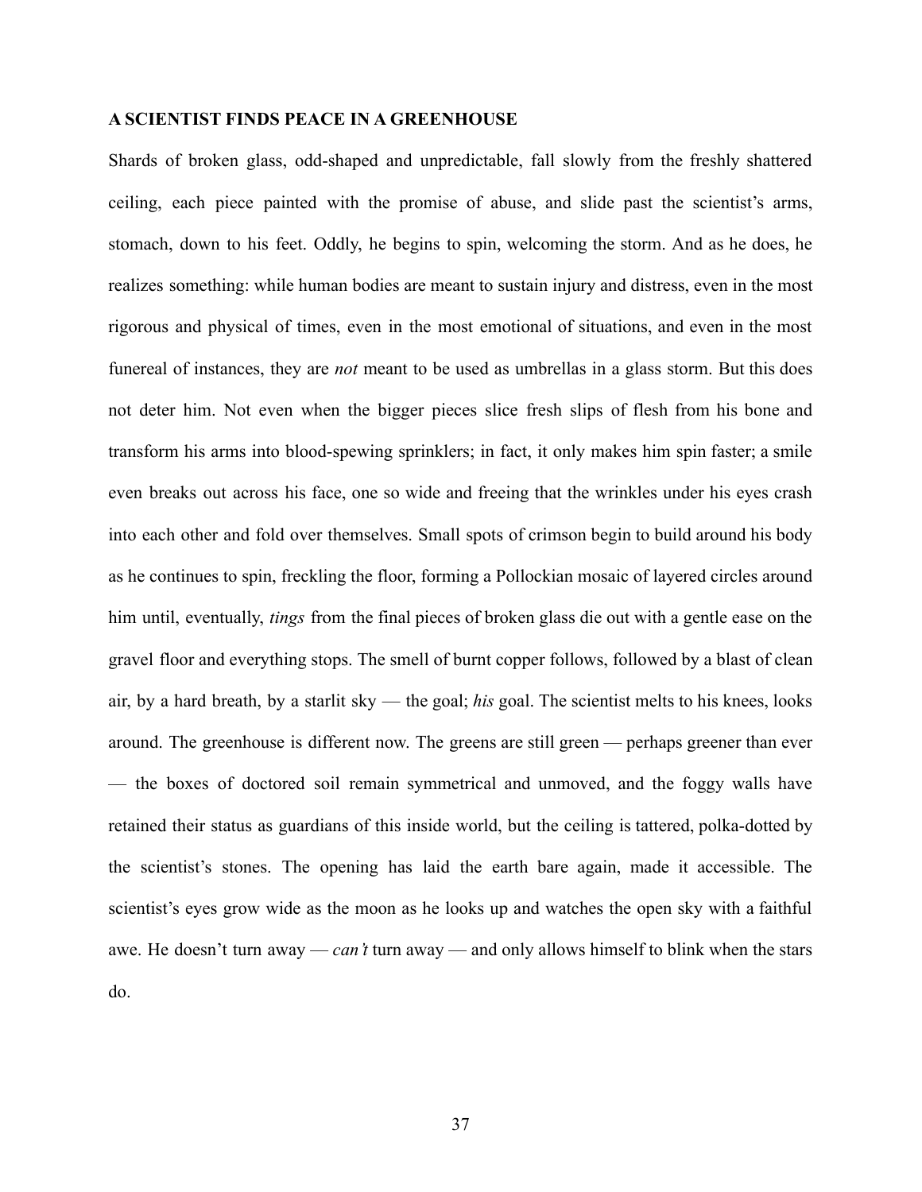**A SCIENTIST FINDS PEACE IN A GREENHOUSE**

Shards of broken glass, odd-shaped and unpredictable, fall slowly from the freshly shattered ceiling, each piece painted with the promise of abuse, and slide past the scientist's arms, stomach, down to his feet. Oddly, he begins to spin, welcoming the storm. And as he does, he realizes something: while human bodies are meant to sustain injury and distress, even in the most rigorous and physical of times, even in the most emotional of situations, and even in the most funereal of instances, they are *not* meant to be used as umbrellas in a glass storm. But this does not deter him. Not even when the bigger pieces slice fresh slips of flesh from his bone and transform his arms into blood-spewing sprinklers; in fact, it only makes him spin faster; a smile even breaks out across his face, one so wide and freeing that the wrinkles under his eyes crash into each other and fold over themselves. Small spots of crimson begin to build around his body as he continues to spin, freckling the floor, forming a Pollockian mosaic of layered circles around him until, eventually, *tings* from the final pieces of broken glass die out with a gentle ease on the gravel floor and everything stops. The smell of burnt copper follows, followed by a blast of clean air, by a hard breath, by a starlit sky — the goal; *his* goal. The scientist melts to his knees, looks around. The greenhouse is different now. The greens are still green — perhaps greener than ever — the boxes of doctored soil remain symmetrical and unmoved, and the foggy walls have retained their status as guardians of this inside world, but the ceiling is tattered, polka-dotted by the scientist's stones. The opening has laid the earth bare again, made it accessible. The scientist's eyes grow wide as the moon as he looks up and watches the open sky with a faithful awe. He doesn't turn away — *can't* turn away — and only allows himself to blink when the stars do.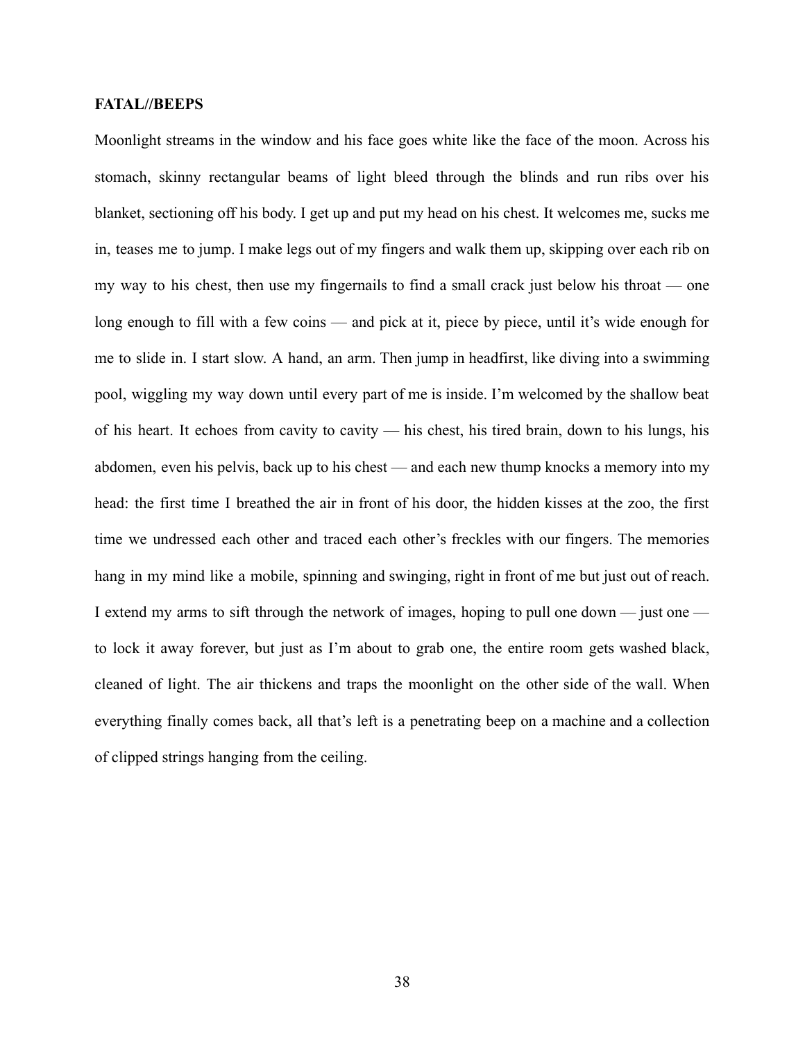**FATAL//BEEPS**

Moonlight streams in the window and his face goes white like the face of the moon. Across his stomach, skinny rectangular beams of light bleed through the blinds and run ribs over his blanket, sectioning off his body. I get up and put my head on his chest. It welcomes me, sucks me in, teases me to jump. I make legs out of my fingers and walk them up, skipping over each rib on my way to his chest, then use my fingernails to find a small crack just below his throat — one long enough to fill with a few coins — and pick at it, piece by piece, until it's wide enough for me to slide in. I start slow. A hand, an arm. Then jump in headfirst, like diving into a swimming pool, wiggling my way down until every part of me is inside. I'm welcomed by the shallow beat of his heart. It echoes from cavity to cavity — his chest, his tired brain, down to his lungs, his abdomen, even his pelvis, back up to his chest — and each new thump knocks a memory into my head: the first time I breathed the air in front of his door, the hidden kisses at the zoo, the first time we undressed each other and traced each other's freckles with our fingers. The memories hang in my mind like a mobile, spinning and swinging, right in front of me but just out of reach. I extend my arms to sift through the network of images, hoping to pull one down — just one — to lock it away forever, but just as I'm about to grab one, the entire room gets washed black, cleaned of light. The air thickens and traps the moonlight on the other side of the wall. When everything finally comes back, all that's left is a penetrating beep on a machine and a collection of clipped strings hanging from the ceiling.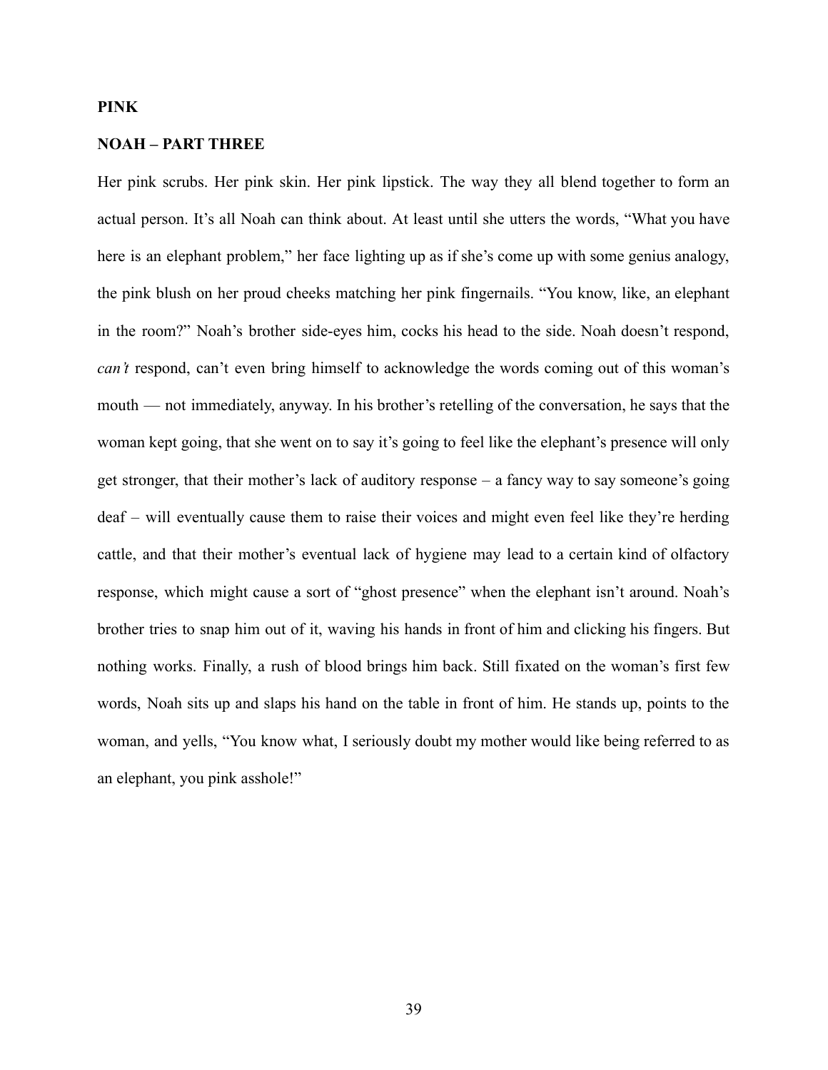**PINK**

**NOAH – PART THREE**

Her pink scrubs. Her pink skin. Her pink lipstick. The way they all blend together to form an actual person. It's all Noah can think about. At least until she utters the words, "What you have here is an elephant problem," her face lighting up as if she's come up with some genius analogy, the pink blush on her proud cheeks matching her pink fingernails. "You know, like, an elephant in the room?" Noah's brother side-eyes him, cocks his head to the side. Noah doesn't respond, *can't* respond, can't even bring himself to acknowledge the words coming out of this woman's mouth — not immediately, anyway. In his brother's retelling of the conversation, he says that the woman kept going, that she went on to say it's going to feel like the elephant's presence will only get stronger, that their mother's lack of auditory response – a fancy way to say someone's going deaf – will eventually cause them to raise their voices and might even feel like they're herding cattle, and that their mother's eventual lack of hygiene may lead to a certain kind of olfactory response, which might cause a sort of "ghost presence" when the elephant isn't around. Noah's brother tries to snap him out of it, waving his hands in front of him and clicking his fingers. But nothing works. Finally, a rush of blood brings him back. Still fixated on the woman's first few words, Noah sits up and slaps his hand on the table in front of him. He stands up, points to the woman, and yells, "You know what, I seriously doubt my mother would like being referred to as an elephant, you pink asshole!"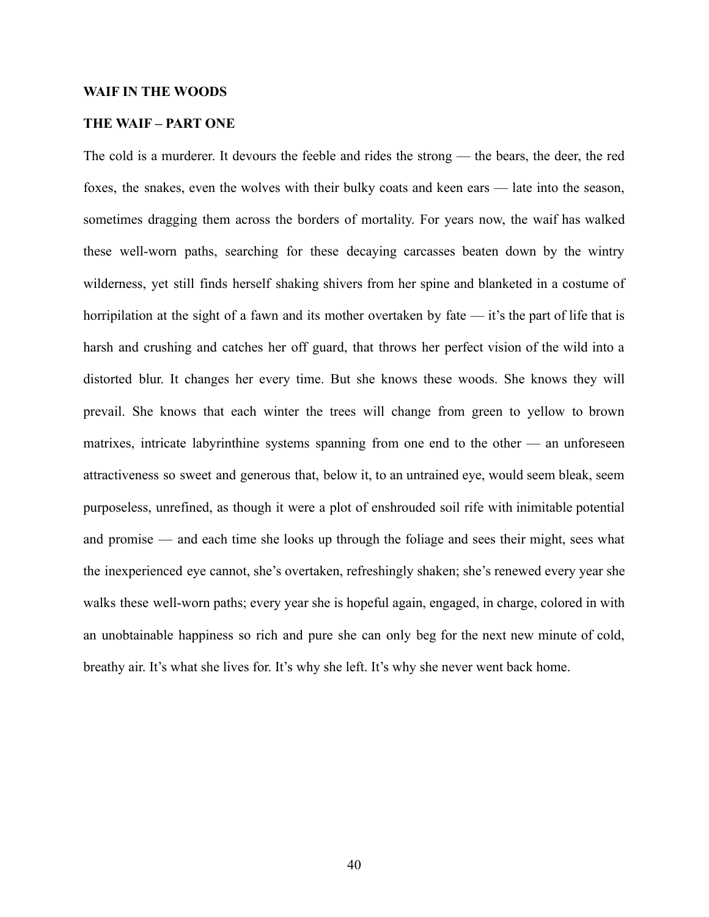## WAIF IN THE WOODS

### THE WAIF – PART ONE

The cold is a murderer. It devours the feeble and rides the strong — the bears, the deer, the red foxes, the snakes, even the wolves with their bulky coats and keen ears — late into the season, sometimes dragging them across the borders of mortality. For years now, the waif has walked these well-worn paths, searching for these decaying carcasses beaten down by the wintry wilderness, yet still finds herself shaking shivers from her spine and blanketed in a costume of horripilation at the sight of a fawn and its mother overtaken by fate — it's the part of life that is harsh and crushing and catches her off guard, that throws her perfect vision of the wild into a distorted blur. It changes her every time. But she knows these woods. She knows they will prevail. She knows that each winter the trees will change from green to yellow to brown matrixes, intricate labyrinthine systems spanning from one end to the other — an unforeseen attractiveness so sweet and generous that, below it, to an untrained eye, would seem bleak, seem purposeless, unrefined, as though it were a plot of enshrouded soil rife with inimitable potential and promise — and each time she looks up through the foliage and sees their might, sees what the inexperienced eye cannot, she's overtaken, refreshingly shaken; she's renewed every year she walks these well-worn paths; every year she is hopeful again, engaged, in charge, colored in with an unobtainable happiness so rich and pure she can only beg for the next new minute of cold, breathy air. It's what she lives for. It's why she left. It's why she never went back home.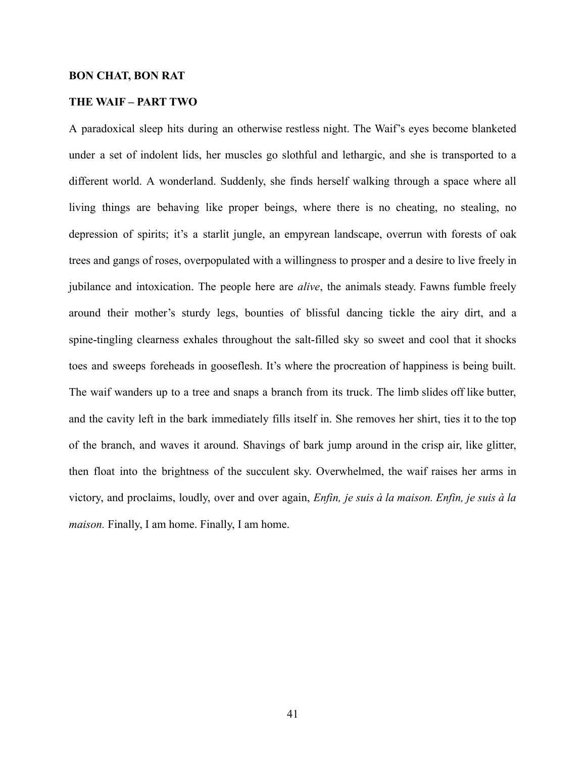**BON CHAT, BON RAT**

**THE WAIF – PART TWO**

A paradoxical sleep hits during an otherwise restless night. The Waif's eyes become blanketed under a set of indolent lids, her muscles go slothful and lethargic, and she is transported to a different world. A wonderland. Suddenly, she finds herself walking through a space where all living things are behaving like proper beings, where there is no cheating, no stealing, no depression of spirits; it's a starlit jungle, an empyrean landscape, overrun with forests of oak trees and gangs of roses, overpopulated with a willingness to prosper and a desire to live freely in jubilance and intoxication. The people here are *alive*, the animals steady. Fawns fumble freely around their mother's sturdy legs, bounties of blissful dancing tickle the airy dirt, and a spine-tingling clearness exhales throughout the salt-filled sky so sweet and cool that it shocks toes and sweeps foreheads in gooseflesh. It's where the procreation of happiness is being built. The waif wanders up to a tree and snaps a branch from its truck. The limb slides off like butter, and the cavity left in the bark immediately fills itself in. She removes her shirt, ties it to the top of the branch, and waves it around. Shavings of bark jump around in the crisp air, like glitter, then float into the brightness of the succulent sky. Overwhelmed, the waif raises her arms in victory, and proclaims, loudly, over and over again, *Enfin, je suis à la maison. Enfin, je suis à la maison.* Finally, I am home. Finally, I am home.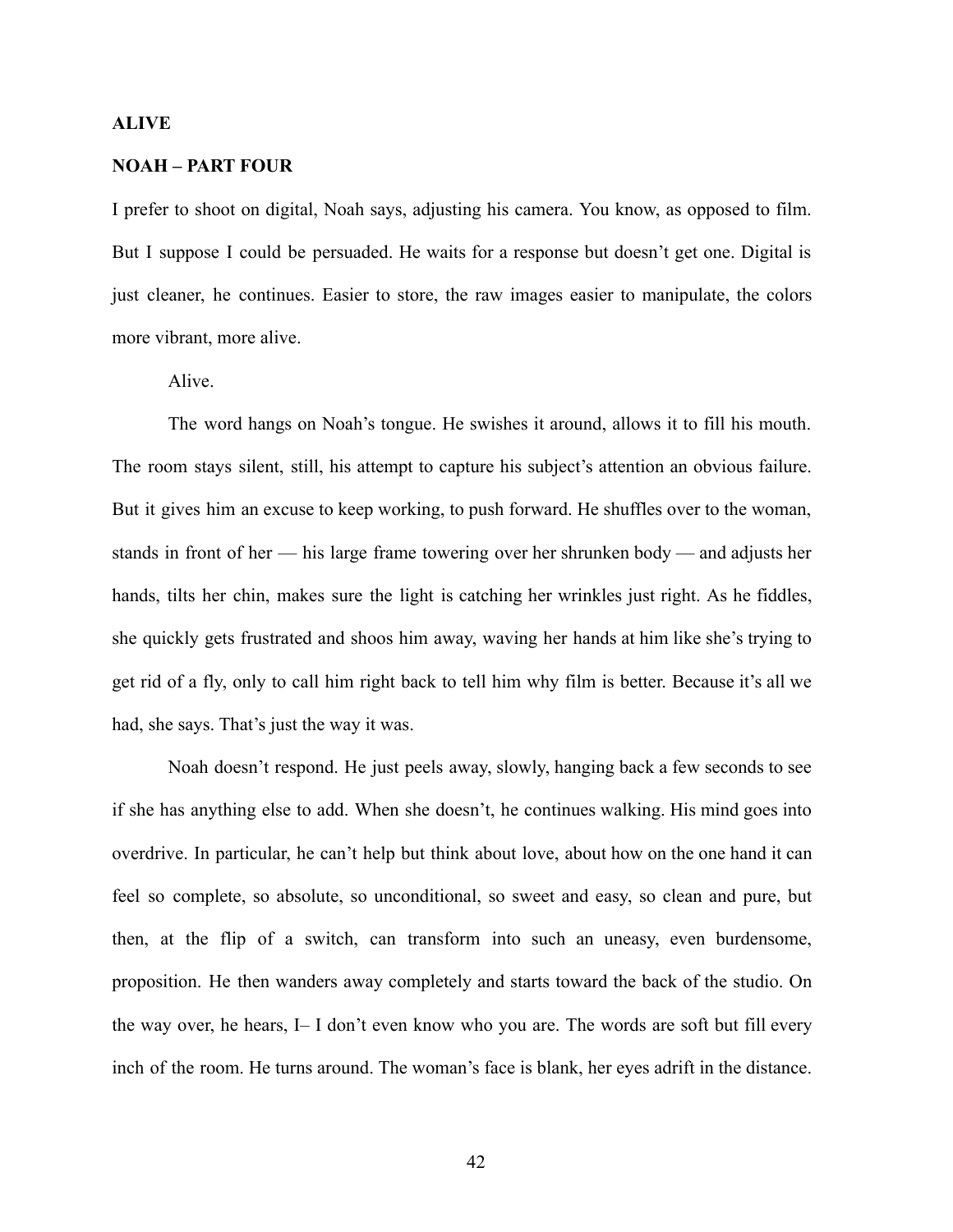**ALIVE**

**NOAH – PART FOUR**

I prefer to shoot on digital, Noah says, adjusting his camera. You know, as opposed to film. But I suppose I could be persuaded. He waits for a response but doesn't get one. Digital is just cleaner, he continues. Easier to store, the raw images easier to manipulate, the colors more vibrant, more alive.

Alive.

The word hangs on Noah's tongue. He swishes it around, allows it to fill his mouth. The room stays silent, still, his attempt to capture his subject's attention an obvious failure. But it gives him an excuse to keep working, to push forward. He shuffles over to the woman, stands in front of her — his large frame towering over her shrunken body — and adjusts her hands, tilts her chin, makes sure the light is catching her wrinkles just right. As he fiddles, she quickly gets frustrated and shoos him away, waving her hands at him like she's trying to get rid of a fly, only to call him right back to tell him why film is better. Because it's all we had, she says. That's just the way it was.

Noah doesn't respond. He just peels away, slowly, hanging back a few seconds to see if she has anything else to add. When she doesn't, he continues walking. His mind goes into overdrive. In particular, he can't help but think about love, about how on the one hand it can feel so complete, so absolute, so unconditional, so sweet and easy, so clean and pure, but then, at the flip of a switch, can transform into such an uneasy, even burdensome, proposition. He then wanders away completely and starts toward the back of the studio. On the way over, he hears, I– I don't even know who you are. The words are soft but fill every inch of the room. He turns around. The woman's face is blank, her eyes adrift in the distance.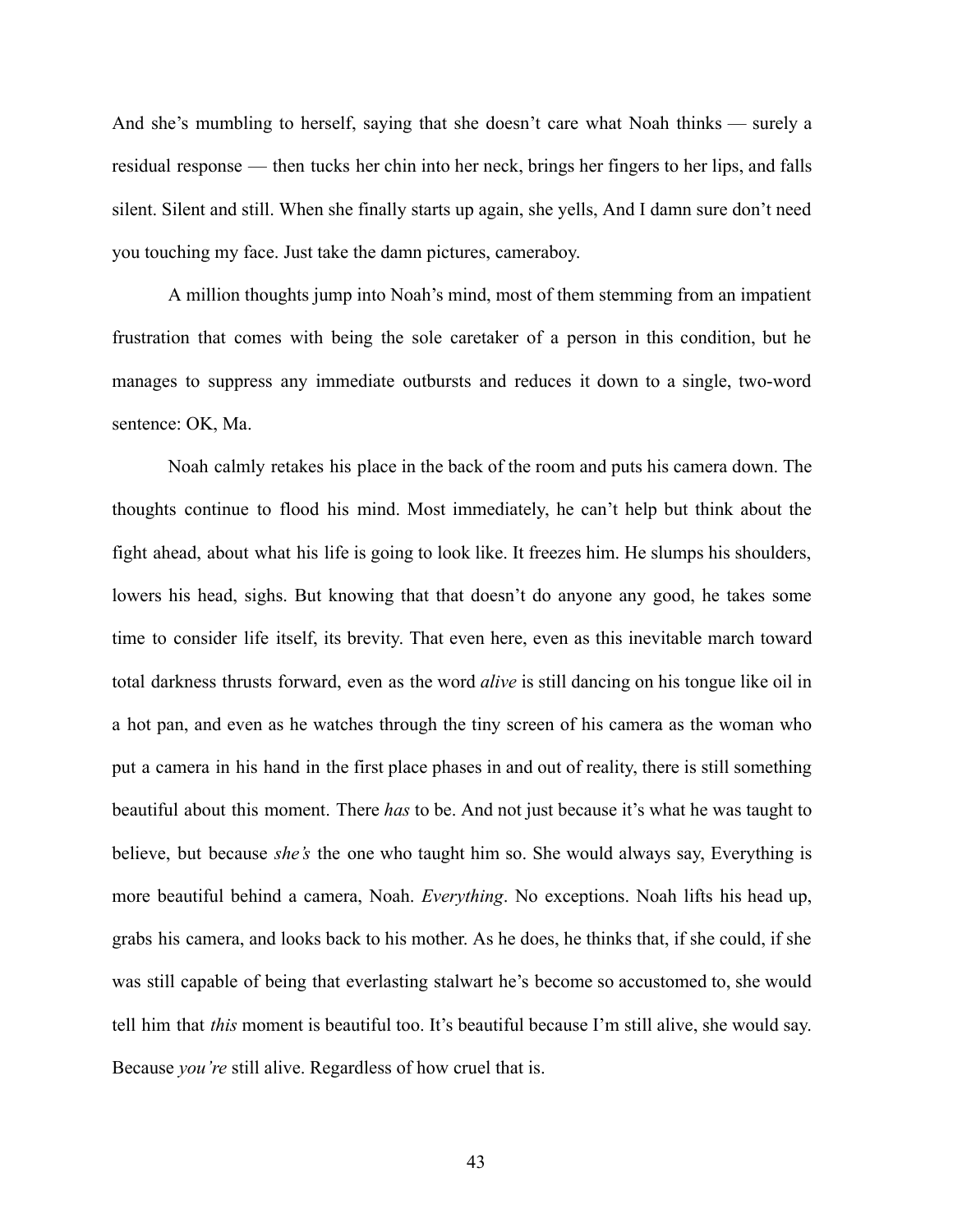And she's mumbling to herself, saying that she doesn't care what Noah thinks — surely a residual response — then tucks her chin into her neck, brings her fingers to her lips, and falls silent. Silent and still. When she finally starts up again, she yells, And I damn sure don't need you touching my face. Just take the damn pictures, cameraboy.

A million thoughts jump into Noah's mind, most of them stemming from an impatient frustration that comes with being the sole caretaker of a person in this condition, but he manages to suppress any immediate outbursts and reduces it down to a single, two-word sentence: OK, Ma.

Noah calmly retakes his place in the back of the room and puts his camera down. The thoughts continue to flood his mind. Most immediately, he can't help but think about the fight ahead, about what his life is going to look like. It freezes him. He slumps his shoulders, lowers his head, sighs. But knowing that that doesn't do anyone any good, he takes some time to consider life itself, its brevity. That even here, even as this inevitable march toward total darkness thrusts forward, even as the word *alive* is still dancing on his tongue like oil in a hot pan, and even as he watches through the tiny screen of his camera as the woman who put a camera in his hand in the first place phases in and out of reality, there is still something beautiful about this moment. There *has* to be. And not just because it's what he was taught to believe, but because *she's* the one who taught him so. She would always say, Everything is more beautiful behind a camera, Noah. *Everything*. No exceptions. Noah lifts his head up, grabs his camera, and looks back to his mother. As he does, he thinks that, if she could, if she was still capable of being that everlasting stalwart he's become so accustomed to, she would tell him that *this* moment is beautiful too. It's beautiful because I'm still alive, she would say. Because *you're* still alive. Regardless of how cruel that is.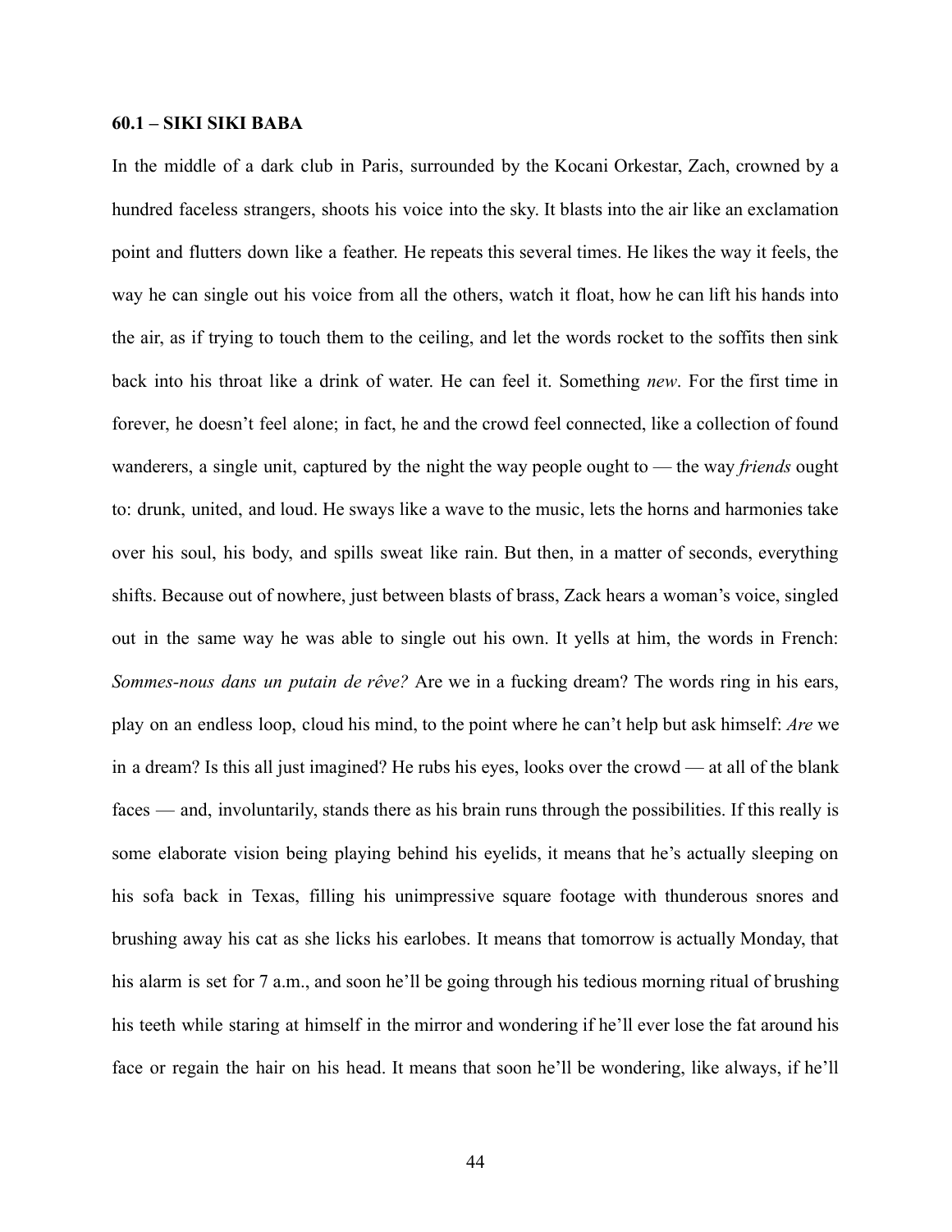**60.1 – SIKI SIKI BABA**

In the middle of a dark club in Paris, surrounded by the Kocani Orkestar, Zach, crowned by a hundred faceless strangers, shoots his voice into the sky. It blasts into the air like an exclamation point and flutters down like a feather. He repeats this several times. He likes the way it feels, the way he can single out his voice from all the others, watch it float, how he can lift his hands into the air, as if trying to touch them to the ceiling, and let the words rocket to the soffits then sink back into his throat like a drink of water. He can feel it. Something *new*. For the first time in forever, he doesn't feel alone; in fact, he and the crowd feel connected, like a collection of found wanderers, a single unit, captured by the night the way people ought to — the way *friends* ought to: drunk, united, and loud. He sways like a wave to the music, lets the horns and harmonies take over his soul, his body, and spills sweat like rain. But then, in a matter of seconds, everything shifts. Because out of nowhere, just between blasts of brass, Zack hears a woman's voice, singled out in the same way he was able to single out his own. It yells at him, the words in French: *Sommes-nous dans un putain de rêve?* Are we in a fucking dream? The words ring in his ears, play on an endless loop, cloud his mind, to the point where he can't help but ask himself: *Are* we in a dream? Is this all just imagined? He rubs his eyes, looks over the crowd — at all of the blank faces — and, involuntarily, stands there as his brain runs through the possibilities. If this really is some elaborate vision being playing behind his eyelids, it means that he's actually sleeping on his sofa back in Texas, filling his unimpressive square footage with thunderous snores and brushing away his cat as she licks his earlobes. It means that tomorrow is actually Monday, that his alarm is set for 7 a.m., and soon he'll be going through his tedious morning ritual of brushing his teeth while staring at himself in the mirror and wondering if he'll ever lose the fat around his face or regain the hair on his head. It means that soon he'll be wondering, like always, if he'll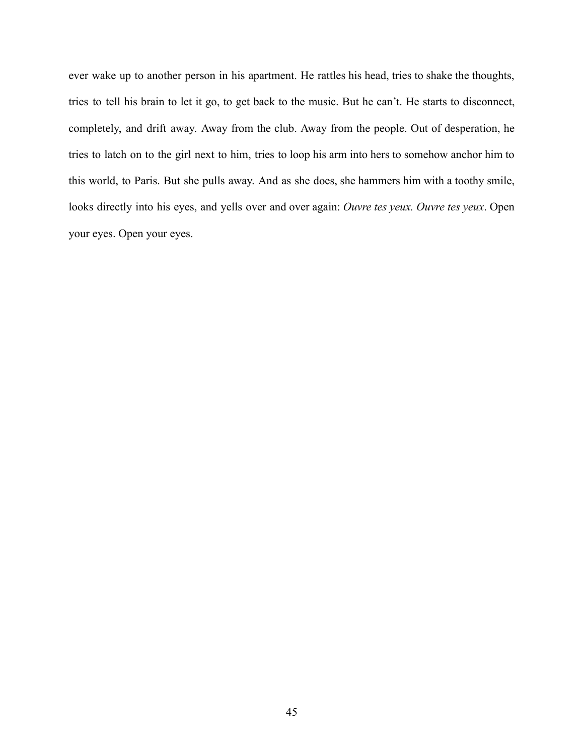ever wake up to another person in his apartment. He rattles his head, tries to shake the thoughts, tries to tell his brain to let it go, to get back to the music. But he can't. He starts to disconnect, completely, and drift away. Away from the club. Away from the people. Out of desperation, he tries to latch on to the girl next to him, tries to loop his arm into hers to somehow anchor him to this world, to Paris. But she pulls away. And as she does, she hammers him with a toothy smile, looks directly into his eyes, and yells over and over again: *Ouvre tes yeux. Ouvre tes yeux*. Open your eyes. Open your eyes.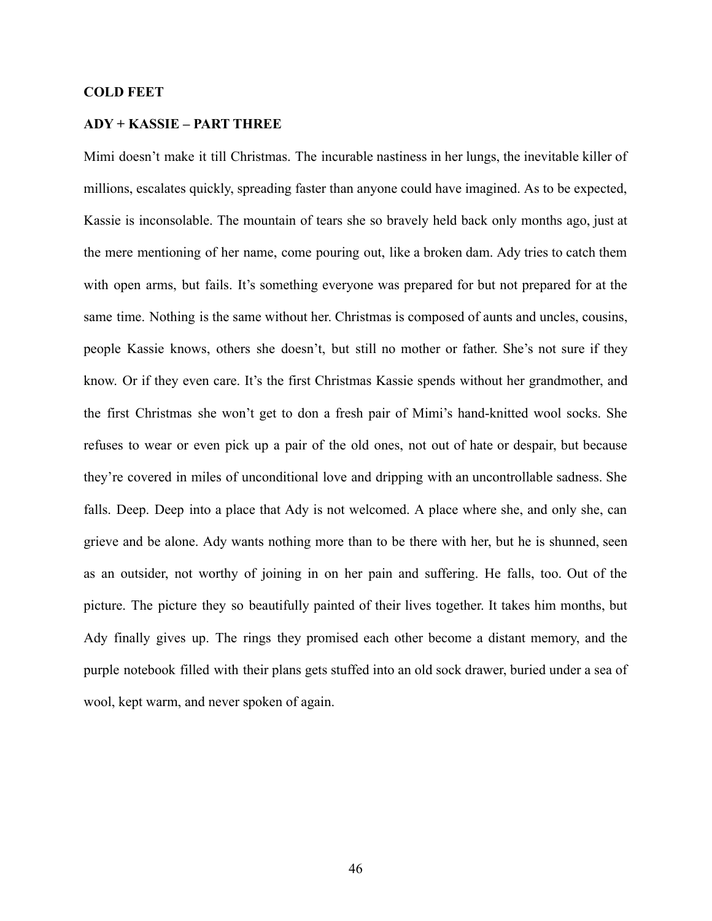**COLD FEET**

**ADY + KASSIE – PART THREE**

Mimi doesn't make it till Christmas. The incurable nastiness in her lungs, the inevitable killer of millions, escalates quickly, spreading faster than anyone could have imagined. As to be expected, Kassie is inconsolable. The mountain of tears she so bravely held back only months ago, just at the mere mentioning of her name, come pouring out, like a broken dam. Ady tries to catch them with open arms, but fails. It's something everyone was prepared for but not prepared for at the same time. Nothing is the same without her. Christmas is composed of aunts and uncles, cousins, people Kassie knows, others she doesn't, but still no mother or father. She's not sure if they know. Or if they even care. It's the first Christmas Kassie spends without her grandmother, and the first Christmas she won't get to don a fresh pair of Mimi's hand-knitted wool socks. She refuses to wear or even pick up a pair of the old ones, not out of hate or despair, but because they're covered in miles of unconditional love and dripping with an uncontrollable sadness. She falls. Deep. Deep into a place that Ady is not welcomed. A place where she, and only she, can grieve and be alone. Ady wants nothing more than to be there with her, but he is shunned, seen as an outsider, not worthy of joining in on her pain and suffering. He falls, too. Out of the picture. The picture they so beautifully painted of their lives together. It takes him months, but Ady finally gives up. The rings they promised each other become a distant memory, and the purple notebook filled with their plans gets stuffed into an old sock drawer, buried under a sea of wool, kept warm, and never spoken of again.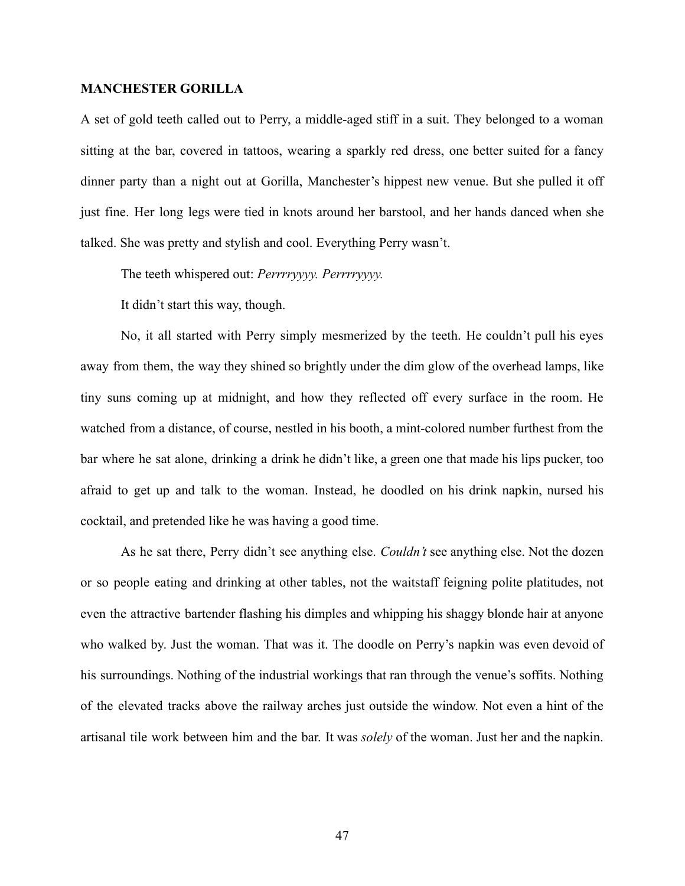**MANCHESTER GORILLA**

A set of gold teeth called out to Perry, a middle-aged stiff in a suit. They belonged to a woman sitting at the bar, covered in tattoos, wearing a sparkly red dress, one better suited for a fancy dinner party than a night out at Gorilla, Manchester's hippest new venue. But she pulled it off just fine. Her long legs were tied in knots around her barstool, and her hands danced when she talked. She was pretty and stylish and cool. Everything Perry wasn't.

The teeth whispered out: *Perrrryyyy. Perrrryyyy.*

It didn't start this way, though.

No, it all started with Perry simply mesmerized by the teeth. He couldn't pull his eyes away from them, the way they shined so brightly under the dim glow of the overhead lamps, like tiny suns coming up at midnight, and how they reflected off every surface in the room. He watched from a distance, of course, nestled in his booth, a mint-colored number furthest from the bar where he sat alone, drinking a drink he didn't like, a green one that made his lips pucker, too afraid to get up and talk to the woman. Instead, he doodled on his drink napkin, nursed his cocktail, and pretended like he was having a good time.

As he sat there, Perry didn't see anything else. *Couldn't* see anything else. Not the dozen or so people eating and drinking at other tables, not the waitstaff feigning polite platitudes, not even the attractive bartender flashing his dimples and whipping his shaggy blonde hair at anyone who walked by. Just the woman. That was it. The doodle on Perry's napkin was even devoid of his surroundings. Nothing of the industrial workings that ran through the venue's soffits. Nothing of the elevated tracks above the railway arches just outside the window. Not even a hint of the artisanal tile work between him and the bar. It was *solely* of the woman. Just her and the napkin.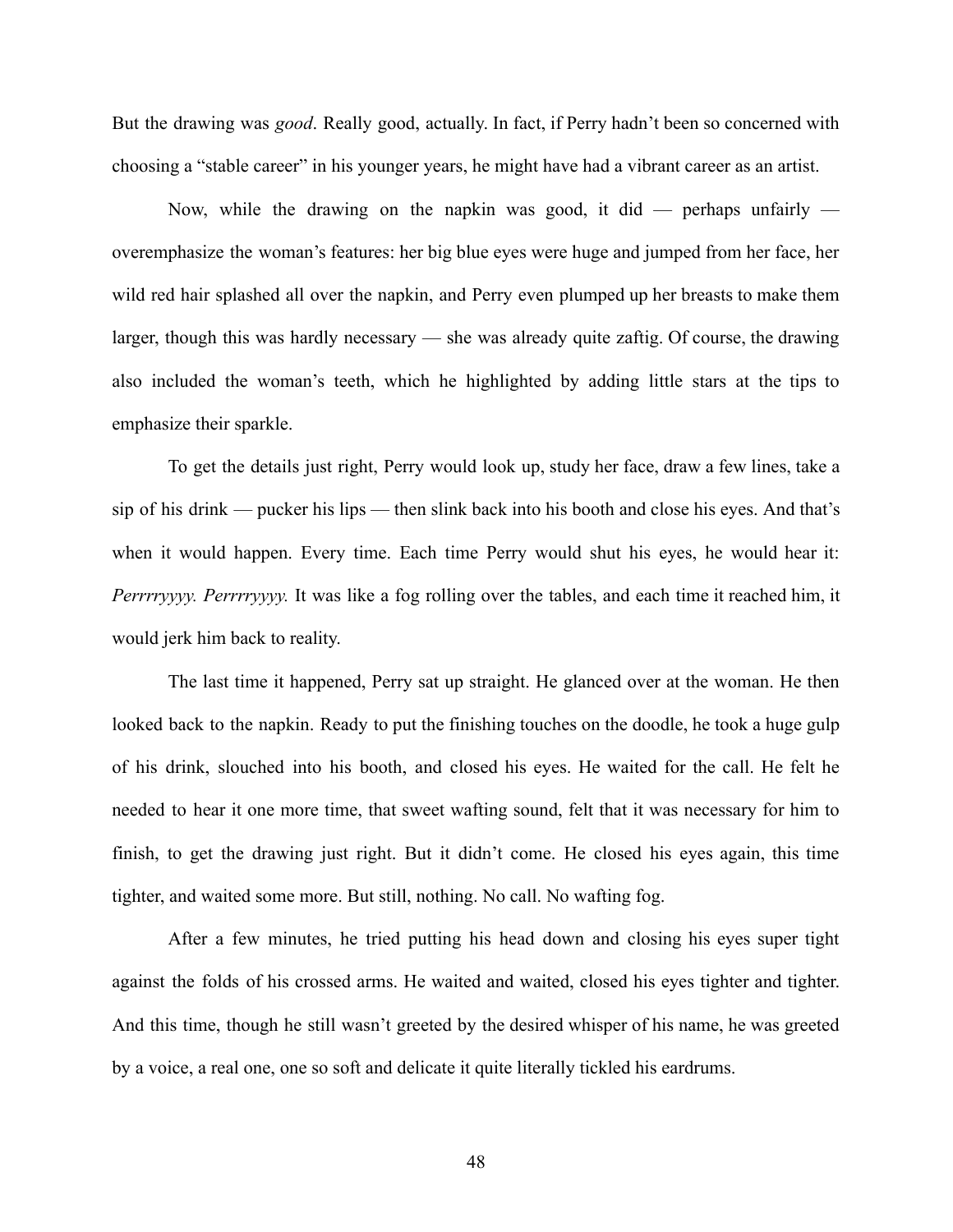But the drawing was *good*. Really good, actually. In fact, if Perry hadn't been so concerned with choosing a "stable career" in his younger years, he might have had a vibrant career as an artist.

Now, while the drawing on the napkin was good, it did — perhaps unfairly — overemphasize the woman's features: her big blue eyes were huge and jumped from her face, her wild red hair splashed all over the napkin, and Perry even plumped up her breasts to make them larger, though this was hardly necessary — she was already quite zaftig. Of course, the drawing also included the woman's teeth, which he highlighted by adding little stars at the tips to emphasize their sparkle.

To get the details just right, Perry would look up, study her face, draw a few lines, take a sip of his drink — pucker his lips — then slink back into his booth and close his eyes. And that's when it would happen. Every time. Each time Perry would shut his eyes, he would hear it: *Perrrryyyy. Perrrryyyy.* It was like a fog rolling over the tables, and each time it reached him, it would jerk him back to reality.

The last time it happened, Perry sat up straight. He glanced over at the woman. He then looked back to the napkin. Ready to put the finishing touches on the doodle, he took a huge gulp of his drink, slouched into his booth, and closed his eyes. He waited for the call. He felt he needed to hear it one more time, that sweet wafting sound, felt that it was necessary for him to finish, to get the drawing just right. But it didn't come. He closed his eyes again, this time tighter, and waited some more. But still, nothing. No call. No wafting fog.

After a few minutes, he tried putting his head down and closing his eyes super tight against the folds of his crossed arms. He waited and waited, closed his eyes tighter and tighter. And this time, though he still wasn't greeted by the desired whisper of his name, he was greeted by a voice, a real one, one so soft and delicate it quite literally tickled his eardrums.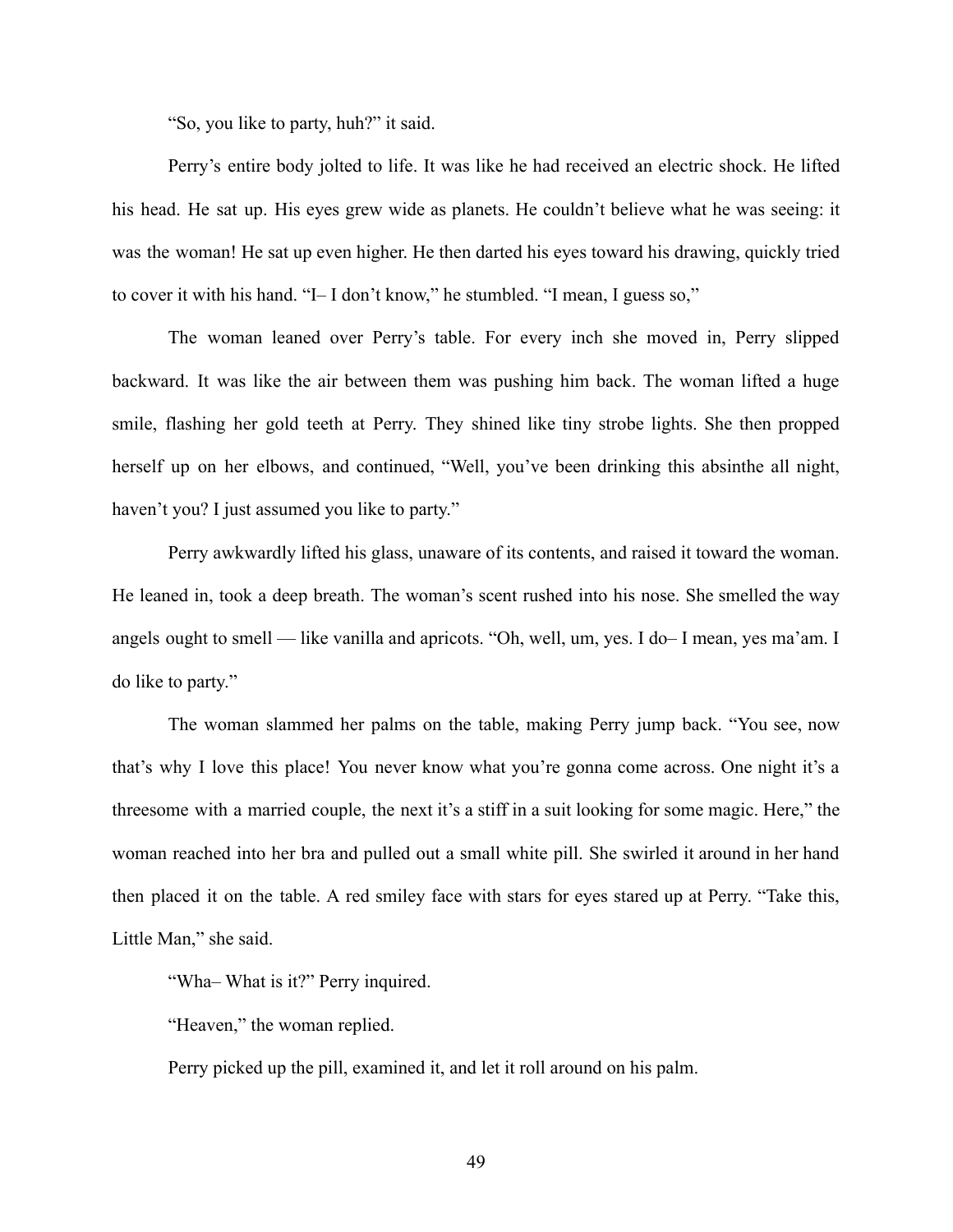"So, you like to party, huh?" it said.

Perry's entire body jolted to life. It was like he had received an electric shock. He lifted his head. He sat up. His eyes grew wide as planets. He couldn't believe what he was seeing: it was the woman! He sat up even higher. He then darted his eyes toward his drawing, quickly tried to cover it with his hand. "I– I don't know," he stumbled. "I mean, I guess so,"

The woman leaned over Perry's table. For every inch she moved in, Perry slipped backward. It was like the air between them was pushing him back. The woman lifted a huge smile, flashing her gold teeth at Perry. They shined like tiny strobe lights. She then propped herself up on her elbows, and continued, "Well, you've been drinking this absinthe all night, haven't you? I just assumed you like to party."

Perry awkwardly lifted his glass, unaware of its contents, and raised it toward the woman. He leaned in, took a deep breath. The woman's scent rushed into his nose. She smelled the way angels ought to smell — like vanilla and apricots. "Oh, well, um, yes. I do– I mean, yes ma'am. I do like to party."

The woman slammed her palms on the table, making Perry jump back. "You see, now that's why I love this place! You never know what you're gonna come across. One night it's a threesome with a married couple, the next it's a stiff in a suit looking for some magic. Here," the woman reached into her bra and pulled out a small white pill. She swirled it around in her hand then placed it on the table. A red smiley face with stars for eyes stared up at Perry. "Take this, Little Man," she said.

"Wha– What is it?" Perry inquired.

"Heaven," the woman replied.

Perry picked up the pill, examined it, and let it roll around on his palm.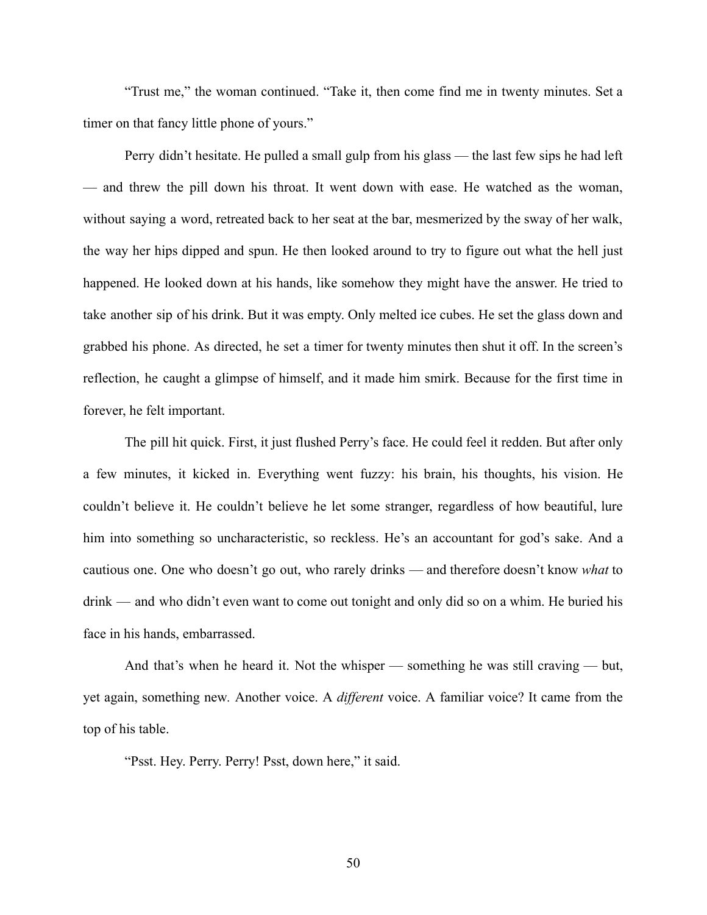"Trust me," the woman continued. "Take it, then come find me in twenty minutes. Set a timer on that fancy little phone of yours."

Perry didn't hesitate. He pulled a small gulp from his glass — the last few sips he had left — and threw the pill down his throat. It went down with ease. He watched as the woman, without saying a word, retreated back to her seat at the bar, mesmerized by the sway of her walk, the way her hips dipped and spun. He then looked around to try to figure out what the hell just happened. He looked down at his hands, like somehow they might have the answer. He tried to take another sip of his drink. But it was empty. Only melted ice cubes. He set the glass down and grabbed his phone. As directed, he set a timer for twenty minutes then shut it off. In the screen's reflection, he caught a glimpse of himself, and it made him smirk. Because for the first time in forever, he felt important.

The pill hit quick. First, it just flushed Perry's face. He could feel it redden. But after only a few minutes, it kicked in. Everything went fuzzy: his brain, his thoughts, his vision. He couldn't believe it. He couldn't believe he let some stranger, regardless of how beautiful, lure him into something so uncharacteristic, so reckless. He's an accountant for god's sake. And a cautious one. One who doesn't go out, who rarely drinks — and therefore doesn't know *what* to drink — and who didn't even want to come out tonight and only did so on a whim. He buried his face in his hands, embarrassed.

And that's when he heard it. Not the whisper — something he was still craving — but, yet again, something new. Another voice. A *different* voice. A familiar voice? It came from the top of his table.

"Psst. Hey. Perry. Perry! Psst, down here," it said.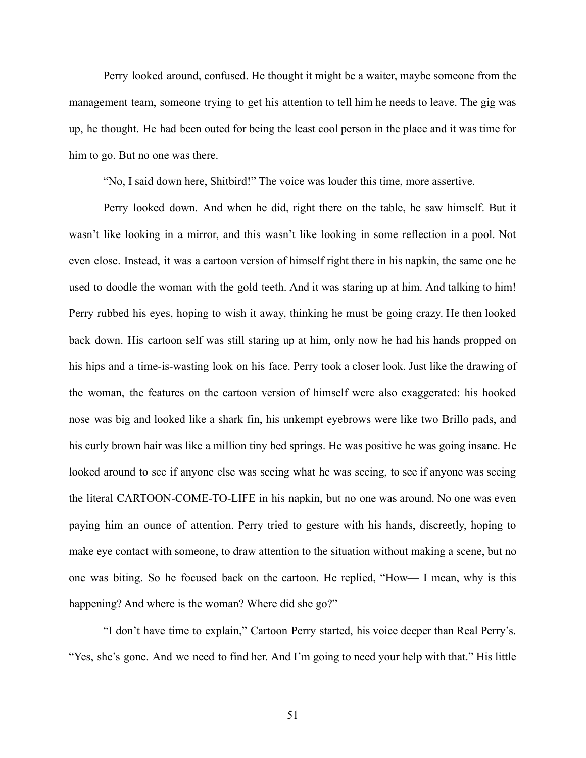Perry looked around, confused. He thought it might be a waiter, maybe someone from the management team, someone trying to get his attention to tell him he needs to leave. The gig was up, he thought. He had been outed for being the least cool person in the place and it was time for him to go. But no one was there.

"No, I said down here, Shitbird!" The voice was louder this time, more assertive.

Perry looked down. And when he did, right there on the table, he saw himself. But it wasn't like looking in a mirror, and this wasn't like looking in some reflection in a pool. Not even close. Instead, it was a cartoon version of himself right there in his napkin, the same one he used to doodle the woman with the gold teeth. And it was staring up at him. And talking to him! Perry rubbed his eyes, hoping to wish it away, thinking he must be going crazy. He then looked back down. His cartoon self was still staring up at him, only now he had his hands propped on his hips and a time-is-wasting look on his face. Perry took a closer look. Just like the drawing of the woman, the features on the cartoon version of himself were also exaggerated: his hooked nose was big and looked like a shark fin, his unkempt eyebrows were like two Brillo pads, and his curly brown hair was like a million tiny bed springs. He was positive he was going insane. He looked around to see if anyone else was seeing what he was seeing, to see if anyone was seeing the literal CARTOON-COME-TO-LIFE in his napkin, but no one was around. No one was even paying him an ounce of attention. Perry tried to gesture with his hands, discreetly, hoping to make eye contact with someone, to draw attention to the situation without making a scene, but no one was biting. So he focused back on the cartoon. He replied, "How— I mean, why is this happening? And where is the woman? Where did she go?"

"I don't have time to explain," Cartoon Perry started, his voice deeper than Real Perry's. "Yes, she's gone. And we need to find her. And I'm going to need your help with that." His little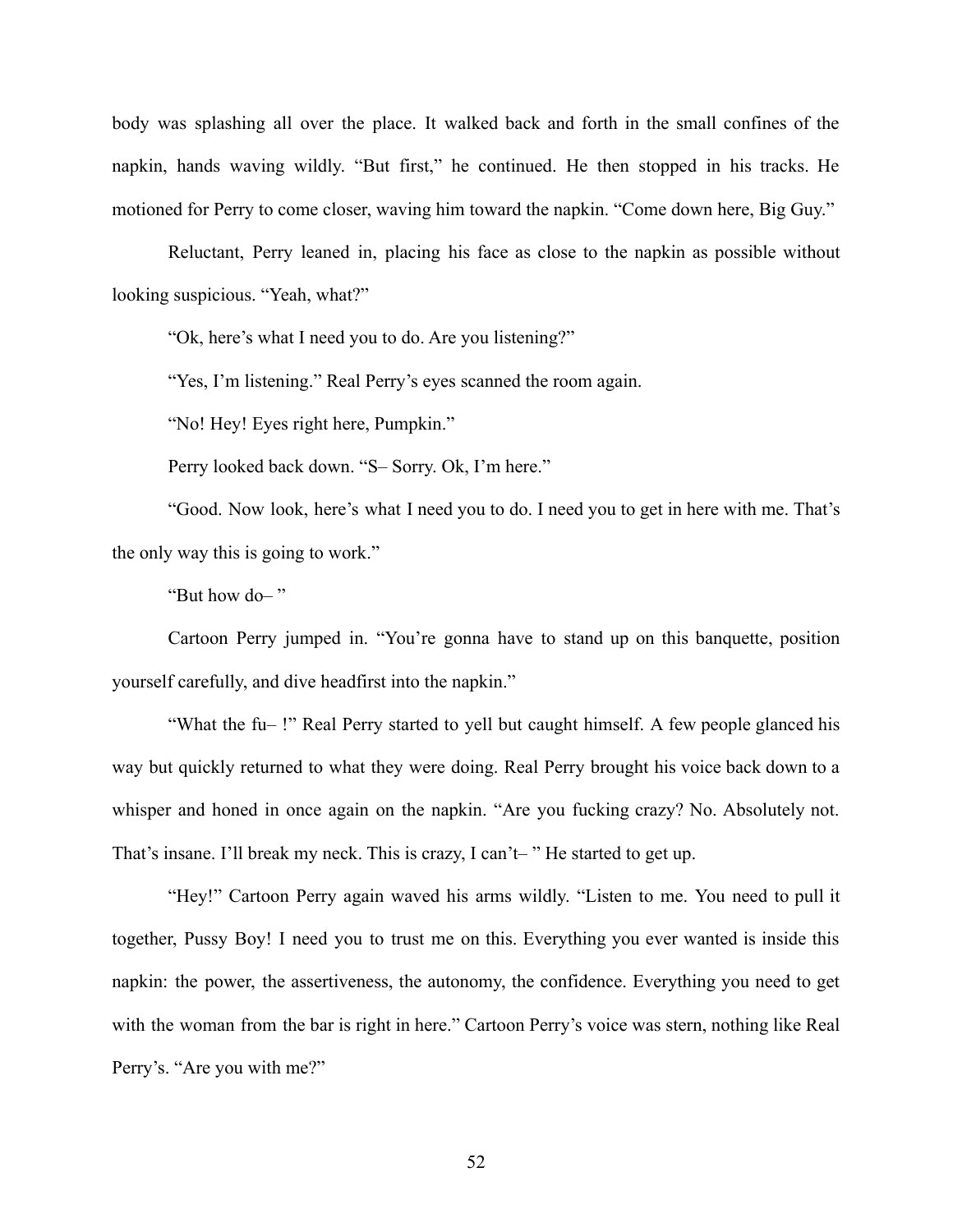body was splashing all over the place. It walked back and forth in the small confines of the napkin, hands waving wildly. "But first," he continued. He then stopped in his tracks. He motioned for Perry to come closer, waving him toward the napkin. "Come down here, Big Guy."

Reluctant, Perry leaned in, placing his face as close to the napkin as possible without looking suspicious. "Yeah, what?"

"Ok, here's what I need you to do. Are you listening?"

"Yes, I'm listening." Real Perry's eyes scanned the room again.

"No! Hey! Eyes right here, Pumpkin."

Perry looked back down. "S– Sorry. Ok, I'm here."

"Good. Now look, here's what I need you to do. I need you to get in here with me. That's the only way this is going to work."

"But how do– "

Cartoon Perry jumped in. "You're gonna have to stand up on this banquette, position yourself carefully, and dive headfirst into the napkin."

"What the fu– !" Real Perry started to yell but caught himself. A few people glanced his way but quickly returned to what they were doing. Real Perry brought his voice back down to a whisper and honed in once again on the napkin. "Are you fucking crazy? No. Absolutely not. That's insane. I'll break my neck. This is crazy, I can't– " He started to get up.

"Hey!" Cartoon Perry again waved his arms wildly. "Listen to me. You need to pull it together, Pussy Boy! I need you to trust me on this. Everything you ever wanted is inside this napkin: the power, the assertiveness, the autonomy, the confidence. Everything you need to get with the woman from the bar is right in here." Cartoon Perry's voice was stern, nothing like Real Perry's. "Are you with me?"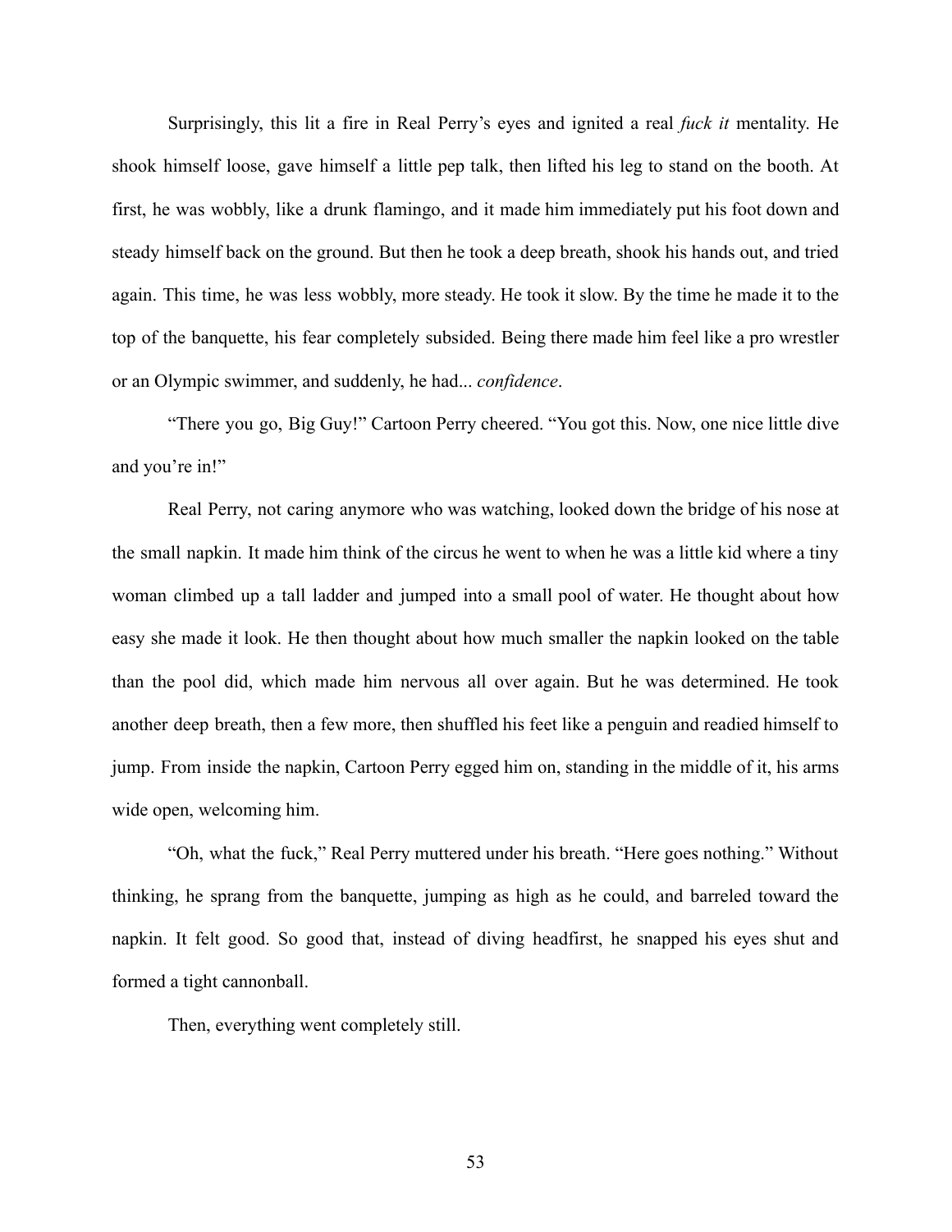Surprisingly, this lit a fire in Real Perry's eyes and ignited a real *fuck it* mentality. He shook himself loose, gave himself a little pep talk, then lifted his leg to stand on the booth. At first, he was wobbly, like a drunk flamingo, and it made him immediately put his foot down and steady himself back on the ground. But then he took a deep breath, shook his hands out, and tried again. This time, he was less wobbly, more steady. He took it slow. By the time he made it to the top of the banquette, his fear completely subsided. Being there made him feel like a pro wrestler or an Olympic swimmer, and suddenly, he had... *confidence*.

"There you go, Big Guy!" Cartoon Perry cheered. "You got this. Now, one nice little dive and you're in!"

Real Perry, not caring anymore who was watching, looked down the bridge of his nose at the small napkin. It made him think of the circus he went to when he was a little kid where a tiny woman climbed up a tall ladder and jumped into a small pool of water. He thought about how easy she made it look. He then thought about how much smaller the napkin looked on the table than the pool did, which made him nervous all over again. But he was determined. He took another deep breath, then a few more, then shuffled his feet like a penguin and readied himself to jump. From inside the napkin, Cartoon Perry egged him on, standing in the middle of it, his arms wide open, welcoming him.

"Oh, what the fuck," Real Perry muttered under his breath. "Here goes nothing." Without thinking, he sprang from the banquette, jumping as high as he could, and barreled toward the napkin. It felt good. So good that, instead of diving headfirst, he snapped his eyes shut and formed a tight cannonball.

Then, everything went completely still.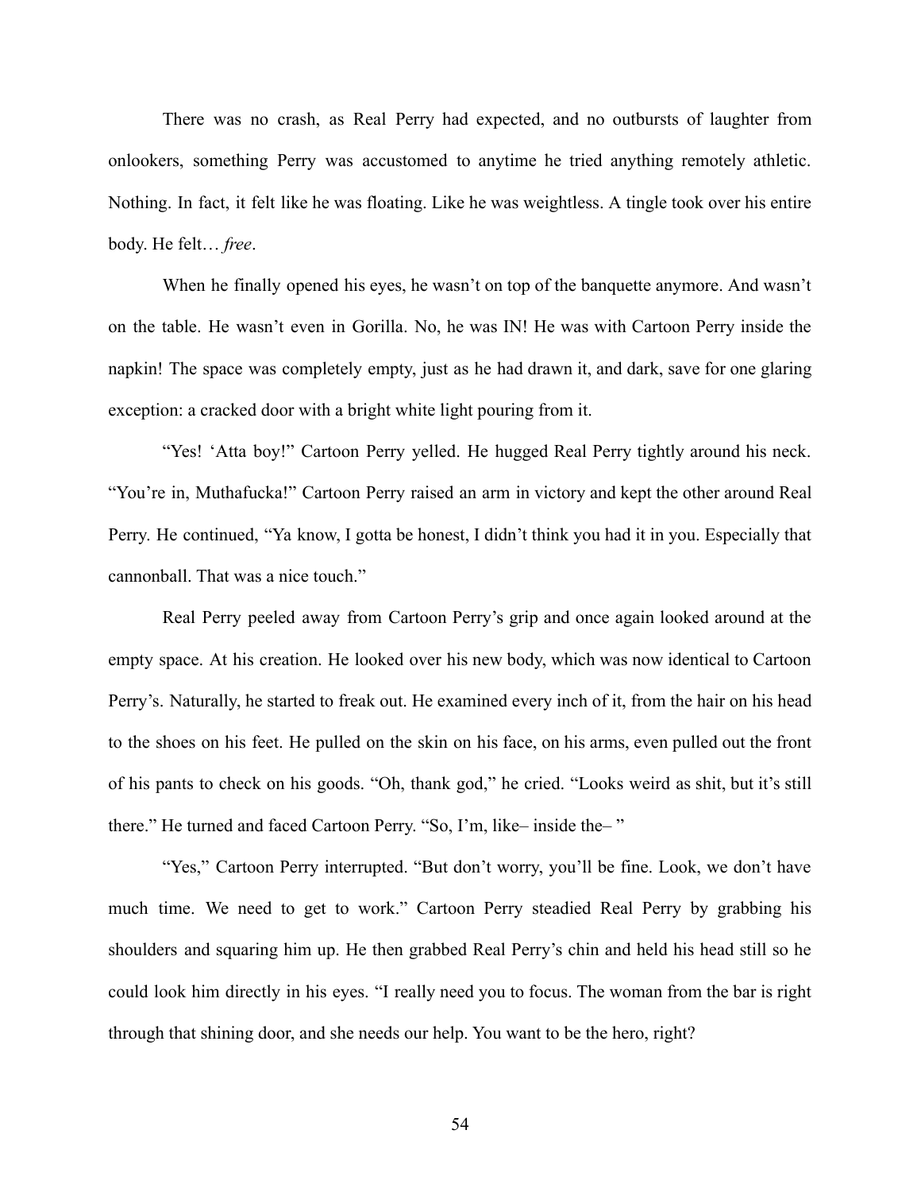There was no crash, as Real Perry had expected, and no outbursts of laughter from onlookers, something Perry was accustomed to anytime he tried anything remotely athletic. Nothing. In fact, it felt like he was floating. Like he was weightless. A tingle took over his entire body. He felt… *free*.

When he finally opened his eyes, he wasn't on top of the banquette anymore. And wasn't on the table. He wasn't even in Gorilla. No, he was IN! He was with Cartoon Perry inside the napkin! The space was completely empty, just as he had drawn it, and dark, save for one glaring exception: a cracked door with a bright white light pouring from it.

"Yes! 'Atta boy!" Cartoon Perry yelled. He hugged Real Perry tightly around his neck. "You're in, Muthafucka!" Cartoon Perry raised an arm in victory and kept the other around Real Perry. He continued, "Ya know, I gotta be honest, I didn't think you had it in you. Especially that cannonball. That was a nice touch."

Real Perry peeled away from Cartoon Perry's grip and once again looked around at the empty space. At his creation. He looked over his new body, which was now identical to Cartoon Perry's. Naturally, he started to freak out. He examined every inch of it, from the hair on his head to the shoes on his feet. He pulled on the skin on his face, on his arms, even pulled out the front of his pants to check on his goods. "Oh, thank god," he cried. "Looks weird as shit, but it's still there." He turned and faced Cartoon Perry. "So, I'm, like– inside the– "

"Yes," Cartoon Perry interrupted. "But don't worry, you'll be fine. Look, we don't have much time. We need to get to work." Cartoon Perry steadied Real Perry by grabbing his shoulders and squaring him up. He then grabbed Real Perry's chin and held his head still so he could look him directly in his eyes. "I really need you to focus. The woman from the bar is right through that shining door, and she needs our help. You want to be the hero, right?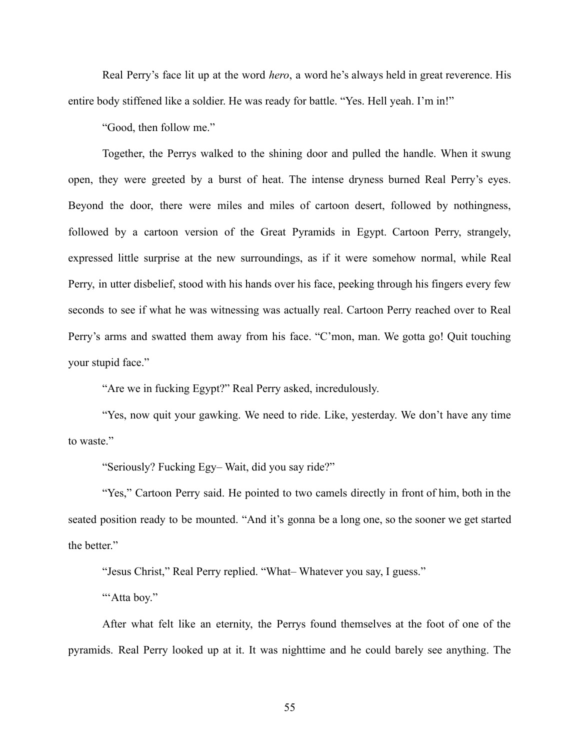Real Perry's face lit up at the word *hero*, a word he's always held in great reverence. His entire body stiffened like a soldier. He was ready for battle. "Yes. Hell yeah. I'm in!"

"Good, then follow me."

Together, the Perrys walked to the shining door and pulled the handle. When it swung open, they were greeted by a burst of heat. The intense dryness burned Real Perry's eyes. Beyond the door, there were miles and miles of cartoon desert, followed by nothingness, followed by a cartoon version of the Great Pyramids in Egypt. Cartoon Perry, strangely, expressed little surprise at the new surroundings, as if it were somehow normal, while Real Perry, in utter disbelief, stood with his hands over his face, peeking through his fingers every few seconds to see if what he was witnessing was actually real. Cartoon Perry reached over to Real Perry's arms and swatted them away from his face. "C'mon, man. We gotta go! Quit touching your stupid face."

"Are we in fucking Egypt?" Real Perry asked, incredulously.

"Yes, now quit your gawking. We need to ride. Like, yesterday. We don't have any time to waste."

"Seriously? Fucking Egy– Wait, did you say ride?"

"Yes," Cartoon Perry said. He pointed to two camels directly in front of him, both in the seated position ready to be mounted. "And it's gonna be a long one, so the sooner we get started the better."

"Jesus Christ," Real Perry replied. "What– Whatever you say, I guess."

"'Atta boy."

After what felt like an eternity, the Perrys found themselves at the foot of one of the pyramids. Real Perry looked up at it. It was nighttime and he could barely see anything. The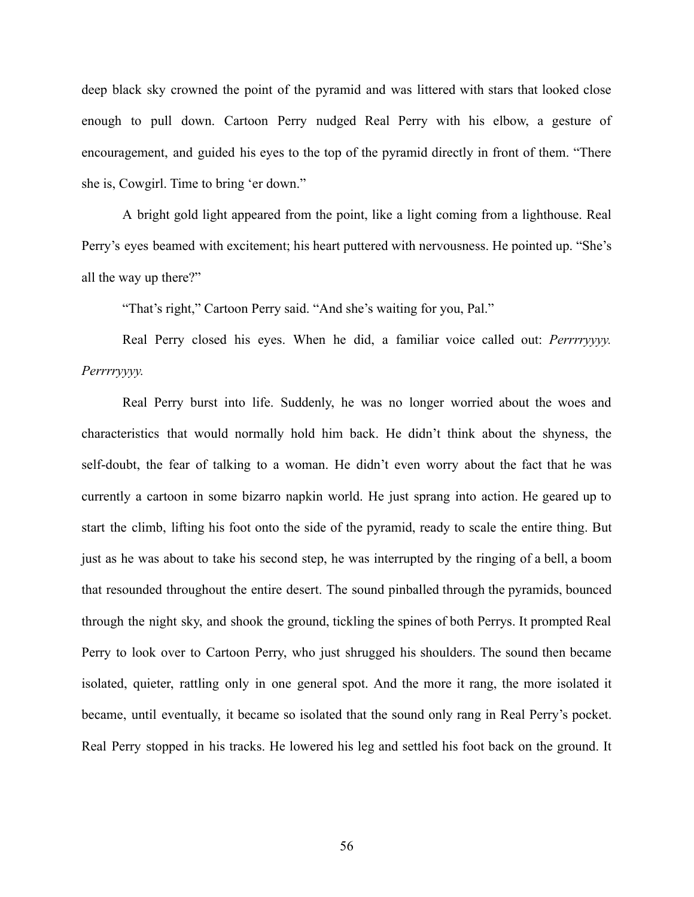deep black sky crowned the point of the pyramid and was littered with stars that looked close enough to pull down. Cartoon Perry nudged Real Perry with his elbow, a gesture of encouragement, and guided his eyes to the top of the pyramid directly in front of them. "There she is, Cowgirl. Time to bring 'er down."

A bright gold light appeared from the point, like a light coming from a lighthouse. Real Perry's eyes beamed with excitement; his heart puttered with nervousness. He pointed up. "She's all the way up there?"

"That's right," Cartoon Perry said. "And she's waiting for you, Pal."

Real Perry closed his eyes. When he did, a familiar voice called out: *Perrrryyyy. Perrrryyyy.*

Real Perry burst into life. Suddenly, he was no longer worried about the woes and characteristics that would normally hold him back. He didn't think about the shyness, the self-doubt, the fear of talking to a woman. He didn't even worry about the fact that he was currently a cartoon in some bizarro napkin world. He just sprang into action. He geared up to start the climb, lifting his foot onto the side of the pyramid, ready to scale the entire thing. But just as he was about to take his second step, he was interrupted by the ringing of a bell, a boom that resounded throughout the entire desert. The sound pinballed through the pyramids, bounced through the night sky, and shook the ground, tickling the spines of both Perrys. It prompted Real Perry to look over to Cartoon Perry, who just shrugged his shoulders. The sound then became isolated, quieter, rattling only in one general spot. And the more it rang, the more isolated it became, until eventually, it became so isolated that the sound only rang in Real Perry's pocket. Real Perry stopped in his tracks. He lowered his leg and settled his foot back on the ground. It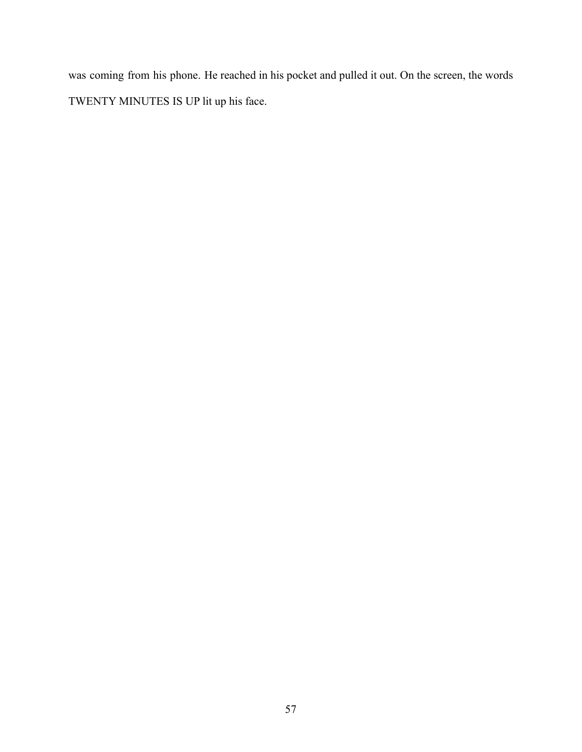was coming from his phone. He reached in his pocket and pulled it out. On the screen, the words TWENTY MINUTES IS UP lit up his face.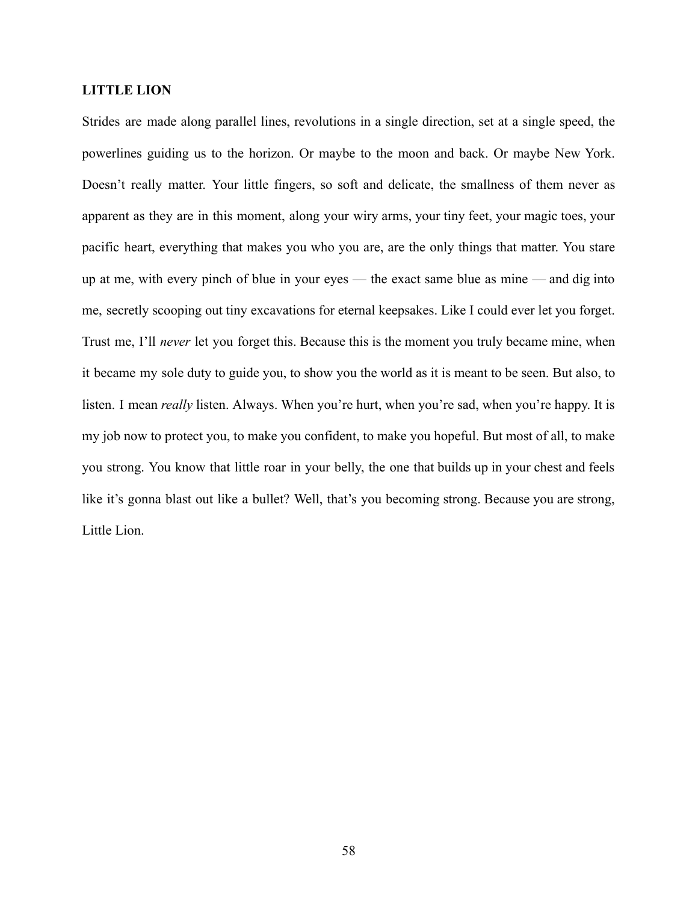**LITTLE LION**

Strides are made along parallel lines, revolutions in a single direction, set at a single speed, the powerlines guiding us to the horizon. Or maybe to the moon and back. Or maybe New York. Doesn't really matter. Your little fingers, so soft and delicate, the smallness of them never as apparent as they are in this moment, along your wiry arms, your tiny feet, your magic toes, your pacific heart, everything that makes you who you are, are the only things that matter. You stare up at me, with every pinch of blue in your eyes — the exact same blue as mine — and dig into me, secretly scooping out tiny excavations for eternal keepsakes. Like I could ever let you forget. Trust me, I'll *never* let you forget this. Because this is the moment you truly became mine, when it became my sole duty to guide you, to show you the world as it is meant to be seen. But also, to listen. I mean *really* listen. Always. When you're hurt, when you're sad, when you're happy. It is my job now to protect you, to make you confident, to make you hopeful. But most of all, to make you strong. You know that little roar in your belly, the one that builds up in your chest and feels like it's gonna blast out like a bullet? Well, that's you becoming strong. Because you are strong, Little Lion.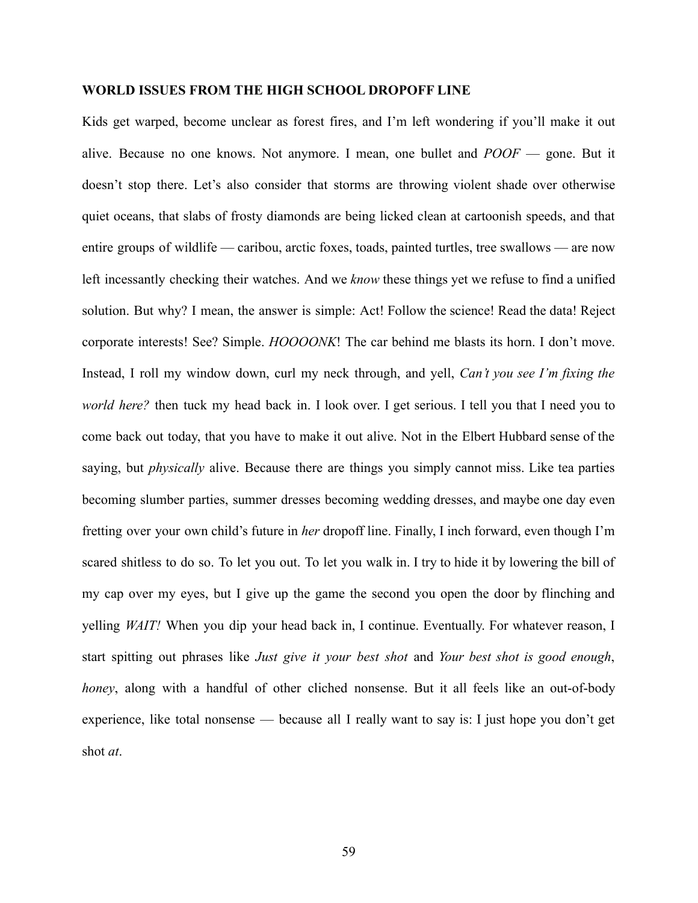**WORLD ISSUES FROM THE HIGH SCHOOL DROPOFF LINE**

Kids get warped, become unclear as forest fires, and I'm left wondering if you'll make it out alive. Because no one knows. Not anymore. I mean, one bullet and *POOF* — gone. But it doesn't stop there. Let's also consider that storms are throwing violent shade over otherwise quiet oceans, that slabs of frosty diamonds are being licked clean at cartoonish speeds, and that entire groups of wildlife — caribou, arctic foxes, toads, painted turtles, tree swallows — are now left incessantly checking their watches. And we *know* these things yet we refuse to find a unified solution. But why? I mean, the answer is simple: Act! Follow the science! Read the data! Reject corporate interests! See? Simple. *HOOOONK*! The car behind me blasts its horn. I don't move. Instead, I roll my window down, curl my neck through, and yell, *Can't you see I'm fixing the world here?* then tuck my head back in. I look over. I get serious. I tell you that I need you to come back out today, that you have to make it out alive. Not in the Elbert Hubbard sense of the saying, but *physically* alive. Because there are things you simply cannot miss. Like tea parties becoming slumber parties, summer dresses becoming wedding dresses, and maybe one day even fretting over your own child's future in *her* dropoff line. Finally, I inch forward, even though I'm scared shitless to do so. To let you out. To let you walk in. I try to hide it by lowering the bill of my cap over my eyes, but I give up the game the second you open the door by flinching and yelling *WAIT!* When you dip your head back in, I continue. Eventually. For whatever reason, I start spitting out phrases like *Just give it your best shot* and *Your best shot is good enough*, *honey*, along with a handful of other cliched nonsense. But it all feels like an out-of-body experience, like total nonsense — because all I really want to say is: I just hope you don't get shot *at*.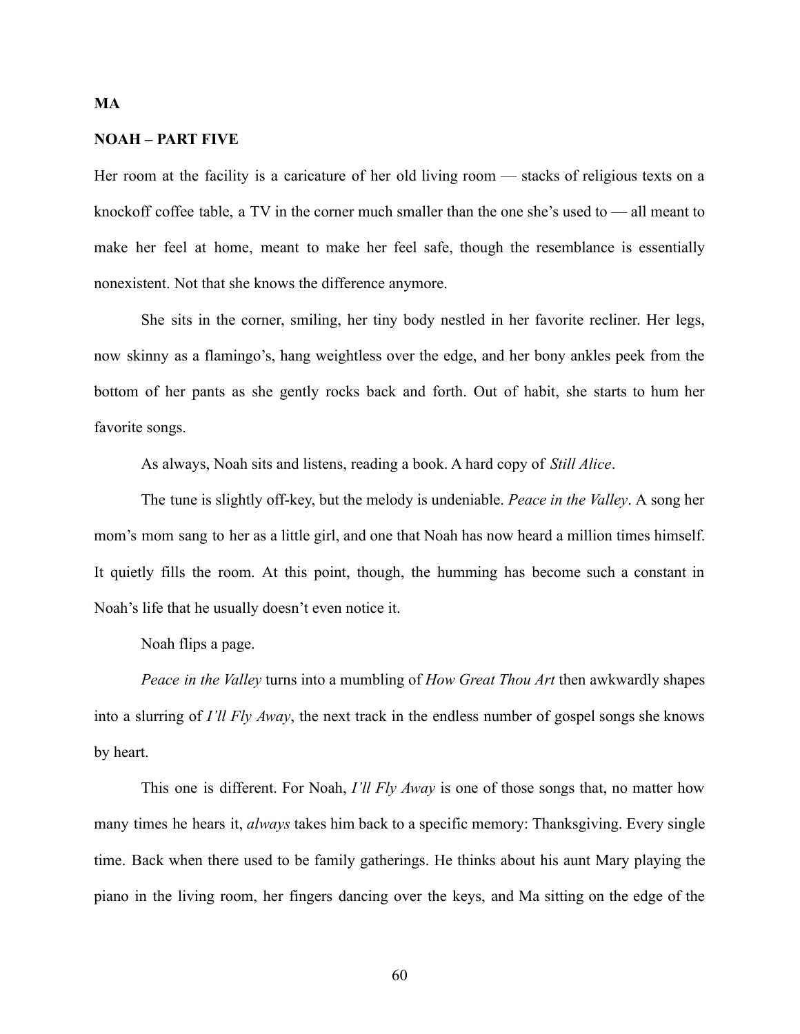**MA**

**NOAH – PART FIVE**

Her room at the facility is a caricature of her old living room — stacks of religious texts on a knockoff coffee table, a TV in the corner much smaller than the one she's used to — all meant to make her feel at home, meant to make her feel safe, though the resemblance is essentially nonexistent. Not that she knows the difference anymore.

She sits in the corner, smiling, her tiny body nestled in her favorite recliner. Her legs, now skinny as a flamingo's, hang weightless over the edge, and her bony ankles peek from the bottom of her pants as she gently rocks back and forth. Out of habit, she starts to hum her favorite songs.

As always, Noah sits and listens, reading a book. A hard copy of *Still Alice*.

The tune is slightly off-key, but the melody is undeniable. *Peace in the Valley*. A song her mom's mom sang to her as a little girl, and one that Noah has now heard a million times himself. It quietly fills the room. At this point, though, the humming has become such a constant in Noah's life that he usually doesn't even notice it.

Noah flips a page.

*Peace in the Valley* turns into a mumbling of *How Great Thou Art* then awkwardly shapes into a slurring of *I'll Fly Away*, the next track in the endless number of gospel songs she knows by heart.

This one is different. For Noah, *I'll Fly Away* is one of those songs that, no matter how many times he hears it, *always* takes him back to a specific memory: Thanksgiving. Every single time. Back when there used to be family gatherings. He thinks about his aunt Mary playing the piano in the living room, her fingers dancing over the keys, and Ma sitting on the edge of the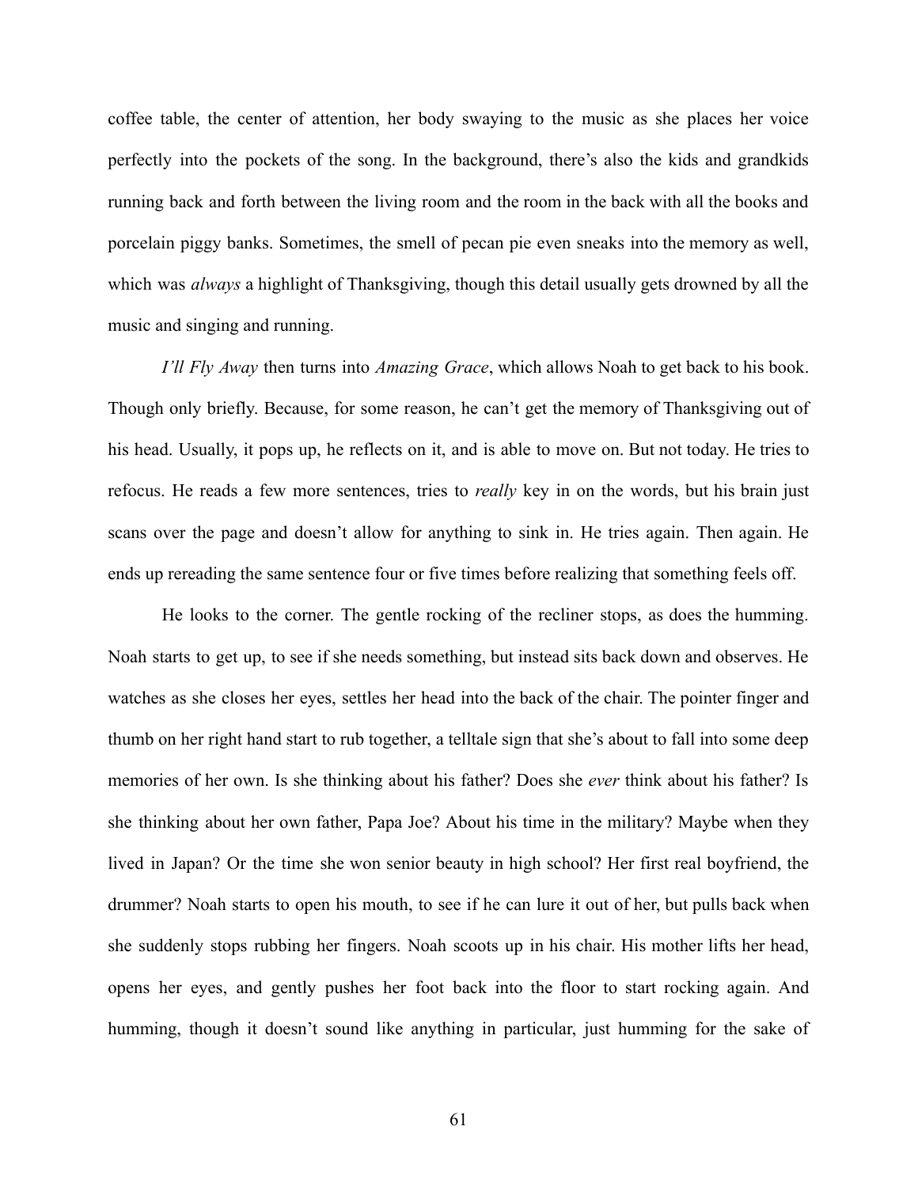coffee table, the center of attention, her body swaying to the music as she places her voice perfectly into the pockets of the song. In the background, there's also the kids and grandkids running back and forth between the living room and the room in the back with all the books and porcelain piggy banks. Sometimes, the smell of pecan pie even sneaks into the memory as well, which was *always* a highlight of Thanksgiving, though this detail usually gets drowned by all the music and singing and running.

*I'll Fly Away* then turns into *Amazing Grace*, which allows Noah to get back to his book. Though only briefly. Because, for some reason, he can't get the memory of Thanksgiving out of his head. Usually, it pops up, he reflects on it, and is able to move on. But not today. He tries to refocus. He reads a few more sentences, tries to *really* key in on the words, but his brain just scans over the page and doesn't allow for anything to sink in. He tries again. Then again. He ends up rereading the same sentence four or five times before realizing that something feels off.

He looks to the corner. The gentle rocking of the recliner stops, as does the humming. Noah starts to get up, to see if she needs something, but instead sits back down and observes. He watches as she closes her eyes, settles her head into the back of the chair. The pointer finger and thumb on her right hand start to rub together, a telltale sign that she's about to fall into some deep memories of her own. Is she thinking about his father? Does she *ever* think about his father? Is she thinking about her own father, Papa Joe? About his time in the military? Maybe when they lived in Japan? Or the time she won senior beauty in high school? Her first real boyfriend, the drummer? Noah starts to open his mouth, to see if he can lure it out of her, but pulls back when she suddenly stops rubbing her fingers. Noah scoots up in his chair. His mother lifts her head, opens her eyes, and gently pushes her foot back into the floor to start rocking again. And humming, though it doesn't sound like anything in particular, just humming for the sake of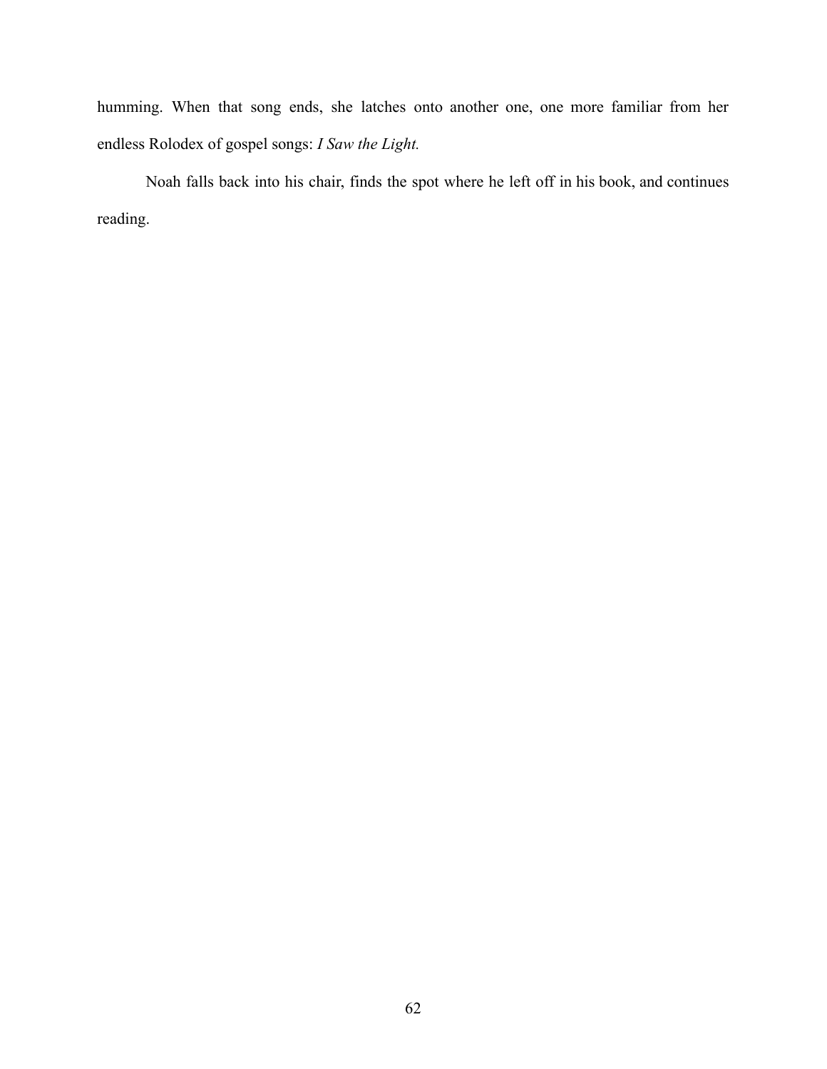humming. When that song ends, she latches onto another one, one more familiar from her endless Rolodex of gospel songs: *I Saw the Light.*

Noah falls back into his chair, finds the spot where he left off in his book, and continues reading.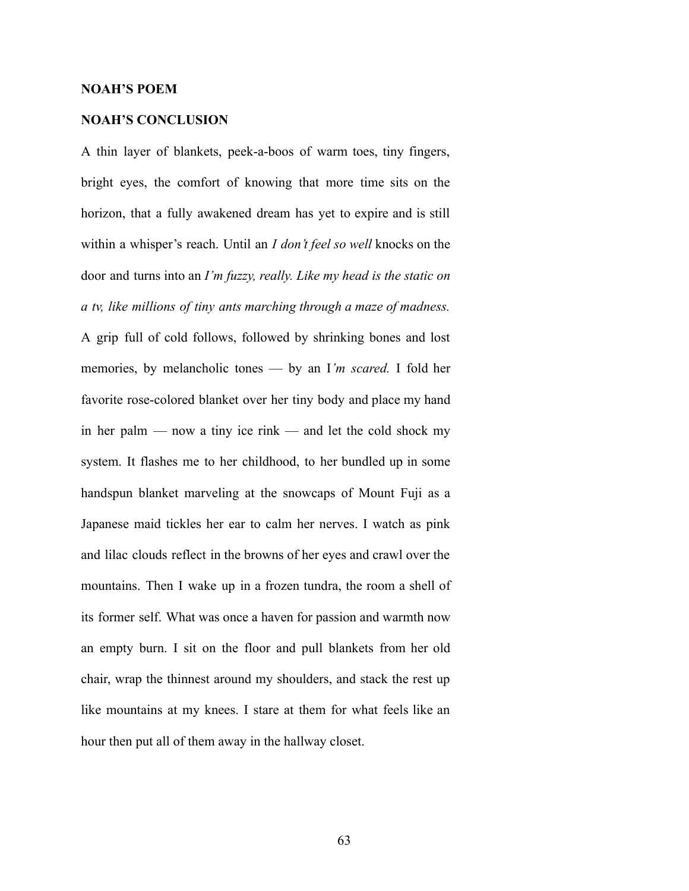**NOAH'S POEM**

**NOAH'S CONCLUSION**

A thin layer of blankets, peek-a-boos of warm toes, tiny fingers, bright eyes, the comfort of knowing that more time sits on the horizon, that a fully awakened dream has yet to expire and is still within a whisper's reach. Until an *I don't feel so well* knocks on the door and turns into an *I'm fuzzy, really. Like my head is the static on a tv, like millions of tiny ants marching through a maze of madness.* A grip full of cold follows, followed by shrinking bones and lost memories, by melancholic tones — by an I*'m scared.* I fold her favorite rose-colored blanket over her tiny body and place my hand in her palm — now a tiny ice rink — and let the cold shock my system. It flashes me to her childhood, to her bundled up in some handspun blanket marveling at the snowcaps of Mount Fuji as a Japanese maid tickles her ear to calm her nerves. I watch as pink and lilac clouds reflect in the browns of her eyes and crawl over the mountains. Then I wake up in a frozen tundra, the room a shell of its former self. What was once a haven for passion and warmth now an empty burn. I sit on the floor and pull blankets from her old chair, wrap the thinnest around my shoulders, and stack the rest up like mountains at my knees. I stare at them for what feels like an hour then put all of them away in the hallway closet.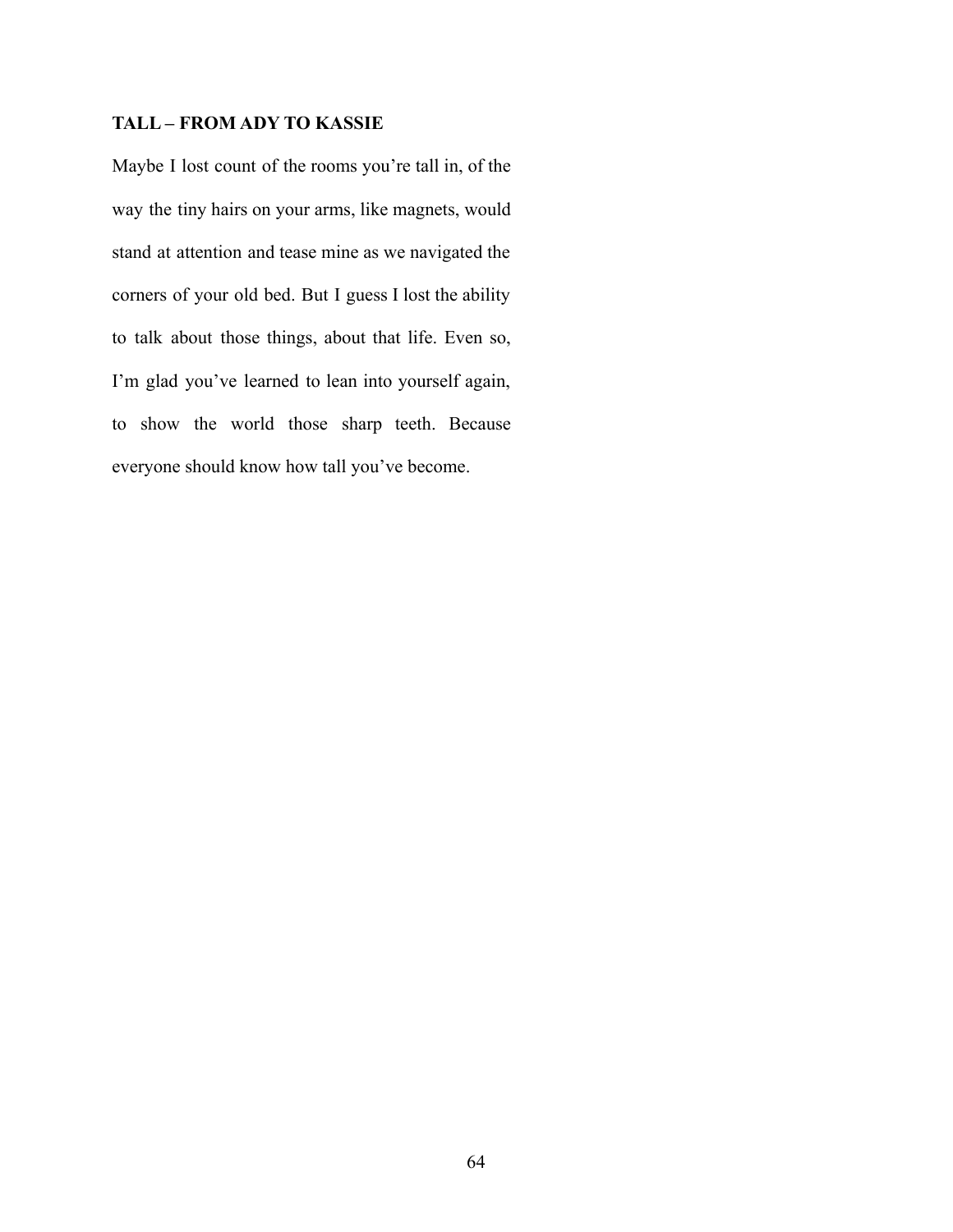**TALL – FROM ADY TO KASSIE**

Maybe I lost count of the rooms you're tall in, of the way the tiny hairs on your arms, like magnets, would stand at attention and tease mine as we navigated the corners of your old bed. But I guess I lost the ability to talk about those things, about that life. Even so, I'm glad you've learned to lean into yourself again, to show the world those sharp teeth. Because everyone should know how tall you've become.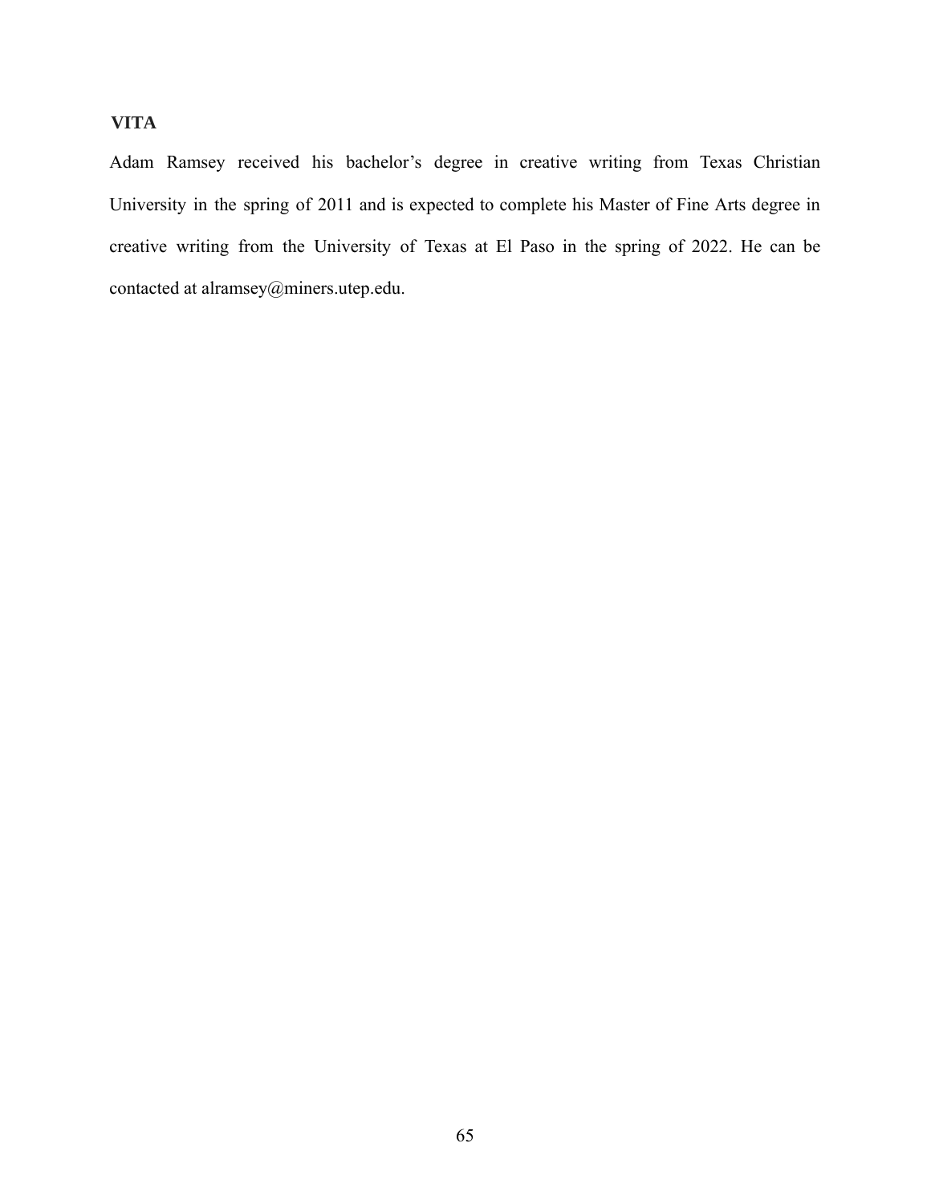## VITA

Adam Ramsey received his bachelor's degree in creative writing from Texas Christian University in the spring of 2011 and is expected to complete his Master of Fine Arts degree in creative writing from the University of Texas at El Paso in the spring of 2022. He can be contacted at alramsey@miners.utep.edu.